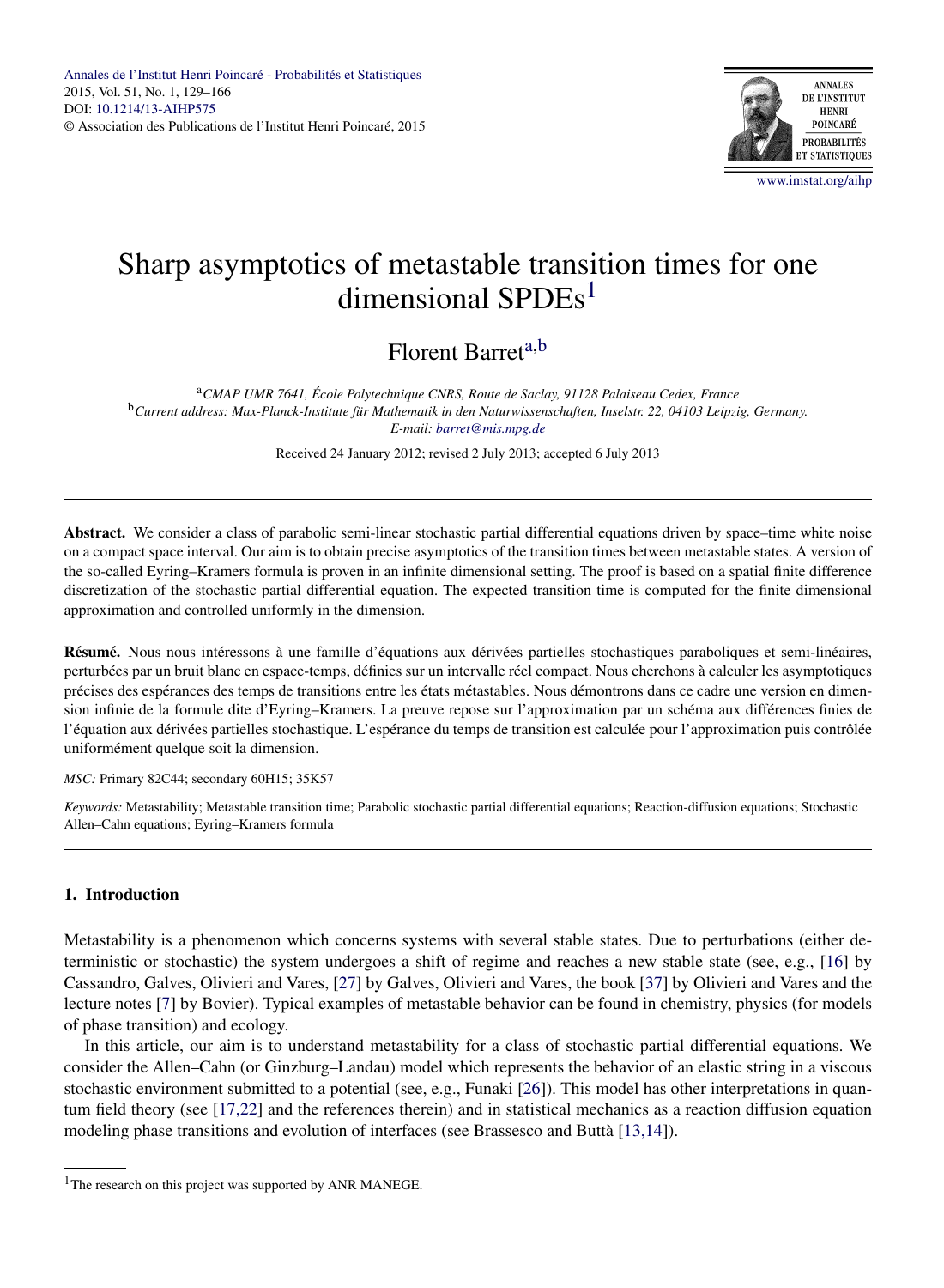# Sharp asymptotics of metastable transition times for one dimensional SPDEs[1]

Florent Barret[a,b]

[a] *CMAP UMR 7641, École Polytechnique CNRS, Route de Saclay, 91128 Palaiseau Cedex, France*
[b] *Current address: Max-Planck-Institute für Mathematik in den Naturwissenschaften, Inselstr. 22, 04103 Leipzig, Germany.*
*E-mail: barret@mis.mpg.de*

Received 24 January 2012; revised 2 July 2013; accepted 6 July 2013

---

**Abstract.** We consider a class of parabolic semi-linear stochastic partial differential equations driven by space–time white noise on a compact space interval. Our aim is to obtain precise asymptotics of the transition times between metastable states. A version of the so-called Eyring–Kramers formula is proven in an infinite dimensional setting. The proof is based on a spatial finite difference discretization of the stochastic partial differential equation. The expected transition time is computed for the finite dimensional approximation and controlled uniformly in the dimension.

**Résumé.** Nous nous intéressons à une famille d'équations aux dérivées partielles stochastiques paraboliques et semi-linéaires, perturbées par un bruit blanc en espace-temps, définies sur un intervalle réel compact. Nous cherchons à calculer les asymptotiques précises des espérances des temps de transitions entre les états métastables. Nous démontrons dans ce cadre une version en dimension infinie de la formule dite d'Eyring–Kramers. La preuve repose sur l'approximation par un schéma aux différences finies de l'équation aux dérivées partielles stochastique. L'espérance du temps de transition est calculée pour l'approximation puis contrôlée uniformément quelque soit la dimension.

*MSC:* Primary 82C44; secondary 60H15; 35K57

*Keywords:* Metastability; Metastable transition time; Parabolic stochastic partial differential equations; Reaction-diffusion equations; Stochastic Allen–Cahn equations; Eyring–Kramers formula

---

## 1. Introduction

Metastability is a phenomenon which concerns systems with several stable states. Due to perturbations (either deterministic or stochastic) the system undergoes a shift of regime and reaches a new stable state (see, e.g., [16] by Cassandro, Galves, Olivieri and Vares, [27] by Galves, Olivieri and Vares, the book [37] by Olivieri and Vares and the lecture notes [7] by Bovier). Typical examples of metastable behavior can be found in chemistry, physics (for models of phase transition) and ecology.

In this article, our aim is to understand metastability for a class of stochastic partial differential equations. We consider the Allen–Cahn (or Ginzburg–Landau) model which represents the behavior of an elastic string in a viscous stochastic environment submitted to a potential (see, e.g., Funaki [26]). This model has other interpretations in quantum field theory (see [17,22] and the references therein) and in statistical mechanics as a reaction diffusion equation modeling phase transitions and evolution of interfaces (see Brassesco and Buttà [13,14]).

[1] The research on this project was supported by ANR MANEGE.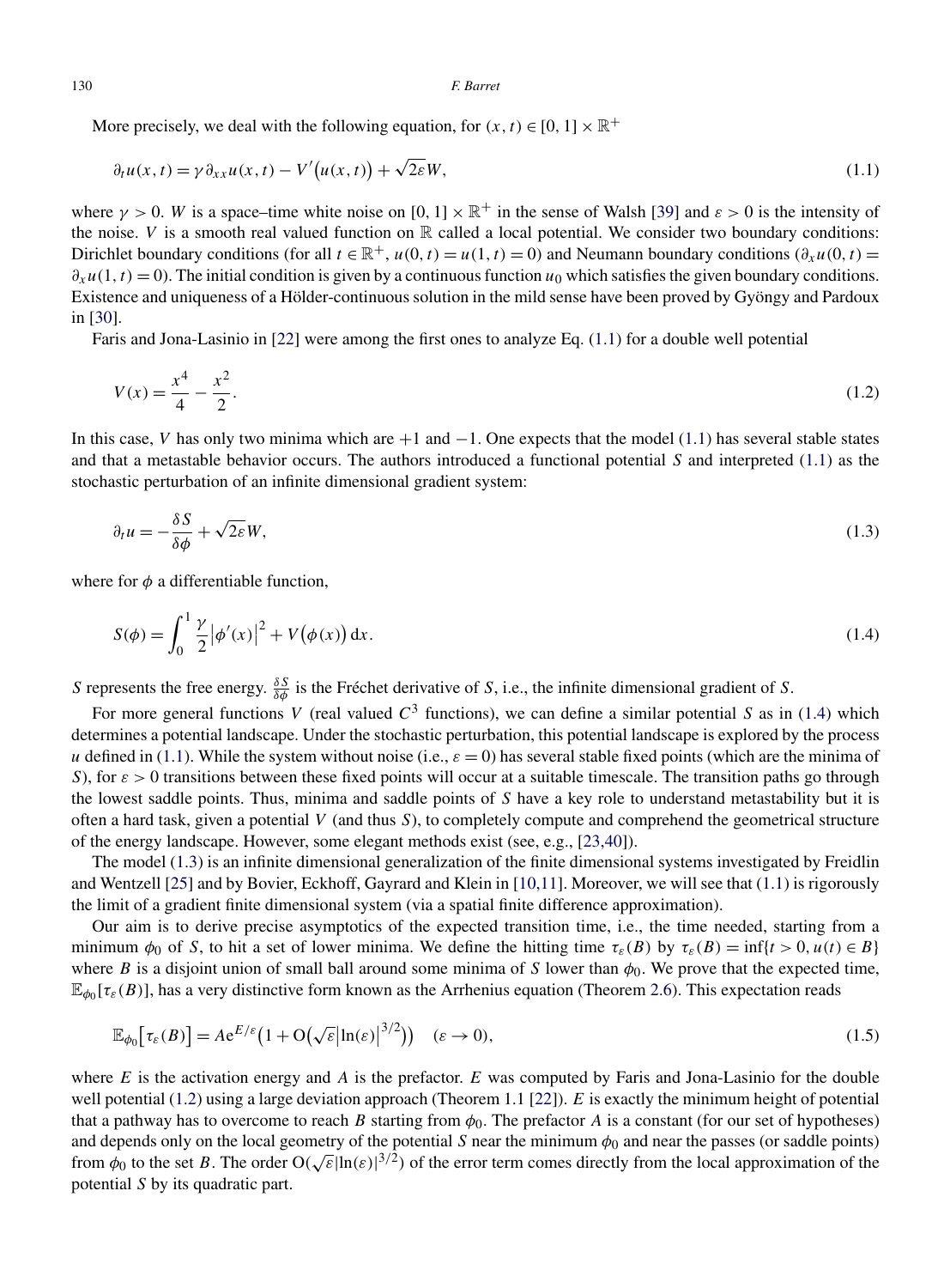More precisely, we deal with the following equation, for $(x,t) \in [0,1] \times \mathbb{R}^+$

$$\partial_t u(x,t) = \gamma \partial_{xx} u(x,t) - V'\big(u(x,t)\big) + \sqrt{2\varepsilon} W, \tag{1.1}$$

where $\gamma > 0$. $W$ is a space–time white noise on $[0,1] \times \mathbb{R}^+$ in the sense of Walsh [39] and $\varepsilon > 0$ is the intensity of the noise. $V$ is a smooth real valued function on $\mathbb{R}$ called a local potential. We consider two boundary conditions: Dirichlet boundary conditions (for all $t \in \mathbb{R}^+$, $u(0,t) = u(1,t) = 0$) and Neumann boundary conditions ($\partial_x u(0,t) = \partial_x u(1,t) = 0$). The initial condition is given by a continuous function $u_0$ which satisfies the given boundary conditions. Existence and uniqueness of a Hölder-continuous solution in the mild sense have been proved by Gyöngy and Pardoux in [30].

Faris and Jona-Lasinio in [22] were among the first ones to analyze Eq. (1.1) for a double well potential

$$V(x) = \frac{x^4}{4} - \frac{x^2}{2}. \tag{1.2}$$

In this case, $V$ has only two minima which are $+1$ and $-1$. One expects that the model (1.1) has several stable states and that a metastable behavior occurs. The authors introduced a functional potential $S$ and interpreted (1.1) as the stochastic perturbation of an infinite dimensional gradient system:

$$\partial_t u = -\frac{\delta S}{\delta \phi} + \sqrt{2\varepsilon} W, \tag{1.3}$$

where for $\phi$ a differentiable function,

$$S(\phi) = \int_0^1 \frac{\gamma}{2} \big|\phi'(x)\big|^2 + V\big(\phi(x)\big)\,\mathrm{d}x. \tag{1.4}$$

$S$ represents the free energy. $\frac{\delta S}{\delta \phi}$ is the Fréchet derivative of $S$, i.e., the infinite dimensional gradient of $S$.

For more general functions $V$ (real valued $C^3$ functions), we can define a similar potential $S$ as in (1.4) which determines a potential landscape. Under the stochastic perturbation, this potential landscape is explored by the process $u$ defined in (1.1). While the system without noise (i.e., $\varepsilon = 0$) has several stable fixed points (which are the minima of $S$), for $\varepsilon > 0$ transitions between these fixed points will occur at a suitable timescale. The transition paths go through the lowest saddle points. Thus, minima and saddle points of $S$ have a key role to understand metastability but it is often a hard task, given a potential $V$ (and thus $S$), to completely compute and comprehend the geometrical structure of the energy landscape. However, some elegant methods exist (see, e.g., [23,40]).

The model (1.3) is an infinite dimensional generalization of the finite dimensional systems investigated by Freidlin and Wentzell [25] and by Bovier, Eckhoff, Gayrard and Klein in [10,11]. Moreover, we will see that (1.1) is rigorously the limit of a gradient finite dimensional system (via a spatial finite difference approximation).

Our aim is to derive precise asymptotics of the expected transition time, i.e., the time needed, starting from a minimum $\phi_0$ of $S$, to hit a set of lower minima. We define the hitting time $\tau_\varepsilon(B)$ by $\tau_\varepsilon(B) = \inf\{t > 0, u(t) \in B\}$ where $B$ is a disjoint union of small ball around some minima of $S$ lower than $\phi_0$. We prove that the expected time, $\mathbb{E}_{\phi_0}[\tau_\varepsilon(B)]$, has a very distinctive form known as the Arrhenius equation (Theorem 2.6). This expectation reads

$$\mathbb{E}_{\phi_0}\big[\tau_\varepsilon(B)\big] = A\mathrm{e}^{E/\varepsilon}\big(1 + \mathrm{O}\big(\sqrt{\varepsilon}\big|\ln(\varepsilon)\big|^{3/2}\big)\big) \quad (\varepsilon \to 0), \tag{1.5}$$

where $E$ is the activation energy and $A$ is the prefactor. $E$ was computed by Faris and Jona-Lasinio for the double well potential (1.2) using a large deviation approach (Theorem 1.1 [22]). $E$ is exactly the minimum height of potential that a pathway has to overcome to reach $B$ starting from $\phi_0$. The prefactor $A$ is a constant (for our set of hypotheses) and depends only on the local geometry of the potential $S$ near the minimum $\phi_0$ and near the passes (or saddle points) from $\phi_0$ to the set $B$. The order $\mathrm{O}(\sqrt{\varepsilon}|\ln(\varepsilon)|^{3/2})$ of the error term comes directly from the local approximation of the potential $S$ by its quadratic part.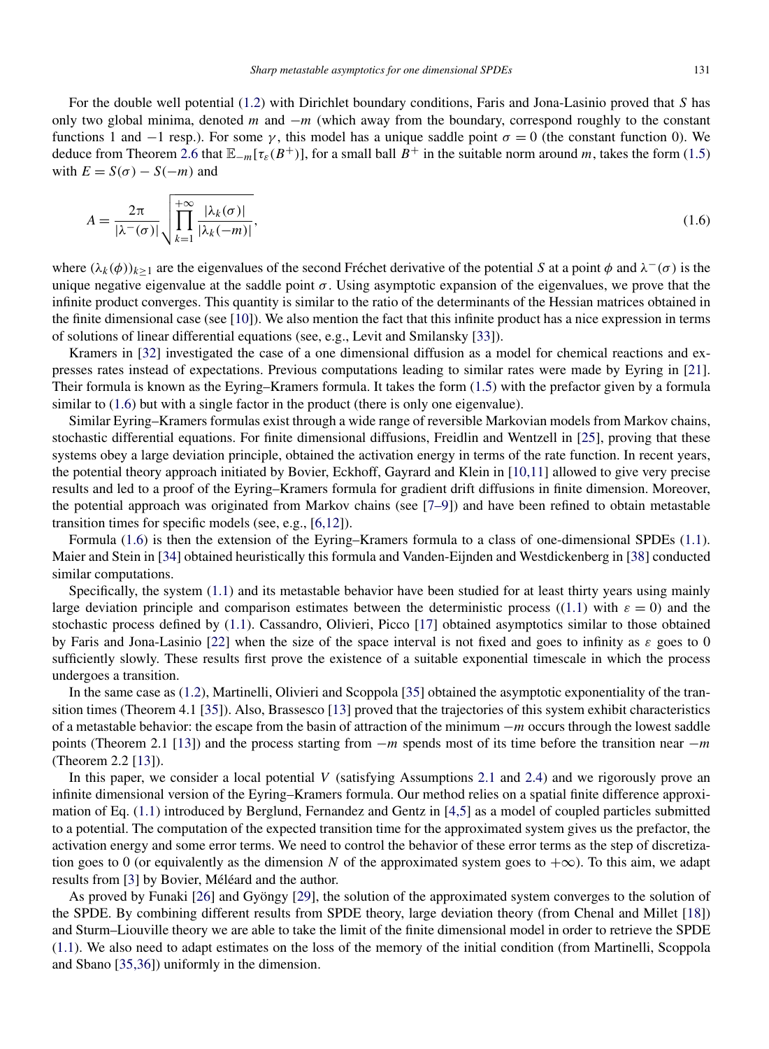For the double well potential (1.2) with Dirichlet boundary conditions, Faris and Jona-Lasinio proved that $S$ has only two global minima, denoted $m$ and $-m$ (which away from the boundary, correspond roughly to the constant functions 1 and $-1$ resp.). For some $\gamma$, this model has a unique saddle point $\sigma = 0$ (the constant function 0). We deduce from Theorem 2.6 that $\mathbb{E}_{-m}[\tau_\varepsilon(B^+)]$, for a small ball $B^+$ in the suitable norm around $m$, takes the form (1.5) with $E = S(\sigma) - S(-m)$ and

$$A = \frac{2\pi}{|\lambda^-(\sigma)|}\sqrt{\prod_{k=1}^{+\infty}\frac{|\lambda_k(\sigma)|}{|\lambda_k(-m)|}}, \tag{1.6}$$

where $(\lambda_k(\phi))_{k\geq 1}$ are the eigenvalues of the second Fréchet derivative of the potential $S$ at a point $\phi$ and $\lambda^-(\sigma)$ is the unique negative eigenvalue at the saddle point $\sigma$. Using asymptotic expansion of the eigenvalues, we prove that the infinite product converges. This quantity is similar to the ratio of the determinants of the Hessian matrices obtained in the finite dimensional case (see [10]). We also mention the fact that this infinite product has a nice expression in terms of solutions of linear differential equations (see, e.g., Levit and Smilansky [33]).

Kramers in [32] investigated the case of a one dimensional diffusion as a model for chemical reactions and expresses rates instead of expectations. Previous computations leading to similar rates were made by Eyring in [21]. Their formula is known as the Eyring–Kramers formula. It takes the form (1.5) with the prefactor given by a formula similar to (1.6) but with a single factor in the product (there is only one eigenvalue).

Similar Eyring–Kramers formulas exist through a wide range of reversible Markovian models from Markov chains, stochastic differential equations. For finite dimensional diffusions, Freidlin and Wentzell in [25], proving that these systems obey a large deviation principle, obtained the activation energy in terms of the rate function. In recent years, the potential theory approach initiated by Bovier, Eckhoff, Gayrard and Klein in [10,11] allowed to give very precise results and led to a proof of the Eyring–Kramers formula for gradient drift diffusions in finite dimension. Moreover, the potential approach was originated from Markov chains (see [7–9]) and have been refined to obtain metastable transition times for specific models (see, e.g., [6,12]).

Formula (1.6) is then the extension of the Eyring–Kramers formula to a class of one-dimensional SPDEs (1.1). Maier and Stein in [34] obtained heuristically this formula and Vanden-Eijnden and Westdickenberg in [38] conducted similar computations.

Specifically, the system (1.1) and its metastable behavior have been studied for at least thirty years using mainly large deviation principle and comparison estimates between the deterministic process ((1.1) with $\varepsilon = 0$) and the stochastic process defined by (1.1). Cassandro, Olivieri, Picco [17] obtained asymptotics similar to those obtained by Faris and Jona-Lasinio [22] when the size of the space interval is not fixed and goes to infinity as $\varepsilon$ goes to 0 sufficiently slowly. These results first prove the existence of a suitable exponential timescale in which the process undergoes a transition.

In the same case as (1.2), Martinelli, Olivieri and Scoppola [35] obtained the asymptotic exponentiality of the transition times (Theorem 4.1 [35]). Also, Brassesco [13] proved that the trajectories of this system exhibit characteristics of a metastable behavior: the escape from the basin of attraction of the minimum $-m$ occurs through the lowest saddle points (Theorem 2.1 [13]) and the process starting from $-m$ spends most of its time before the transition near $-m$ (Theorem 2.2 [13]).

In this paper, we consider a local potential $V$ (satisfying Assumptions 2.1 and 2.4) and we rigorously prove an infinite dimensional version of the Eyring–Kramers formula. Our method relies on a spatial finite difference approximation of Eq. (1.1) introduced by Berglund, Fernandez and Gentz in [4,5] as a model of coupled particles submitted to a potential. The computation of the expected transition time for the approximated system gives us the prefactor, the activation energy and some error terms. We need to control the behavior of these error terms as the step of discretization goes to 0 (or equivalently as the dimension $N$ of the approximated system goes to $+\infty$). To this aim, we adapt results from [3] by Bovier, Méléard and the author.

As proved by Funaki [26] and Gyöngy [29], the solution of the approximated system converges to the solution of the SPDE. By combining different results from SPDE theory, large deviation theory (from Chenal and Millet [18]) and Sturm–Liouville theory we are able to take the limit of the finite dimensional model in order to retrieve the SPDE (1.1). We also need to adapt estimates on the loss of the memory of the initial condition (from Martinelli, Scoppola and Sbano [35,36]) uniformly in the dimension.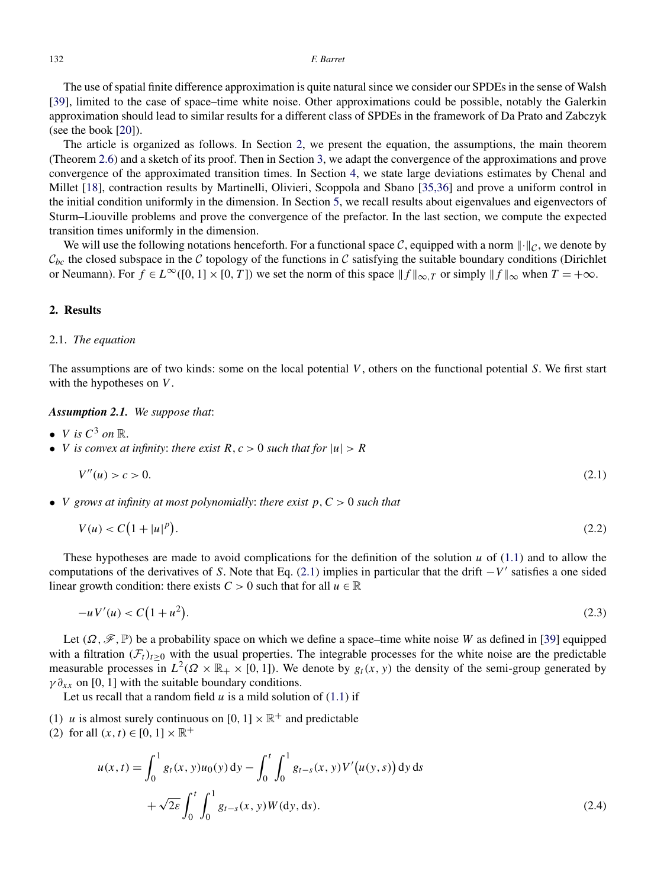The use of spatial finite difference approximation is quite natural since we consider our SPDEs in the sense of Walsh [39], limited to the case of space–time white noise. Other approximations could be possible, notably the Galerkin approximation should lead to similar results for a different class of SPDEs in the framework of Da Prato and Zabczyk (see the book [20]).

The article is organized as follows. In Section 2, we present the equation, the assumptions, the main theorem (Theorem 2.6) and a sketch of its proof. Then in Section 3, we adapt the convergence of the approximations and prove convergence of the approximated transition times. In Section 4, we state large deviations estimates by Chenal and Millet [18], contraction results by Martinelli, Olivieri, Scoppola and Sbano [35,36] and prove a uniform control in the initial condition uniformly in the dimension. In Section 5, we recall results about eigenvalues and eigenvectors of Sturm–Liouville problems and prove the convergence of the prefactor. In the last section, we compute the expected transition times uniformly in the dimension.

We will use the following notations henceforth. For a functional space $\mathcal{C}$, equipped with a norm $\|\cdot\|_{\mathcal{C}}$, we denote by $\mathcal{C}_{bc}$ the closed subspace in the $\mathcal{C}$ topology of the functions in $\mathcal{C}$ satisfying the suitable boundary conditions (Dirichlet or Neumann). For $f \in L^\infty([0,1]\times[0,T])$ we set the norm of this space $\|f\|_{\infty,T}$ or simply $\|f\|_\infty$ when $T=+\infty$.

## 2. Results

### 2.1. *The equation*

The assumptions are of two kinds: some on the local potential $V$, others on the functional potential $S$. We first start with the hypotheses on $V$.

***Assumption 2.1.*** *We suppose that*:

- *$V$ is $C^3$ on $\mathbb{R}$.*
- *$V$ is convex at infinity*: *there exist $R, c > 0$ such that for $|u| > R$*

$$V''(u) > c > 0. \tag{2.1}$$

- *$V$ grows at infinity at most polynomially*: *there exist $p, C > 0$ such that*

$$V(u) < C\left(1+|u|^p\right). \tag{2.2}$$

These hypotheses are made to avoid complications for the definition of the solution $u$ of (1.1) and to allow the computations of the derivatives of $S$. Note that Eq. (2.1) implies in particular that the drift $-V'$ satisfies a one sided linear growth condition: there exists $C > 0$ such that for all $u \in \mathbb{R}$

$$-uV'(u) < C\left(1+u^2\right). \tag{2.3}$$

Let $(\Omega, \mathscr{F}, \mathbb{P})$ be a probability space on which we define a space–time white noise $W$ as defined in [39] equipped with a filtration $(\mathcal{F}_t)_{t\geq 0}$ with the usual properties. The integrable processes for the white noise are the predictable measurable processes in $L^2(\Omega\times\mathbb{R}_+\times[0,1])$. We denote by $g_t(x,y)$ the density of the semi-group generated by $\gamma\partial_{xx}$ on $[0,1]$ with the suitable boundary conditions.

Let us recall that a random field $u$ is a mild solution of (1.1) if

(1) $u$ is almost surely continuous on $[0,1]\times\mathbb{R}^+$ and predictable
(2) for all $(x,t)\in[0,1]\times\mathbb{R}^+$

$$\begin{aligned} u(x,t) = {} & \int_0^1 g_t(x,y)u_0(y)\,\mathrm{d}y - \int_0^t\int_0^1 g_{t-s}(x,y)V'\big(u(y,s)\big)\,\mathrm{d}y\,\mathrm{d}s \\ & + \sqrt{2\varepsilon}\int_0^t\int_0^1 g_{t-s}(x,y)W(\mathrm{d}y,\mathrm{d}s). \end{aligned} \tag{2.4}$$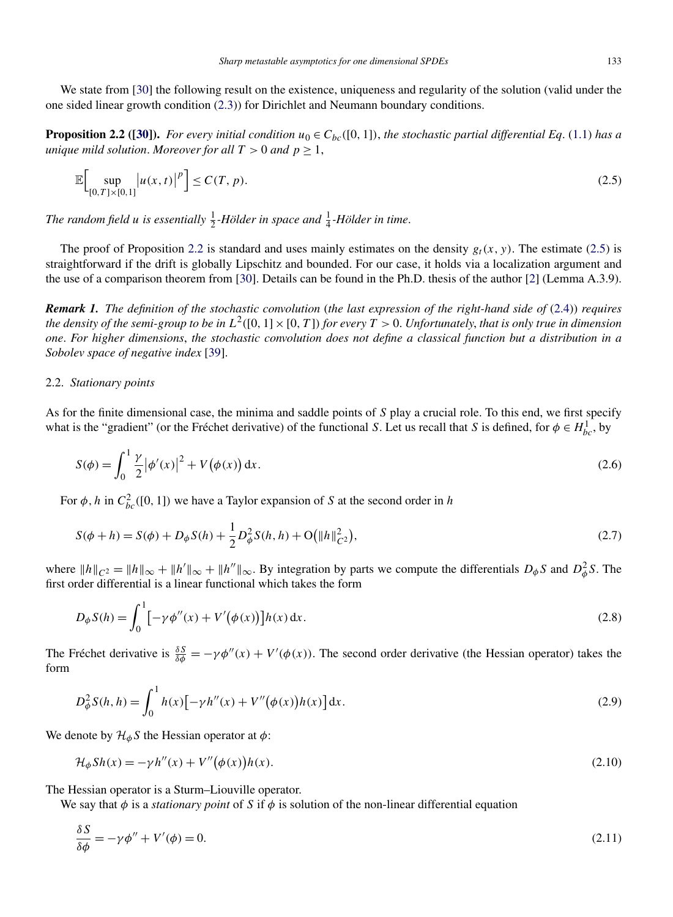We state from [30] the following result on the existence, uniqueness and regularity of the solution (valid under the one sided linear growth condition (2.3)) for Dirichlet and Neumann boundary conditions.

**Proposition 2.2 ([30]).** *For every initial condition $u_0 \in C_{bc}([0,1])$, the stochastic partial differential Eq. (1.1) has a unique mild solution. Moreover for all $T > 0$ and $p \geq 1$,*

$$\mathbb{E}\Big[\sup_{[0,T]\times[0,1]} \big|u(x,t)\big|^p\Big] \leq C(T,p). \tag{2.5}$$

*The random field $u$ is essentially $\frac{1}{2}$-Hölder in space and $\frac{1}{4}$-Hölder in time.*

The proof of Proposition 2.2 is standard and uses mainly estimates on the density $g_t(x,y)$. The estimate (2.5) is straightforward if the drift is globally Lipschitz and bounded. For our case, it holds via a localization argument and the use of a comparison theorem from [30]. Details can be found in the Ph.D. thesis of the author [2] (Lemma A.3.9).

***Remark 1.*** *The definition of the stochastic convolution (the last expression of the right-hand side of (2.4)) requires the density of the semi-group to be in $L^2([0,1]\times[0,T])$ for every $T > 0$. Unfortunately, that is only true in dimension one. For higher dimensions, the stochastic convolution does not define a classical function but a distribution in a Sobolev space of negative index [39].*

## 2.2. *Stationary points*

As for the finite dimensional case, the minima and saddle points of $S$ play a crucial role. To this end, we first specify what is the "gradient" (or the Fréchet derivative) of the functional $S$. Let us recall that $S$ is defined, for $\phi \in H^1_{bc}$, by

$$S(\phi) = \int_0^1 \frac{\gamma}{2}\big|\phi'(x)\big|^2 + V\big(\phi(x)\big)\,\mathrm{d}x. \tag{2.6}$$

For $\phi, h$ in $C^2_{bc}([0,1])$ we have a Taylor expansion of $S$ at the second order in $h$

$$S(\phi+h) = S(\phi) + D_\phi S(h) + \frac{1}{2}D^2_\phi S(h,h) + \mathrm{O}\big(\|h\|^2_{C^2}\big), \tag{2.7}$$

where $\|h\|_{C^2} = \|h\|_\infty + \|h'\|_\infty + \|h''\|_\infty$. By integration by parts we compute the differentials $D_\phi S$ and $D^2_\phi S$. The first order differential is a linear functional which takes the form

$$D_\phi S(h) = \int_0^1 \big[-\gamma\phi''(x) + V'\big(\phi(x)\big)\big]h(x)\,\mathrm{d}x. \tag{2.8}$$

The Fréchet derivative is $\frac{\delta S}{\delta \phi} = -\gamma\phi''(x) + V'(\phi(x))$. The second order derivative (the Hessian operator) takes the form

$$D^2_\phi S(h,h) = \int_0^1 h(x)\big[-\gamma h''(x) + V''\big(\phi(x)\big)h(x)\big]\,\mathrm{d}x. \tag{2.9}$$

We denote by $\mathcal{H}_\phi S$ the Hessian operator at $\phi$:

$$\mathcal{H}_\phi S h(x) = -\gamma h''(x) + V''\big(\phi(x)\big)h(x). \tag{2.10}$$

The Hessian operator is a Sturm–Liouville operator.

We say that $\phi$ is a *stationary point* of $S$ if $\phi$ is solution of the non-linear differential equation

$$\frac{\delta S}{\delta \phi} = -\gamma\phi'' + V'(\phi) = 0. \tag{2.11}$$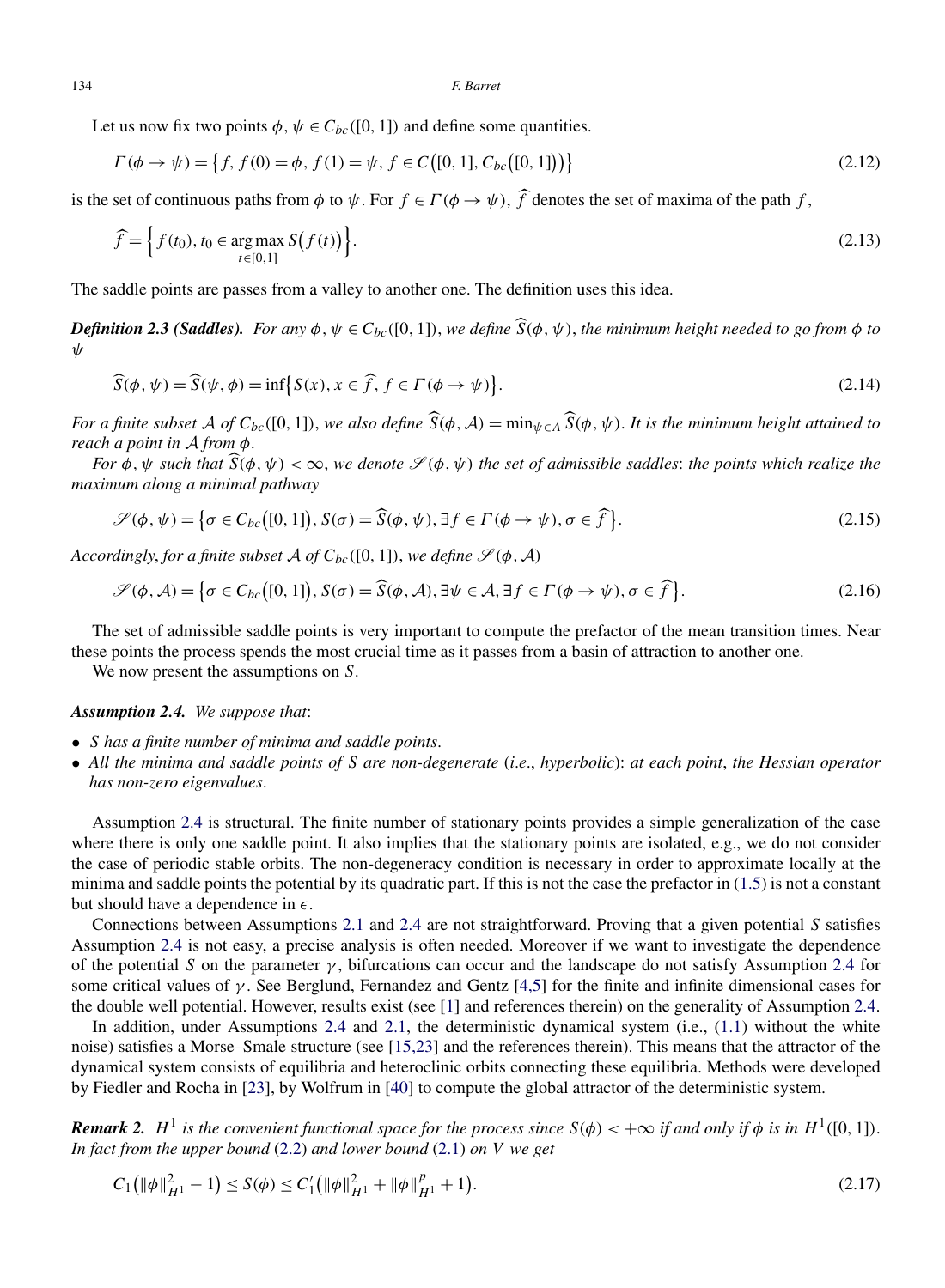Let us now fix two points $\phi, \psi \in C_{bc}([0,1])$ and define some quantities.

$$\Gamma(\phi \to \psi) = \{f, f(0) = \phi, f(1) = \psi, f \in C([0,1], C_{bc}([0,1]))\} \tag{2.12}$$

is the set of continuous paths from $\phi$ to $\psi$. For $f \in \Gamma(\phi \to \psi)$, $\widehat{f}$ denotes the set of maxima of the path $f$,

$$\widehat{f} = \Big\{ f(t_0), t_0 \in \underset{t\in[0,1]}{\arg\max}\, S(f(t)) \Big\}. \tag{2.13}$$

The saddle points are passes from a valley to another one. The definition uses this idea.

***Definition 2.3 (Saddles).*** *For any $\phi, \psi \in C_{bc}([0,1])$, we define $\widehat{S}(\phi, \psi)$, the minimum height needed to go from $\phi$ to $\psi$*

$$\widehat{S}(\phi, \psi) = \widehat{S}(\psi, \phi) = \inf\{S(x), x \in \widehat{f}, f \in \Gamma(\phi \to \psi)\}. \tag{2.14}$$

*For a finite subset $\mathcal{A}$ of $C_{bc}([0,1])$, we also define $\widehat{S}(\phi, \mathcal{A}) = \min_{\psi \in A} \widehat{S}(\phi, \psi)$. It is the minimum height attained to reach a point in $\mathcal{A}$ from $\phi$.*

*For $\phi, \psi$ such that $\widehat{S}(\phi, \psi) < \infty$, we denote $\mathscr{S}(\phi, \psi)$ the set of admissible saddles: the points which realize the maximum along a minimal pathway*

$$\mathscr{S}(\phi, \psi) = \{\sigma \in C_{bc}([0,1]), S(\sigma) = \widehat{S}(\phi, \psi), \exists f \in \Gamma(\phi \to \psi), \sigma \in \widehat{f}\}. \tag{2.15}$$

*Accordingly, for a finite subset $\mathcal{A}$ of $C_{bc}([0,1])$, we define $\mathscr{S}(\phi, \mathcal{A})$*

$$\mathscr{S}(\phi, \mathcal{A}) = \{\sigma \in C_{bc}([0,1]), S(\sigma) = \widehat{S}(\phi, \mathcal{A}), \exists \psi \in \mathcal{A}, \exists f \in \Gamma(\phi \to \psi), \sigma \in \widehat{f}\}. \tag{2.16}$$

The set of admissible saddle points is very important to compute the prefactor of the mean transition times. Near these points the process spends the most crucial time as it passes from a basin of attraction to another one.

We now present the assumptions on $S$.

***Assumption 2.4.*** *We suppose that*:

- *$S$ has a finite number of minima and saddle points.*
- *All the minima and saddle points of $S$ are non-degenerate (i.e., hyperbolic): at each point, the Hessian operator has non-zero eigenvalues.*

Assumption 2.4 is structural. The finite number of stationary points provides a simple generalization of the case where there is only one saddle point. It also implies that the stationary points are isolated, e.g., we do not consider the case of periodic stable orbits. The non-degeneracy condition is necessary in order to approximate locally at the minima and saddle points the potential by its quadratic part. If this is not the case the prefactor in (1.5) is not a constant but should have a dependence in $\epsilon$.

Connections between Assumptions 2.1 and 2.4 are not straightforward. Proving that a given potential $S$ satisfies Assumption 2.4 is not easy, a precise analysis is often needed. Moreover if we want to investigate the dependence of the potential $S$ on the parameter $\gamma$, bifurcations can occur and the landscape do not satisfy Assumption 2.4 for some critical values of $\gamma$. See Berglund, Fernandez and Gentz [4,5] for the finite and infinite dimensional cases for the double well potential. However, results exist (see [1] and references therein) on the generality of Assumption 2.4.

In addition, under Assumptions 2.4 and 2.1, the deterministic dynamical system (i.e., (1.1) without the white noise) satisfies a Morse–Smale structure (see [15,23] and the references therein). This means that the attractor of the dynamical system consists of equilibria and heteroclinic orbits connecting these equilibria. Methods were developed by Fiedler and Rocha in [23], by Wolfrum in [40] to compute the global attractor of the deterministic system.

***Remark 2.*** *$H^1$ is the convenient functional space for the process since $S(\phi) < +\infty$ if and only if $\phi$ is in $H^1([0,1])$. In fact from the upper bound (2.2) and lower bound (2.1) on $V$ we get*

$$C_1(\|\phi\|_{H^1}^2 - 1) \le S(\phi) \le C_1'(\|\phi\|_{H^1}^2 + \|\phi\|_{H^1}^p + 1). \tag{2.17}$$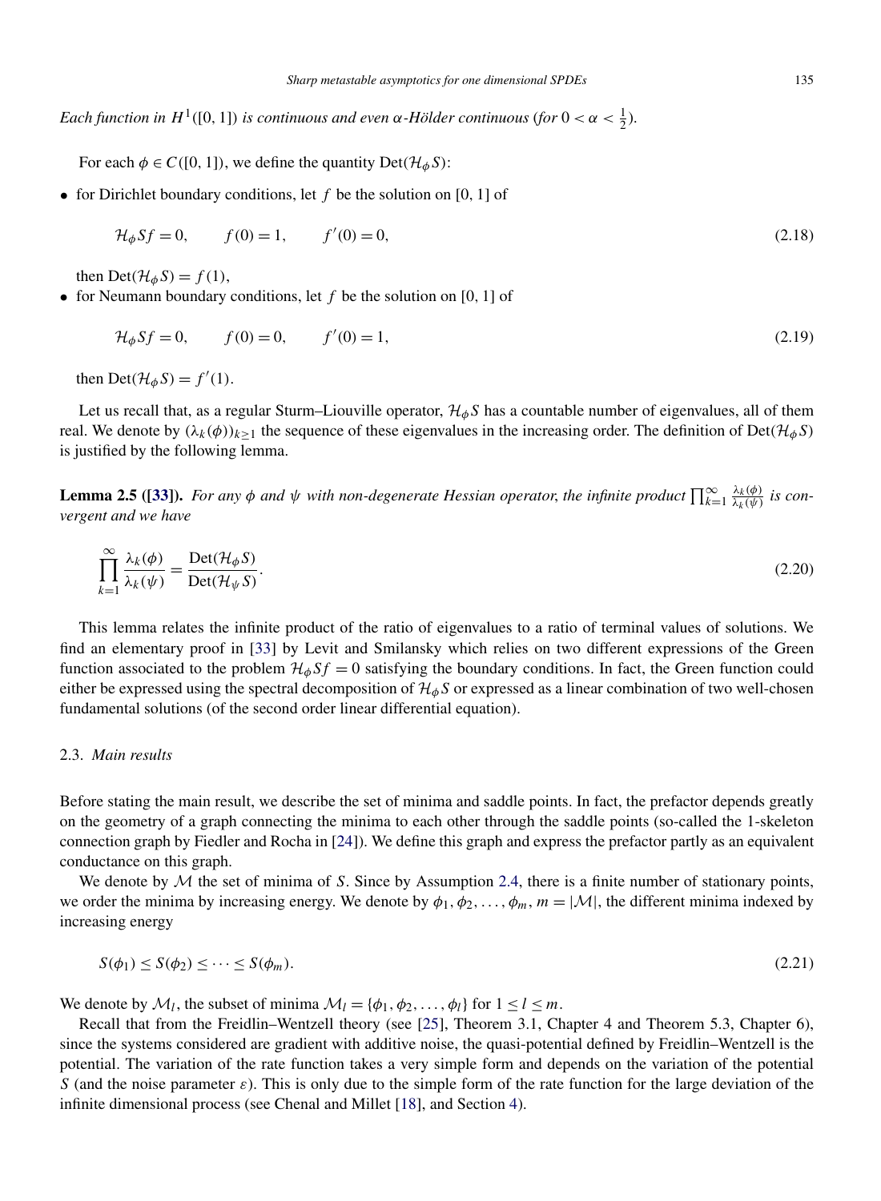*Each function in $H^1([0,1])$ is continuous and even $\alpha$-Hölder continuous (for $0 < \alpha < \frac{1}{2}$).*

For each $\phi \in C([0,1])$, we define the quantity $\mathrm{Det}(\mathcal{H}_\phi S)$:

- for Dirichlet boundary conditions, let $f$ be the solution on $[0,1]$ of

$$\mathcal{H}_\phi S f = 0, \qquad f(0) = 1, \qquad f'(0) = 0, \tag{2.18}$$

  then $\mathrm{Det}(\mathcal{H}_\phi S) = f(1)$,
- for Neumann boundary conditions, let $f$ be the solution on $[0,1]$ of

$$\mathcal{H}_\phi S f = 0, \qquad f(0) = 0, \qquad f'(0) = 1, \tag{2.19}$$

  then $\mathrm{Det}(\mathcal{H}_\phi S) = f'(1)$.

Let us recall that, as a regular Sturm–Liouville operator, $\mathcal{H}_\phi S$ has a countable number of eigenvalues, all of them real. We denote by $(\lambda_k(\phi))_{k \geq 1}$ the sequence of these eigenvalues in the increasing order. The definition of $\mathrm{Det}(\mathcal{H}_\phi S)$ is justified by the following lemma.

**Lemma 2.5 ([33]).** *For any $\phi$ and $\psi$ with non-degenerate Hessian operator, the infinite product $\prod_{k=1}^{\infty} \frac{\lambda_k(\phi)}{\lambda_k(\psi)}$ is convergent and we have*

$$\prod_{k=1}^{\infty} \frac{\lambda_k(\phi)}{\lambda_k(\psi)} = \frac{\mathrm{Det}(\mathcal{H}_\phi S)}{\mathrm{Det}(\mathcal{H}_\psi S)}. \tag{2.20}$$

This lemma relates the infinite product of the ratio of eigenvalues to a ratio of terminal values of solutions. We find an elementary proof in [33] by Levit and Smilansky which relies on two different expressions of the Green function associated to the problem $\mathcal{H}_\phi S f = 0$ satisfying the boundary conditions. In fact, the Green function could either be expressed using the spectral decomposition of $\mathcal{H}_\phi S$ or expressed as a linear combination of two well-chosen fundamental solutions (of the second order linear differential equation).

### 2.3. *Main results*

Before stating the main result, we describe the set of minima and saddle points. In fact, the prefactor depends greatly on the geometry of a graph connecting the minima to each other through the saddle points (so-called the 1-skeleton connection graph by Fiedler and Rocha in [24]). We define this graph and express the prefactor partly as an equivalent conductance on this graph.

We denote by $\mathcal{M}$ the set of minima of $S$. Since by Assumption 2.4, there is a finite number of stationary points, we order the minima by increasing energy. We denote by $\phi_1, \phi_2, \ldots, \phi_m$, $m = |\mathcal{M}|$, the different minima indexed by increasing energy

$$S(\phi_1) \leq S(\phi_2) \leq \cdots \leq S(\phi_m). \tag{2.21}$$

We denote by $\mathcal{M}_l$, the subset of minima $\mathcal{M}_l = \{\phi_1, \phi_2, \ldots, \phi_l\}$ for $1 \leq l \leq m$.

Recall that from the Freidlin–Wentzell theory (see [25], Theorem 3.1, Chapter 4 and Theorem 5.3, Chapter 6), since the systems considered are gradient with additive noise, the quasi-potential defined by Freidlin–Wentzell is the potential. The variation of the rate function takes a very simple form and depends on the variation of the potential $S$ (and the noise parameter $\varepsilon$). This is only due to the simple form of the rate function for the large deviation of the infinite dimensional process (see Chenal and Millet [18], and Section 4).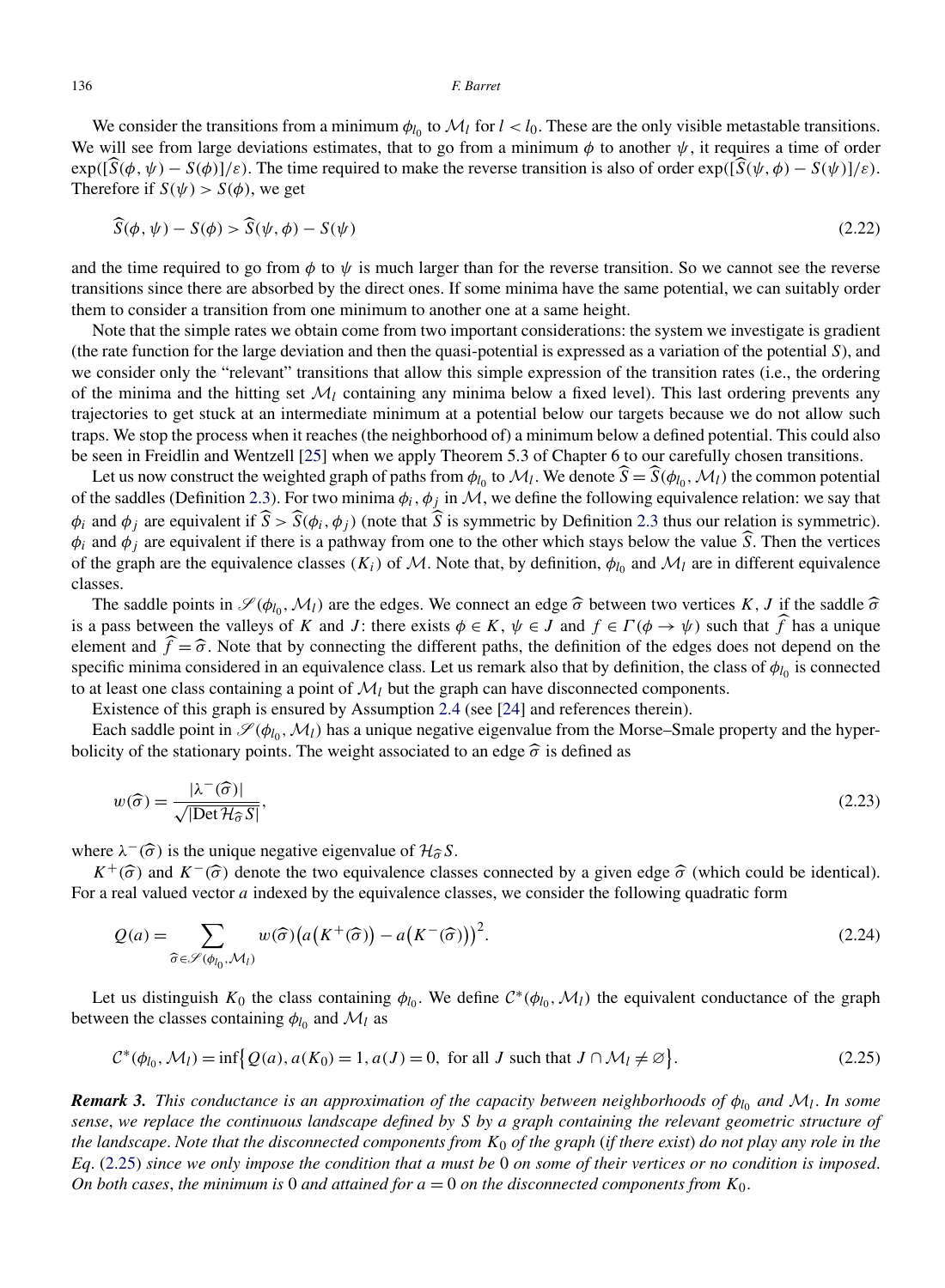We consider the transitions from a minimum $\phi_{l_0}$ to $\mathcal{M}_l$ for $l < l_0$. These are the only visible metastable transitions. We will see from large deviations estimates, that to go from a minimum $\phi$ to another $\psi$, it requires a time of order $\exp([\widehat{S}(\phi,\psi) - S(\phi)]/\varepsilon)$. The time required to make the reverse transition is also of order $\exp([\widehat{S}(\psi,\phi) - S(\psi)]/\varepsilon)$. Therefore if $S(\psi) > S(\phi)$, we get

$$\widehat{S}(\phi,\psi) - S(\phi) > \widehat{S}(\psi,\phi) - S(\psi) \tag{2.22}$$

and the time required to go from $\phi$ to $\psi$ is much larger than for the reverse transition. So we cannot see the reverse transitions since there are absorbed by the direct ones. If some minima have the same potential, we can suitably order them to consider a transition from one minimum to another one at a same height.

Note that the simple rates we obtain come from two important considerations: the system we investigate is gradient (the rate function for the large deviation and then the quasi-potential is expressed as a variation of the potential $S$), and we consider only the "relevant" transitions that allow this simple expression of the transition rates (i.e., the ordering of the minima and the hitting set $\mathcal{M}_l$ containing any minima below a fixed level). This last ordering prevents any trajectories to get stuck at an intermediate minimum at a potential below our targets because we do not allow such traps. We stop the process when it reaches (the neighborhood of) a minimum below a defined potential. This could also be seen in Freidlin and Wentzell [25] when we apply Theorem 5.3 of Chapter 6 to our carefully chosen transitions.

Let us now construct the weighted graph of paths from $\phi_{l_0}$ to $\mathcal{M}_l$. We denote $\widehat{S} = \widehat{S}(\phi_{l_0}, \mathcal{M}_l)$ the common potential of the saddles (Definition 2.3). For two minima $\phi_i, \phi_j$ in $\mathcal{M}$, we define the following equivalence relation: we say that $\phi_i$ and $\phi_j$ are equivalent if $\widehat{S} > \widehat{S}(\phi_i, \phi_j)$ (note that $\widehat{S}$ is symmetric by Definition 2.3 thus our relation is symmetric). $\phi_i$ and $\phi_j$ are equivalent if there is a pathway from one to the other which stays below the value $\widehat{S}$. Then the vertices of the graph are the equivalence classes $(K_i)$ of $\mathcal{M}$. Note that, by definition, $\phi_{l_0}$ and $\mathcal{M}_l$ are in different equivalence classes.

The saddle points in $\mathscr{S}(\phi_{l_0}, \mathcal{M}_l)$ are the edges. We connect an edge $\widehat{\sigma}$ between two vertices $K$, $J$ if the saddle $\widehat{\sigma}$ is a pass between the valleys of $K$ and $J$: there exists $\phi \in K$, $\psi \in J$ and $f \in \Gamma(\phi \to \psi)$ such that $\widehat{f}$ has a unique element and $\widehat{f} = \widehat{\sigma}$. Note that by connecting the different paths, the definition of the edges does not depend on the specific minima considered in an equivalence class. Let us remark also that by definition, the class of $\phi_{l_0}$ is connected to at least one class containing a point of $\mathcal{M}_l$ but the graph can have disconnected components.

Existence of this graph is ensured by Assumption 2.4 (see [24] and references therein).

Each saddle point in $\mathscr{S}(\phi_{l_0}, \mathcal{M}_l)$ has a unique negative eigenvalue from the Morse–Smale property and the hyperbolicity of the stationary points. The weight associated to an edge $\widehat{\sigma}$ is defined as

$$w(\widehat{\sigma}) = \frac{|\lambda^-(\widehat{\sigma})|}{\sqrt{|\operatorname{Det} \mathcal{H}_{\widehat{\sigma}} S|}}, \tag{2.23}$$

where $\lambda^-(\widehat{\sigma})$ is the unique negative eigenvalue of $\mathcal{H}_{\widehat{\sigma}} S$.

$K^+(\widehat{\sigma})$ and $K^-(\widehat{\sigma})$ denote the two equivalence classes connected by a given edge $\widehat{\sigma}$ (which could be identical). For a real valued vector $a$ indexed by the equivalence classes, we consider the following quadratic form

$$Q(a) = \sum_{\widehat{\sigma} \in \mathscr{S}(\phi_{l_0}, \mathcal{M}_l)} w(\widehat{\sigma}) \big(a\big(K^+(\widehat{\sigma})\big) - a\big(K^-(\widehat{\sigma})\big)\big)^2. \tag{2.24}$$

Let us distinguish $K_0$ the class containing $\phi_{l_0}$. We define $\mathcal{C}^*(\phi_{l_0}, \mathcal{M}_l)$ the equivalent conductance of the graph between the classes containing $\phi_{l_0}$ and $\mathcal{M}_l$ as

$$\mathcal{C}^*(\phi_{l_0}, \mathcal{M}_l) = \inf\big\{Q(a), a(K_0) = 1, a(J) = 0, \text{ for all } J \text{ such that } J \cap \mathcal{M}_l \neq \varnothing\big\}. \tag{2.25}$$

***Remark 3.*** *This conductance is an approximation of the capacity between neighborhoods of $\phi_{l_0}$ and $\mathcal{M}_l$. In some sense, we replace the continuous landscape defined by $S$ by a graph containing the relevant geometric structure of the landscape. Note that the disconnected components from $K_0$ of the graph (if there exist) do not play any role in the Eq. (2.25) since we only impose the condition that $a$ must be $0$ on some of their vertices or no condition is imposed. On both cases, the minimum is $0$ and attained for $a = 0$ on the disconnected components from $K_0$.*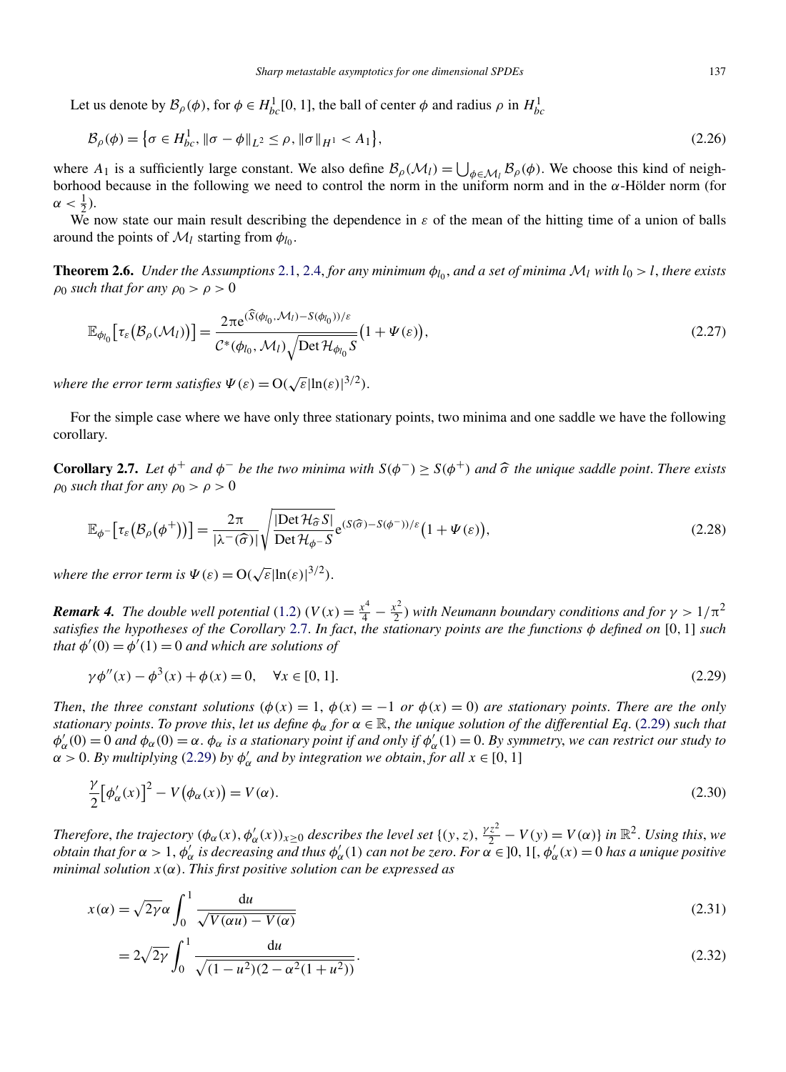Let us denote by $\mathcal{B}_\rho(\phi)$, for $\phi \in H^1_{bc}[0,1]$, the ball of center $\phi$ and radius $\rho$ in $H^1_{bc}$

$$\mathcal{B}_\rho(\phi) = \{\sigma \in H^1_{bc}, \|\sigma - \phi\|_{L^2} \le \rho, \|\sigma\|_{H^1} < A_1\}, \tag{2.26}$$

where $A_1$ is a sufficiently large constant. We also define $\mathcal{B}_\rho(\mathcal{M}_l) = \bigcup_{\phi \in \mathcal{M}_l} \mathcal{B}_\rho(\phi)$. We choose this kind of neighborhood because in the following we need to control the norm in the uniform norm and in the $\alpha$-Hölder norm (for $\alpha < \frac{1}{2}$).

We now state our main result describing the dependence in $\varepsilon$ of the mean of the hitting time of a union of balls around the points of $\mathcal{M}_l$ starting from $\phi_{l_0}$.

**Theorem 2.6.** *Under the Assumptions 2.1, 2.4, for any minimum $\phi_{l_0}$, and a set of minima $\mathcal{M}_l$ with $l_0 > l$, there exists $\rho_0$ such that for any $\rho_0 > \rho > 0$*

$$\mathbb{E}_{\phi_{l_0}}\big[\tau_\varepsilon\big(\mathcal{B}_\rho(\mathcal{M}_l)\big)\big] = \frac{2\pi e^{(\widehat{S}(\phi_{l_0},\mathcal{M}_l) - S(\phi_{l_0}))/\varepsilon}}{\mathcal{C}^*(\phi_{l_0},\mathcal{M}_l)\sqrt{\operatorname{Det}\mathcal{H}_{\phi_{l_0}} S}}\big(1 + \Psi(\varepsilon)\big), \tag{2.27}$$

*where the error term satisfies $\Psi(\varepsilon) = O(\sqrt{\varepsilon}|\ln(\varepsilon)|^{3/2})$.*

For the simple case where we have only three stationary points, two minima and one saddle we have the following corollary.

**Corollary 2.7.** *Let $\phi^+$ and $\phi^-$ be the two minima with $S(\phi^-) \ge S(\phi^+)$ and $\widehat{\sigma}$ the unique saddle point. There exists $\rho_0$ such that for any $\rho_0 > \rho > 0$*

$$\mathbb{E}_{\phi^-}\big[\tau_\varepsilon\big(\mathcal{B}_\rho(\phi^+)\big)\big] = \frac{2\pi}{|\lambda^-(\widehat{\sigma})|}\sqrt{\frac{|\operatorname{Det}\mathcal{H}_{\widehat{\sigma}} S|}{\operatorname{Det}\mathcal{H}_{\phi^-} S}}\, e^{(S(\widehat{\sigma}) - S(\phi^-))/\varepsilon}\big(1 + \Psi(\varepsilon)\big), \tag{2.28}$$

*where the error term is $\Psi(\varepsilon) = O(\sqrt{\varepsilon}|\ln(\varepsilon)|^{3/2})$.*

***Remark 4.*** *The double well potential (1.2) ($V(x) = \frac{x^4}{4} - \frac{x^2}{2}$) with Neumann boundary conditions and for $\gamma > 1/\pi^2$ satisfies the hypotheses of the Corollary 2.7. In fact, the stationary points are the functions $\phi$ defined on $[0,1]$ such that $\phi'(0) = \phi'(1) = 0$ and which are solutions of*

$$\gamma\phi''(x) - \phi^3(x) + \phi(x) = 0, \quad \forall x \in [0,1]. \tag{2.29}$$

*Then, the three constant solutions ($\phi(x) = 1$, $\phi(x) = -1$ or $\phi(x) = 0$) are stationary points. There are the only stationary points. To prove this, let us define $\phi_\alpha$ for $\alpha \in \mathbb{R}$, the unique solution of the differential Eq. (2.29) such that $\phi'_\alpha(0) = 0$ and $\phi_\alpha(0) = \alpha$. $\phi_\alpha$ is a stationary point if and only if $\phi'_\alpha(1) = 0$. By symmetry, we can restrict our study to $\alpha > 0$. By multiplying (2.29) by $\phi'_\alpha$ and by integration we obtain, for all $x \in [0,1]$*

$$\frac{\gamma}{2}\big[\phi'_\alpha(x)\big]^2 - V\big(\phi_\alpha(x)\big) = V(\alpha). \tag{2.30}$$

*Therefore, the trajectory $(\phi_\alpha(x), \phi'_\alpha(x))_{x \ge 0}$ describes the level set $\{(y,z), \frac{\gamma z^2}{2} - V(y) = V(\alpha)\}$ in $\mathbb{R}^2$. Using this, we obtain that for $\alpha > 1$, $\phi'_\alpha$ is decreasing and thus $\phi'_\alpha(1)$ can not be zero. For $\alpha \in ]0,1[$, $\phi'_\alpha(x) = 0$ has a unique positive minimal solution $x(\alpha)$. This first positive solution can be expressed as*

$$x(\alpha) = \sqrt{2\gamma}\,\alpha \int_0^1 \frac{du}{\sqrt{V(\alpha u) - V(\alpha)}} \tag{2.31}$$

$$= 2\sqrt{2\gamma}\int_0^1 \frac{du}{\sqrt{(1-u^2)(2-\alpha^2(1+u^2))}}. \tag{2.32}$$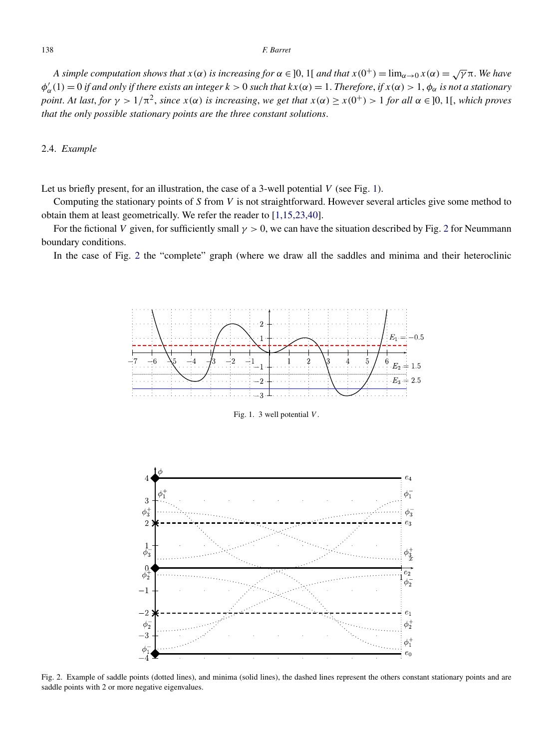*A simple computation shows that $x(\alpha)$ is increasing for $\alpha \in ]0,1[$ and that $x(0^+) = \lim_{\alpha\to 0} x(\alpha) = \sqrt{\gamma}\pi$. We have $\phi'_\alpha(1) = 0$ if and only if there exists an integer $k > 0$ such that $kx(\alpha) = 1$. Therefore, if $x(\alpha) > 1$, $\phi_\alpha$ is not a stationary point. At last, for $\gamma > 1/\pi^2$, since $x(\alpha)$ is increasing, we get that $x(\alpha) \geq x(0^+) > 1$ for all $\alpha \in ]0,1[$, which proves that the only possible stationary points are the three constant solutions.*

### 2.4. *Example*

Let us briefly present, for an illustration, the case of a 3-well potential $V$ (see Fig. 1).

Computing the stationary points of $S$ from $V$ is not straightforward. However several articles give some method to obtain them at least geometrically. We refer the reader to [1,15,23,40].

For the fictional $V$ given, for sufficiently small $\gamma > 0$, we can have the situation described by Fig. 2 for Neumann boundary conditions.

In the case of Fig. 2 the "complete" graph (where we draw all the saddles and minima and their heteroclinic

Fig. 1. 3 well potential $V$.

Fig. 2. Example of saddle points (dotted lines), and minima (solid lines), the dashed lines represent the others constant stationary points and are saddle points with 2 or more negative eigenvalues.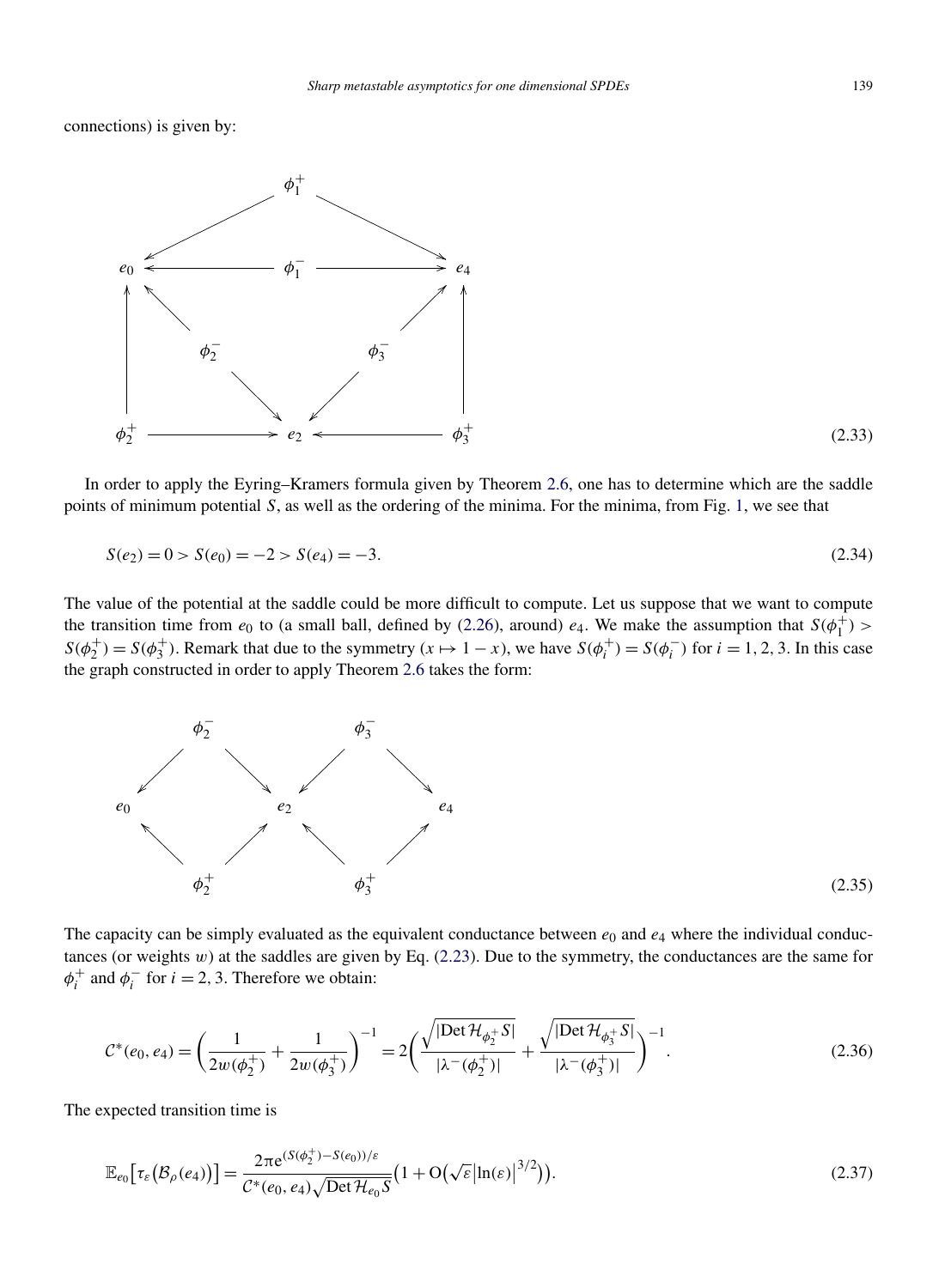connections) is given by:

$$
\begin{array}{ccccc}
 & & \phi_1^+ & & \\
 & \swarrow & & \searrow & \\
e_0 & \longleftarrow & \phi_1^- & \longrightarrow & e_4 \\
\uparrow & \nwarrow & & \nearrow & \uparrow \\
 & \phi_2^- & & \phi_3^- & \\
 & \searrow & & \swarrow & \\
\phi_2^+ & \longrightarrow & e_2 & \longleftarrow & \phi_3^+
\end{array}
\tag{2.33}
$$

In order to apply the Eyring–Kramers formula given by Theorem 2.6, one has to determine which are the saddle points of minimum potential $S$, as well as the ordering of the minima. For the minima, from Fig. 1, we see that

$$
S(e_2) = 0 > S(e_0) = -2 > S(e_4) = -3. \tag{2.34}
$$

The value of the potential at the saddle could be more difficult to compute. Let us suppose that we want to compute the transition time from $e_0$ to (a small ball, defined by (2.26), around) $e_4$. We make the assumption that $S(\phi_1^+) > S(\phi_2^+) = S(\phi_3^+)$. Remark that due to the symmetry $(x \mapsto 1-x)$, we have $S(\phi_i^+) = S(\phi_i^-)$ for $i = 1, 2, 3$. In this case the graph constructed in order to apply Theorem 2.6 takes the form:

$$
\begin{array}{ccccccc}
 & \phi_2^- & & & \phi_3^- & & \\
\swarrow & & \searrow & \swarrow & & \searrow & \\
e_0 & & & e_2 & & & e_4 \\
\nwarrow & & \nearrow & \nwarrow & & \nearrow & \\
 & \phi_2^+ & & & \phi_3^+ & &
\end{array}
\tag{2.35}
$$

The capacity can be simply evaluated as the equivalent conductance between $e_0$ and $e_4$ where the individual conductances (or weights $w$) at the saddles are given by Eq. (2.23). Due to the symmetry, the conductances are the same for $\phi_i^+$ and $\phi_i^-$ for $i = 2, 3$. Therefore we obtain:

$$
\mathcal{C}^*(e_0, e_4) = \left( \frac{1}{2w(\phi_2^+)} + \frac{1}{2w(\phi_3^+)} \right)^{-1} = 2 \left( \frac{\sqrt{|\operatorname{Det} \mathcal{H}_{\phi_2^+} S|}}{|\lambda^-(\phi_2^+)|} + \frac{\sqrt{|\operatorname{Det} \mathcal{H}_{\phi_3^+} S|}}{|\lambda^-(\phi_3^+)|} \right)^{-1}. \tag{2.36}
$$

The expected transition time is

$$
\mathbb{E}_{e_0}\big[\tau_\varepsilon\big(\mathcal{B}_\rho(e_4)\big)\big] = \frac{2\pi \mathrm{e}^{(S(\phi_2^+) - S(e_0))/\varepsilon}}{\mathcal{C}^*(e_0, e_4)\sqrt{\operatorname{Det} \mathcal{H}_{e_0} S}} \big(1 + \mathrm{O}\big(\sqrt{\varepsilon}\,|\ln(\varepsilon)|^{3/2}\big)\big). \tag{2.37}
$$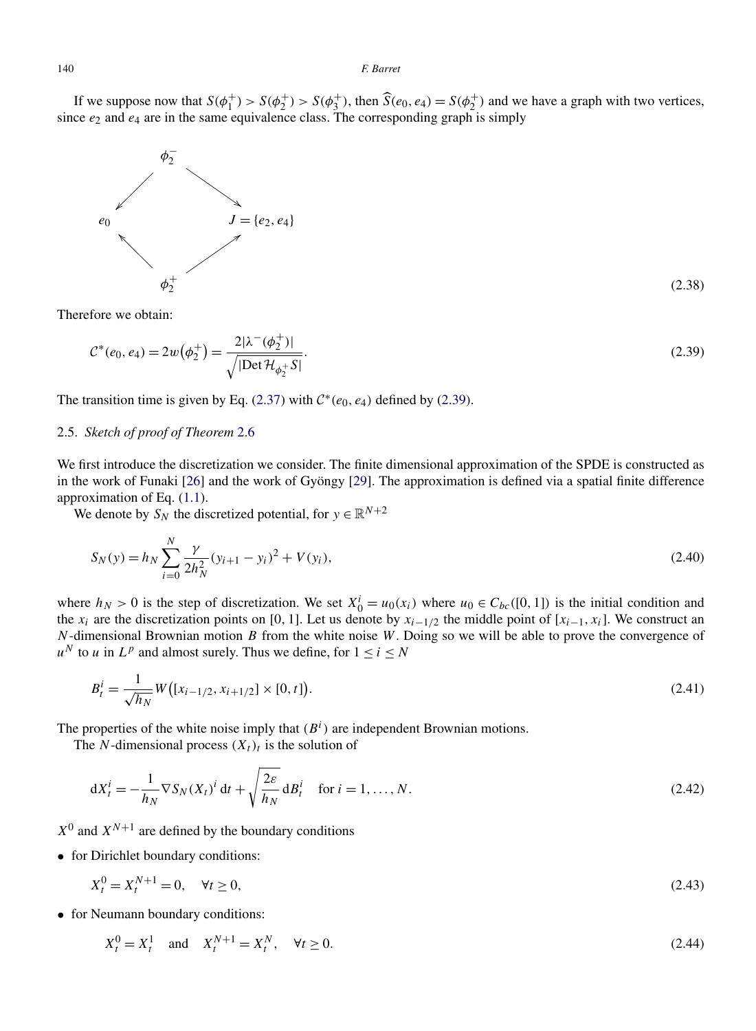If we suppose now that $S(\phi_1^+) > S(\phi_2^+) > S(\phi_3^+)$, then $\widehat{S}(e_0, e_4) = S(\phi_2^+)$ and we have a graph with two vertices, since $e_2$ and $e_4$ are in the same equivalence class. The corresponding graph is simply

$$
\begin{array}{ccc}
 & \phi_2^- & \\
\swarrow & & \searrow \\
e_0 & & J = \{e_2, e_4\} \\
\nwarrow & & \nearrow \\
 & \phi_2^+ &
\end{array}
\tag{2.38}
$$

Therefore we obtain:

$$
\mathcal{C}^*(e_0, e_4) = 2w\big(\phi_2^+\big) = \frac{2|\lambda^-(\phi_2^+)|}{\sqrt{|\operatorname{Det} \mathcal{H}_{\phi_2^+} S|}}. \tag{2.39}
$$

The transition time is given by Eq. (2.37) with $\mathcal{C}^*(e_0, e_4)$ defined by (2.39).

## 2.5. *Sketch of proof of Theorem* 2.6

We first introduce the discretization we consider. The finite dimensional approximation of the SPDE is constructed as in the work of Funaki [26] and the work of Gyöngy [29]. The approximation is defined via a spatial finite difference approximation of Eq. (1.1).

We denote by $S_N$ the discretized potential, for $y \in \mathbb{R}^{N+2}$

$$
S_N(y) = h_N \sum_{i=0}^{N} \frac{\gamma}{2h_N^2}(y_{i+1} - y_i)^2 + V(y_i), \tag{2.40}
$$

where $h_N > 0$ is the step of discretization. We set $X_0^i = u_0(x_i)$ where $u_0 \in C_{bc}([0,1])$ is the initial condition and the $x_i$ are the discretization points on $[0,1]$. Let us denote by $x_{i-1/2}$ the middle point of $[x_{i-1}, x_i]$. We construct an $N$-dimensional Brownian motion $B$ from the white noise $W$. Doing so we will be able to prove the convergence of $u^N$ to $u$ in $L^p$ and almost surely. Thus we define, for $1 \le i \le N$

$$
B_t^i = \frac{1}{\sqrt{h_N}} W\big([x_{i-1/2}, x_{i+1/2}] \times [0,t]\big). \tag{2.41}
$$

The properties of the white noise imply that $(B^i)$ are independent Brownian motions.

The $N$-dimensional process $(X_t)_t$ is the solution of

$$
\mathrm{d}X_t^i = -\frac{1}{h_N} \nabla S_N(X_t)^i \,\mathrm{d}t + \sqrt{\frac{2\varepsilon}{h_N}}\,\mathrm{d}B_t^i \quad \text{for } i = 1, \dots, N. \tag{2.42}
$$

$X^0$ and $X^{N+1}$ are defined by the boundary conditions

- for Dirichlet boundary conditions:

$$
X_t^0 = X_t^{N+1} = 0, \quad \forall t \ge 0, \tag{2.43}
$$

- for Neumann boundary conditions:

$$
X_t^0 = X_t^1 \quad \text{and} \quad X_t^{N+1} = X_t^N, \quad \forall t \ge 0. \tag{2.44}
$$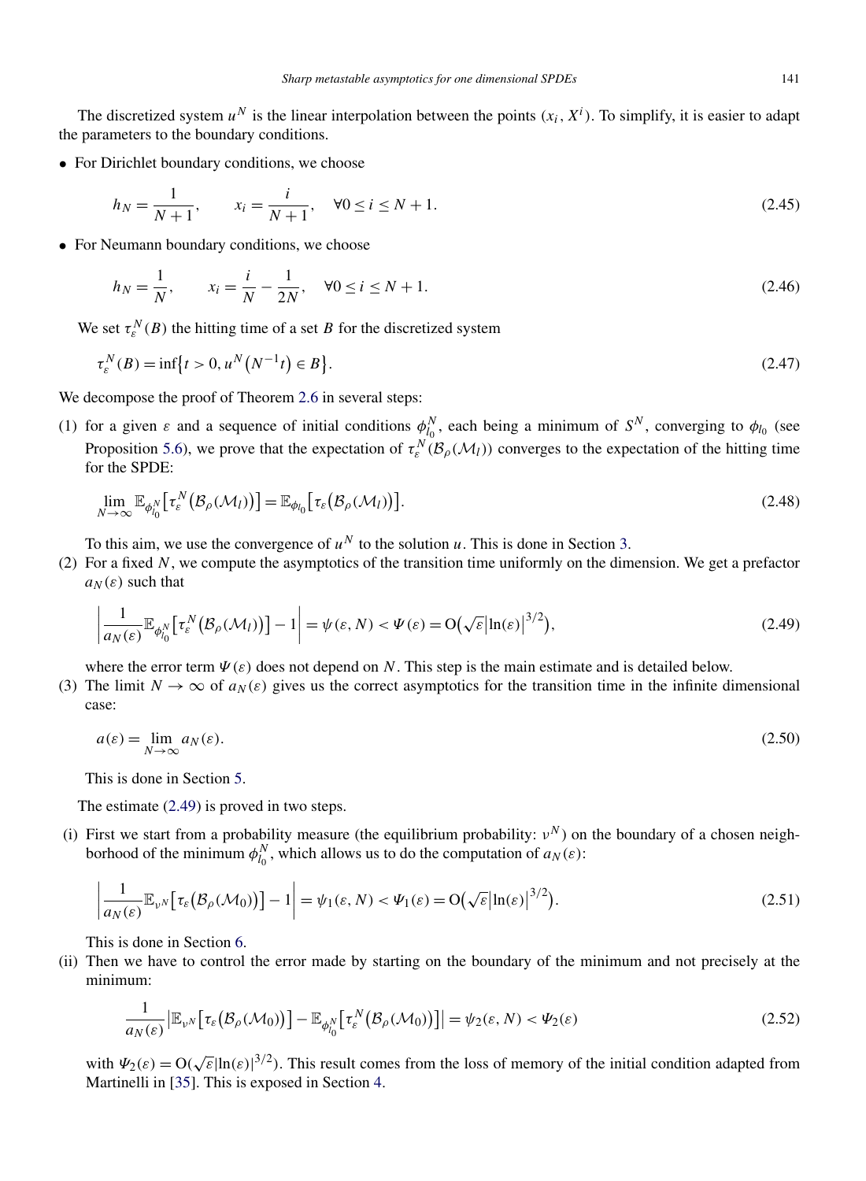The discretized system $u^N$ is the linear interpolation between the points $(x_i, X^i)$. To simplify, it is easier to adapt the parameters to the boundary conditions.

- For Dirichlet boundary conditions, we choose

$$h_N = \frac{1}{N+1}, \qquad x_i = \frac{i}{N+1}, \quad \forall 0 \le i \le N+1. \tag{2.45}$$

- For Neumann boundary conditions, we choose

$$h_N = \frac{1}{N}, \qquad x_i = \frac{i}{N} - \frac{1}{2N}, \quad \forall 0 \le i \le N+1. \tag{2.46}$$

We set $\tau_\varepsilon^N(B)$ the hitting time of a set $B$ for the discretized system

$$\tau_\varepsilon^N(B) = \inf\{t > 0, u^N(N^{-1}t) \in B\}. \tag{2.47}$$

We decompose the proof of Theorem 2.6 in several steps:

(1) for a given $\varepsilon$ and a sequence of initial conditions $\phi_{l_0}^N$, each being a minimum of $S^N$, converging to $\phi_{l_0}$ (see Proposition 5.6), we prove that the expectation of $\tau_\varepsilon^N(\mathcal{B}_\rho(\mathcal{M}_l))$ converges to the expectation of the hitting time for the SPDE:

$$\lim_{N\to\infty} \mathbb{E}_{\phi_{l_0}^N}\big[\tau_\varepsilon^N\big(\mathcal{B}_\rho(\mathcal{M}_l)\big)\big] = \mathbb{E}_{\phi_{l_0}}\big[\tau_\varepsilon\big(\mathcal{B}_\rho(\mathcal{M}_l)\big)\big]. \tag{2.48}$$

To this aim, we use the convergence of $u^N$ to the solution $u$. This is done in Section 3.

(2) For a fixed $N$, we compute the asymptotics of the transition time uniformly on the dimension. We get a prefactor $a_N(\varepsilon)$ such that

$$\left| \frac{1}{a_N(\varepsilon)} \mathbb{E}_{\phi_{l_0}^N}\big[\tau_\varepsilon^N\big(\mathcal{B}_\rho(\mathcal{M}_l)\big)\big] - 1 \right| = \psi(\varepsilon, N) < \Psi(\varepsilon) = \mathrm{O}\big(\sqrt{\varepsilon}\big|\ln(\varepsilon)\big|^{3/2}\big), \tag{2.49}$$

where the error term $\Psi(\varepsilon)$ does not depend on $N$. This step is the main estimate and is detailed below.

(3) The limit $N \to \infty$ of $a_N(\varepsilon)$ gives us the correct asymptotics for the transition time in the infinite dimensional case:

$$a(\varepsilon) = \lim_{N\to\infty} a_N(\varepsilon). \tag{2.50}$$

This is done in Section 5.

The estimate (2.49) is proved in two steps.

(i) First we start from a probability measure (the equilibrium probability: $\nu^N$) on the boundary of a chosen neighborhood of the minimum $\phi_{l_0}^N$, which allows us to do the computation of $a_N(\varepsilon)$:

$$\left| \frac{1}{a_N(\varepsilon)} \mathbb{E}_{\nu^N}\big[\tau_\varepsilon\big(\mathcal{B}_\rho(\mathcal{M}_0)\big)\big] - 1 \right| = \psi_1(\varepsilon, N) < \Psi_1(\varepsilon) = \mathrm{O}\big(\sqrt{\varepsilon}\big|\ln(\varepsilon)\big|^{3/2}\big). \tag{2.51}$$

This is done in Section 6.

(ii) Then we have to control the error made by starting on the boundary of the minimum and not precisely at the minimum:

$$\frac{1}{a_N(\varepsilon)} \big|\mathbb{E}_{\nu^N}\big[\tau_\varepsilon\big(\mathcal{B}_\rho(\mathcal{M}_0)\big)\big] - \mathbb{E}_{\phi_{l_0}^N}\big[\tau_\varepsilon^N\big(\mathcal{B}_\rho(\mathcal{M}_0)\big)\big]\big| = \psi_2(\varepsilon, N) < \Psi_2(\varepsilon) \tag{2.52}$$

with $\Psi_2(\varepsilon) = \mathrm{O}(\sqrt{\varepsilon}|\ln(\varepsilon)|^{3/2})$. This result comes from the loss of memory of the initial condition adapted from Martinelli in [35]. This is exposed in Section 4.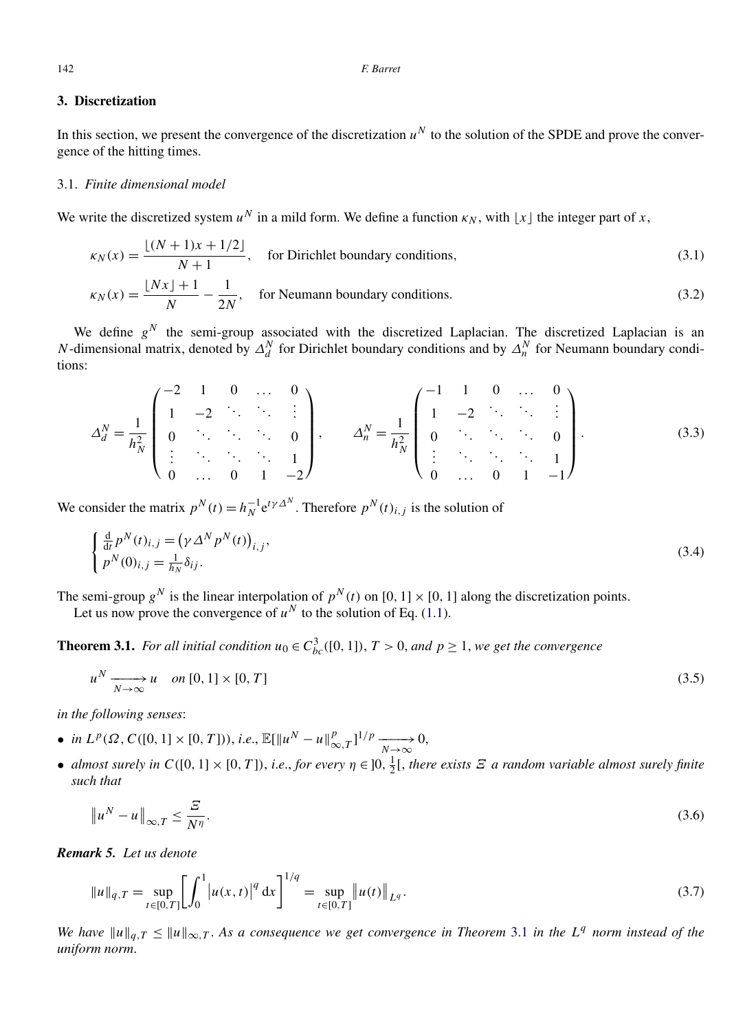## 3. Discretization

In this section, we present the convergence of the discretization $u^N$ to the solution of the SPDE and prove the convergence of the hitting times.

### 3.1. *Finite dimensional model*

We write the discretized system $u^N$ in a mild form. We define a function $\kappa_N$, with $\lfloor x \rfloor$ the integer part of $x$,

$$\kappa_N(x) = \frac{\lfloor (N+1)x + 1/2 \rfloor}{N+1}, \quad \text{for Dirichlet boundary conditions,} \tag{3.1}$$

$$\kappa_N(x) = \frac{\lfloor Nx \rfloor + 1}{N} - \frac{1}{2N}, \quad \text{for Neumann boundary conditions.} \tag{3.2}$$

We define $g^N$ the semi-group associated with the discretized Laplacian. The discretized Laplacian is an $N$-dimensional matrix, denoted by $\Delta_d^N$ for Dirichlet boundary conditions and by $\Delta_n^N$ for Neumann boundary conditions:

$$\Delta_d^N = \frac{1}{h_N^2}\begin{pmatrix} -2 & 1 & 0 & \dots & 0 \\ 1 & -2 & \ddots & \ddots & \vdots \\ 0 & \ddots & \ddots & \ddots & 0 \\ \vdots & \ddots & \ddots & \ddots & 1 \\ 0 & \dots & 0 & 1 & -2 \end{pmatrix}, \qquad \Delta_n^N = \frac{1}{h_N^2}\begin{pmatrix} -1 & 1 & 0 & \dots & 0 \\ 1 & -2 & \ddots & \ddots & \vdots \\ 0 & \ddots & \ddots & \ddots & 0 \\ \vdots & \ddots & \ddots & \ddots & 1 \\ 0 & \dots & 0 & 1 & -1 \end{pmatrix}. \tag{3.3}$$

We consider the matrix $p^N(t) = h_N^{-1} e^{t\gamma \Delta^N}$. Therefore $p^N(t)_{i,j}$ is the solution of

$$\begin{cases} \frac{d}{dt} p^N(t)_{i,j} = \left(\gamma \Delta^N p^N(t)\right)_{i,j}, \\ p^N(0)_{i,j} = \frac{1}{h_N}\delta_{ij}. \end{cases} \tag{3.4}$$

The semi-group $g^N$ is the linear interpolation of $p^N(t)$ on $[0,1] \times [0,1]$ along the discretization points.

Let us now prove the convergence of $u^N$ to the solution of Eq. (1.1).

**Theorem 3.1.** *For all initial condition $u_0 \in C^3_{bc}([0,1])$, $T > 0$, and $p \geq 1$, we get the convergence*

$$u^N \xrightarrow[N\to\infty]{} u \quad \text{on } [0,1]\times[0,T] \tag{3.5}$$

*in the following senses*:

- *in $L^p(\Omega, C([0,1]\times[0,T]))$, i.e., $\mathbb{E}[\|u^N - u\|^p_{\infty,T}]^{1/p} \xrightarrow[N\to\infty]{} 0$,*
- *almost surely in $C([0,1]\times[0,T])$, i.e., for every $\eta \in ]0, \frac{1}{2}[$, there exists $\Xi$ a random variable almost surely finite such that*

$$\left\|u^N - u\right\|_{\infty,T} \leq \frac{\Xi}{N^\eta}. \tag{3.6}$$

***Remark 5.*** *Let us denote*

$$\|u\|_{q,T} = \sup_{t\in[0,T]}\left[\int_0^1 \left|u(x,t)\right|^q \mathrm{d}x\right]^{1/q} = \sup_{t\in[0,T]}\left\|u(t)\right\|_{L^q}. \tag{3.7}$$

*We have $\|u\|_{q,T} \leq \|u\|_{\infty,T}$. As a consequence we get convergence in Theorem 3.1 in the $L^q$ norm instead of the uniform norm.*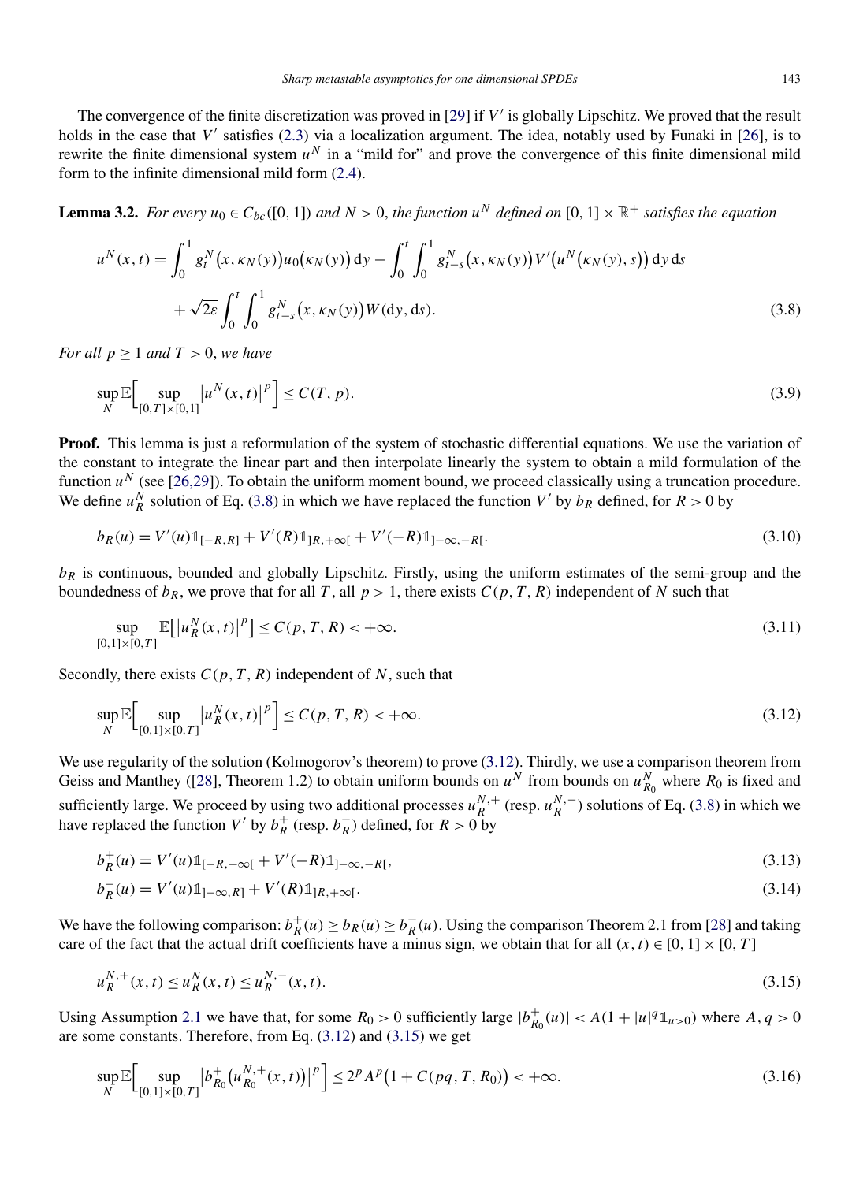The convergence of the finite discretization was proved in [29] if $V'$ is globally Lipschitz. We proved that the result holds in the case that $V'$ satisfies (2.3) via a localization argument. The idea, notably used by Funaki in [26], is to rewrite the finite dimensional system $u^N$ in a "mild for" and prove the convergence of this finite dimensional mild form to the infinite dimensional mild form (2.4).

**Lemma 3.2.** *For every $u_0 \in C_{bc}([0,1])$ and $N > 0$, the function $u^N$ defined on $[0,1] \times \mathbb{R}^+$ satisfies the equation*

$$
\begin{aligned}
u^N(x,t) = {} & \int_0^1 g_t^N\big(x, \kappa_N(y)\big) u_0\big(\kappa_N(y)\big)\,\mathrm{d}y - \int_0^t \int_0^1 g_{t-s}^N\big(x, \kappa_N(y)\big) V'\big(u^N\big(\kappa_N(y), s\big)\big)\,\mathrm{d}y\,\mathrm{d}s \\
& + \sqrt{2\varepsilon} \int_0^t \int_0^1 g_{t-s}^N\big(x, \kappa_N(y)\big) W(\mathrm{d}y, \mathrm{d}s).
\end{aligned} \tag{3.8}
$$

*For all $p \geq 1$ and $T > 0$, we have*

$$
\sup_N \mathbb{E}\Big[\sup_{[0,T]\times[0,1]} \big|u^N(x,t)\big|^p\Big] \leq C(T,p). \tag{3.9}
$$

**Proof.** This lemma is just a reformulation of the system of stochastic differential equations. We use the variation of the constant to integrate the linear part and then interpolate linearly the system to obtain a mild formulation of the function $u^N$ (see [26,29]). To obtain the uniform moment bound, we proceed classically using a truncation procedure. We define $u_R^N$ solution of Eq. (3.8) in which we have replaced the function $V'$ by $b_R$ defined, for $R > 0$ by

$$
b_R(u) = V'(u)\mathbb{1}_{[-R,R]} + V'(R)\mathbb{1}_{]R,+\infty[} + V'(-R)\mathbb{1}_{]-\infty,-R[}. \tag{3.10}
$$

$b_R$ is continuous, bounded and globally Lipschitz. Firstly, using the uniform estimates of the semi-group and the boundedness of $b_R$, we prove that for all $T$, all $p > 1$, there exists $C(p,T,R)$ independent of $N$ such that

$$
\sup_{[0,1]\times[0,T]} \mathbb{E}\big[\big|u_R^N(x,t)\big|^p\big] \leq C(p,T,R) < +\infty. \tag{3.11}
$$

Secondly, there exists $C(p,T,R)$ independent of $N$, such that

$$
\sup_N \mathbb{E}\Big[\sup_{[0,1]\times[0,T]} \big|u_R^N(x,t)\big|^p\Big] \leq C(p,T,R) < +\infty. \tag{3.12}
$$

We use regularity of the solution (Kolmogorov's theorem) to prove (3.12). Thirdly, we use a comparison theorem from Geiss and Manthey ([28], Theorem 1.2) to obtain uniform bounds on $u^N$ from bounds on $u_{R_0}^N$ where $R_0$ is fixed and sufficiently large. We proceed by using two additional processes $u_R^{N,+}$ (resp. $u_R^{N,-}$) solutions of Eq. (3.8) in which we have replaced the function $V'$ by $b_R^+$ (resp. $b_R^-$) defined, for $R > 0$ by

$$
b_R^+(u) = V'(u)\mathbb{1}_{[-R,+\infty[} + V'(-R)\mathbb{1}_{]-\infty,-R[}, \tag{3.13}
$$

$$
b_R^-(u) = V'(u)\mathbb{1}_{]-\infty,R]} + V'(R)\mathbb{1}_{]R,+\infty[}. \tag{3.14}
$$

We have the following comparison: $b_R^+(u) \geq b_R(u) \geq b_R^-(u)$. Using the comparison Theorem 2.1 from [28] and taking care of the fact that the actual drift coefficients have a minus sign, we obtain that for all $(x,t) \in [0,1] \times [0,T]$

$$
u_R^{N,+}(x,t) \leq u_R^N(x,t) \leq u_R^{N,-}(x,t). \tag{3.15}
$$

Using Assumption 2.1 we have that, for some $R_0 > 0$ sufficiently large $|b_{R_0}^+(u)| < A(1 + |u|^q \mathbb{1}_{u>0})$ where $A, q > 0$ are some constants. Therefore, from Eq. (3.12) and (3.15) we get

$$
\sup_N \mathbb{E}\Big[\sup_{[0,1]\times[0,T]} \big|b_{R_0}^+\big(u_{R_0}^{N,+}(x,t)\big)\big|^p\Big] \leq 2^p A^p \big(1 + C(pq, T, R_0)\big) < +\infty. \tag{3.16}
$$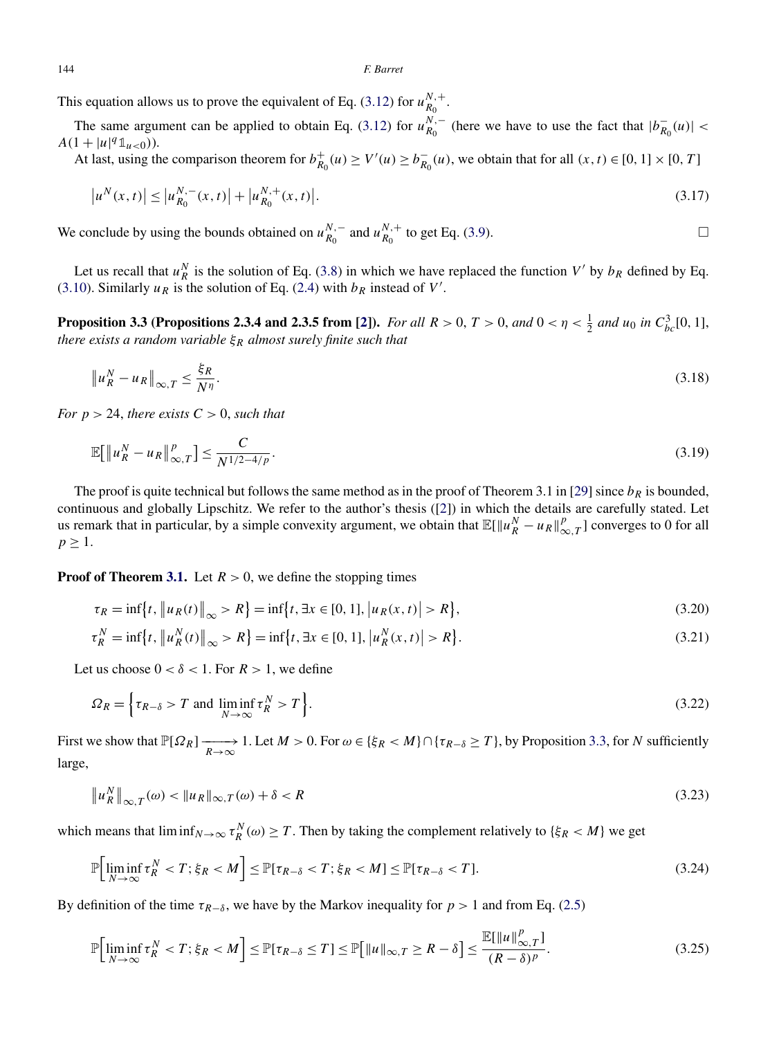This equation allows us to prove the equivalent of Eq. (3.12) for $u_{R_0}^{N,+}$.

The same argument can be applied to obtain Eq. (3.12) for $u_{R_0}^{N,-}$ (here we have to use the fact that $|b_{R_0}^-(u)| < A(1+|u|^q \mathbb{1}_{u<0})$).

At last, using the comparison theorem for $b_{R_0}^+(u) \geq V'(u) \geq b_{R_0}^-(u)$, we obtain that for all $(x,t) \in [0,1] \times [0,T]$

$$\left|u^N(x,t)\right| \leq \left|u_{R_0}^{N,-}(x,t)\right| + \left|u_{R_0}^{N,+}(x,t)\right|. \tag{3.17}$$

We conclude by using the bounds obtained on $u_{R_0}^{N,-}$ and $u_{R_0}^{N,+}$ to get Eq. (3.9). □

Let us recall that $u_R^N$ is the solution of Eq. (3.8) in which we have replaced the function $V'$ by $b_R$ defined by Eq. (3.10). Similarly $u_R$ is the solution of Eq. (2.4) with $b_R$ instead of $V'$.

**Proposition 3.3 (Propositions 2.3.4 and 2.3.5 from [2]).** *For all $R > 0$, $T > 0$, and $0 < \eta < \frac{1}{2}$ and $u_0$ in $C_{bc}^3[0,1]$, there exists a random variable $\xi_R$ almost surely finite such that*

$$\left\|u_R^N - u_R\right\|_{\infty,T} \leq \frac{\xi_R}{N^\eta}. \tag{3.18}$$

*For $p > 24$, there exists $C > 0$, such that*

$$\mathbb{E}\left[\left\|u_R^N - u_R\right\|_{\infty,T}^p\right] \leq \frac{C}{N^{1/2-4/p}}. \tag{3.19}$$

The proof is quite technical but follows the same method as in the proof of Theorem 3.1 in [29] since $b_R$ is bounded, continuous and globally Lipschitz. We refer to the author's thesis ([2]) in which the details are carefully stated. Let us remark that in particular, by a simple convexity argument, we obtain that $\mathbb{E}[\|u_R^N - u_R\|_{\infty,T}^p]$ converges to 0 for all $p \geq 1$.

**Proof of Theorem 3.1.** Let $R > 0$, we define the stopping times

$$\tau_R = \inf\left\{t, \left\|u_R(t)\right\|_\infty > R\right\} = \inf\left\{t, \exists x \in [0,1], \left|u_R(x,t)\right| > R\right\}, \tag{3.20}$$

$$\tau_R^N = \inf\left\{t, \left\|u_R^N(t)\right\|_\infty > R\right\} = \inf\left\{t, \exists x \in [0,1], \left|u_R^N(x,t)\right| > R\right\}. \tag{3.21}$$

Let us choose $0 < \delta < 1$. For $R > 1$, we define

$$\Omega_R = \left\{\tau_{R-\delta} > T \text{ and } \liminf_{N\to\infty} \tau_R^N > T\right\}. \tag{3.22}$$

First we show that $\mathbb{P}[\Omega_R] \xrightarrow[R\to\infty]{} 1$. Let $M > 0$. For $\omega \in \{\xi_R < M\} \cap \{\tau_{R-\delta} \geq T\}$, by Proposition 3.3, for $N$ sufficiently large,

$$\left\|u_R^N\right\|_{\infty,T}(\omega) < \|u_R\|_{\infty,T}(\omega) + \delta < R \tag{3.23}$$

which means that $\liminf_{N\to\infty} \tau_R^N(\omega) \geq T$. Then by taking the complement relatively to $\{\xi_R < M\}$ we get

$$\mathbb{P}\left[\liminf_{N\to\infty} \tau_R^N < T; \xi_R < M\right] \leq \mathbb{P}[\tau_{R-\delta} < T; \xi_R < M] \leq \mathbb{P}[\tau_{R-\delta} < T]. \tag{3.24}$$

By definition of the time $\tau_{R-\delta}$, we have by the Markov inequality for $p > 1$ and from Eq. (2.5)

$$\mathbb{P}\left[\liminf_{N\to\infty} \tau_R^N < T; \xi_R < M\right] \leq \mathbb{P}[\tau_{R-\delta} \leq T] \leq \mathbb{P}\left[\|u\|_{\infty,T} \geq R - \delta\right] \leq \frac{\mathbb{E}[\|u\|_{\infty,T}^p]}{(R-\delta)^p}. \tag{3.25}$$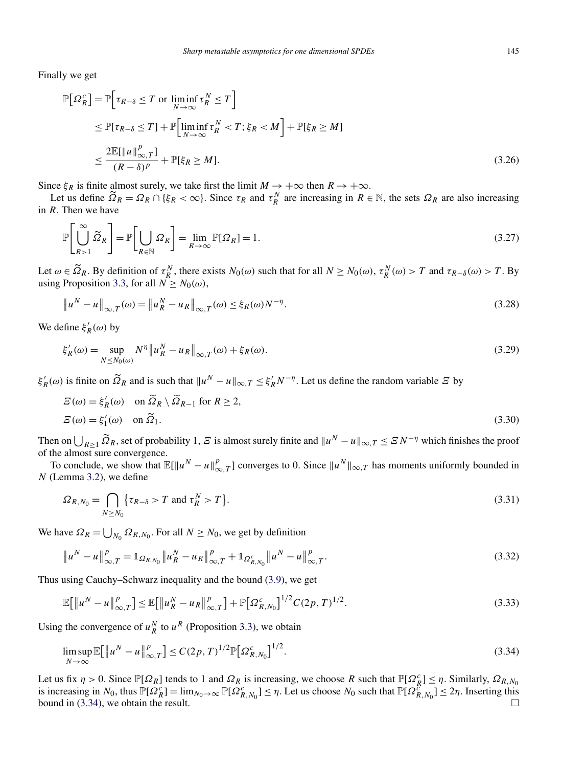Finally we get

$$
\begin{aligned}
\mathbb{P}\big[\Omega_R^c\big] &= \mathbb{P}\Big[\tau_{R-\delta} \le T \text{ or } \liminf_{N\to\infty} \tau_R^N \le T\Big] \\
&\le \mathbb{P}[\tau_{R-\delta} \le T] + \mathbb{P}\Big[\liminf_{N\to\infty} \tau_R^N < T; \xi_R < M\Big] + \mathbb{P}[\xi_R \ge M] \\
&\le \frac{2\mathbb{E}[\|u\|_{\infty,T}^p]}{(R-\delta)^p} + \mathbb{P}[\xi_R \ge M].
\end{aligned}
\tag{3.26}
$$

Since $\xi_R$ is finite almost surely, we take first the limit $M \to +\infty$ then $R \to +\infty$.

Let us define $\widetilde{\Omega}_R = \Omega_R \cap \{\xi_R < \infty\}$. Since $\tau_R$ and $\tau_R^N$ are increasing in $R \in \mathbb{N}$, the sets $\Omega_R$ are also increasing in $R$. Then we have

$$
\mathbb{P}\Bigg[\bigcup_{R>1}^{\infty} \widetilde{\Omega}_R\Bigg] = \mathbb{P}\Bigg[\bigcup_{R\in\mathbb{N}} \Omega_R\Bigg] = \lim_{R\to\infty} \mathbb{P}[\Omega_R] = 1.
\tag{3.27}
$$

Let $\omega \in \widetilde{\Omega}_R$. By definition of $\tau_R^N$, there exists $N_0(\omega)$ such that for all $N \ge N_0(\omega)$, $\tau_R^N(\omega) > T$ and $\tau_{R-\delta}(\omega) > T$. By using Proposition 3.3, for all $N \ge N_0(\omega)$,

$$
\big\|u^N - u\big\|_{\infty,T}(\omega) = \big\|u_R^N - u_R\big\|_{\infty,T}(\omega) \le \xi_R(\omega) N^{-\eta}.
\tag{3.28}
$$

We define $\xi_R'(\omega)$ by

$$
\xi_R'(\omega) = \sup_{N \le N_0(\omega)} N^\eta \big\|u_R^N - u_R\big\|_{\infty,T}(\omega) + \xi_R(\omega).
\tag{3.29}
$$

$\xi_R'(\omega)$ is finite on $\widetilde{\Omega}_R$ and is such that $\|u^N - u\|_{\infty,T} \le \xi_R' N^{-\eta}$. Let us define the random variable $\Xi$ by

$$
\begin{aligned}
&\Xi(\omega) = \xi_R'(\omega) \quad \text{on } \widetilde{\Omega}_R \setminus \widetilde{\Omega}_{R-1} \text{ for } R \ge 2, \\
&\Xi(\omega) = \xi_1'(\omega) \quad \text{on } \widetilde{\Omega}_1.
\end{aligned}
\tag{3.30}
$$

Then on $\bigcup_{R\ge 1} \widetilde{\Omega}_R$, set of probability 1, $\Xi$ is almost surely finite and $\|u^N - u\|_{\infty,T} \le \Xi N^{-\eta}$ which finishes the proof of the almost sure convergence.

To conclude, we show that $\mathbb{E}[\|u^N - u\|_{\infty,T}^p]$ converges to 0. Since $\|u^N\|_{\infty,T}$ has moments uniformly bounded in $N$ (Lemma 3.2), we define

$$
\Omega_{R,N_0} = \bigcap_{N\ge N_0} \big\{\tau_{R-\delta} > T \text{ and } \tau_R^N > T\big\}.
\tag{3.31}
$$

We have $\Omega_R = \bigcup_{N_0} \Omega_{R,N_0}$. For all $N \ge N_0$, we get by definition

$$
\big\|u^N - u\big\|_{\infty,T}^p = \mathbb{1}_{\Omega_{R,N_0}} \big\|u_R^N - u_R\big\|_{\infty,T}^p + \mathbb{1}_{\Omega_{R,N_0}^c} \big\|u^N - u\big\|_{\infty,T}^p.
\tag{3.32}
$$

Thus using Cauchy–Schwarz inequality and the bound (3.9), we get

$$
\mathbb{E}\big[\big\|u^N - u\big\|_{\infty,T}^p\big] \le \mathbb{E}\big[\big\|u_R^N - u_R\big\|_{\infty,T}^p\big] + \mathbb{P}\big[\Omega_{R,N_0}^c\big]^{1/2} C(2p,T)^{1/2}.
\tag{3.33}
$$

Using the convergence of $u_R^N$ to $u^R$ (Proposition 3.3), we obtain

$$
\limsup_{N\to\infty} \mathbb{E}\big[\big\|u^N - u\big\|_{\infty,T}^p\big] \le C(2p,T)^{1/2} \mathbb{P}\big[\Omega_{R,N_0}^c\big]^{1/2}.
\tag{3.34}
$$

Let us fix $\eta > 0$. Since $\mathbb{P}[\Omega_R]$ tends to 1 and $\Omega_R$ is increasing, we choose $R$ such that $\mathbb{P}[\Omega_R^c] \le \eta$. Similarly, $\Omega_{R,N_0}$ is increasing in $N_0$, thus $\mathbb{P}[\Omega_R^c] = \lim_{N_0\to\infty} \mathbb{P}[\Omega_{R,N_0}^c] \le \eta$. Let us choose $N_0$ such that $\mathbb{P}[\Omega_{R,N_0}^c] \le 2\eta$. Inserting this bound in (3.34), we obtain the result. □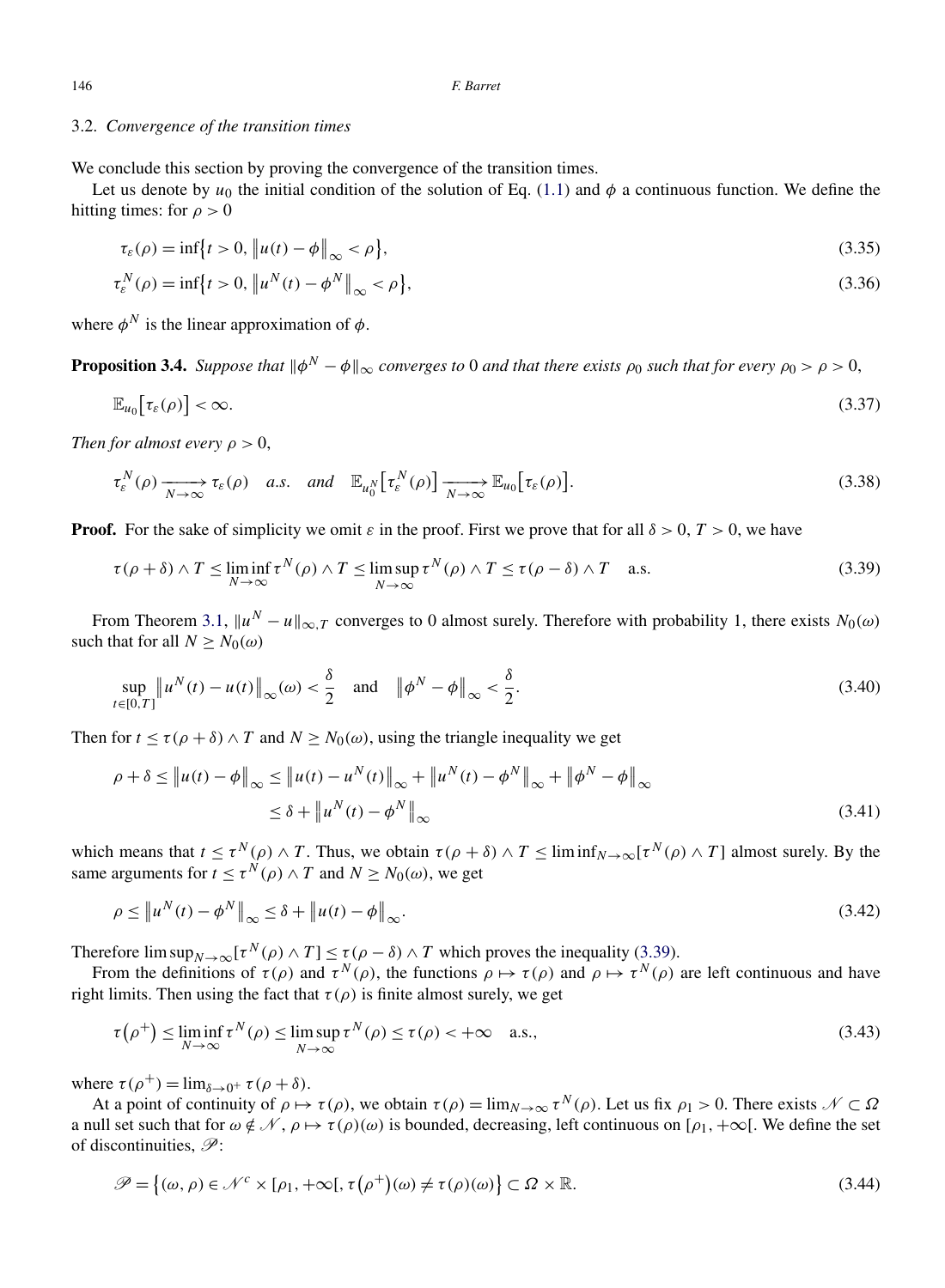### 3.2. *Convergence of the transition times*

We conclude this section by proving the convergence of the transition times.

Let us denote by $u_0$ the initial condition of the solution of Eq. (1.1) and $\phi$ a continuous function. We define the hitting times: for $\rho > 0$

$$\tau_\varepsilon(\rho) = \inf\{t > 0, \|u(t) - \phi\|_\infty < \rho\}, \tag{3.35}$$

$$\tau_\varepsilon^N(\rho) = \inf\{t > 0, \|u^N(t) - \phi^N\|_\infty < \rho\}, \tag{3.36}$$

where $\phi^N$ is the linear approximation of $\phi$.

**Proposition 3.4.** *Suppose that $\|\phi^N - \phi\|_\infty$ converges to 0 and that there exists $\rho_0$ such that for every $\rho_0 > \rho > 0$,*

$$\mathbb{E}_{u_0}[\tau_\varepsilon(\rho)] < \infty. \tag{3.37}$$

*Then for almost every $\rho > 0$,*

$$\tau_\varepsilon^N(\rho) \xrightarrow[N\to\infty]{} \tau_\varepsilon(\rho) \quad a.s. \quad and \quad \mathbb{E}_{u_0^N}[\tau_\varepsilon^N(\rho)] \xrightarrow[N\to\infty]{} \mathbb{E}_{u_0}[\tau_\varepsilon(\rho)]. \tag{3.38}$$

**Proof.** For the sake of simplicity we omit $\varepsilon$ in the proof. First we prove that for all $\delta > 0$, $T > 0$, we have

$$\tau(\rho+\delta) \wedge T \le \liminf_{N\to\infty} \tau^N(\rho) \wedge T \le \limsup_{N\to\infty} \tau^N(\rho) \wedge T \le \tau(\rho-\delta) \wedge T \quad \text{a.s.} \tag{3.39}$$

From Theorem 3.1, $\|u^N - u\|_{\infty,T}$ converges to 0 almost surely. Therefore with probability 1, there exists $N_0(\omega)$ such that for all $N \ge N_0(\omega)$

$$\sup_{t\in[0,T]} \|u^N(t) - u(t)\|_\infty(\omega) < \frac{\delta}{2} \quad \text{and} \quad \|\phi^N - \phi\|_\infty < \frac{\delta}{2}. \tag{3.40}$$

Then for $t \le \tau(\rho+\delta) \wedge T$ and $N \ge N_0(\omega)$, using the triangle inequality we get

$$\begin{aligned} \rho + \delta \le \|u(t) - \phi\|_\infty &\le \|u(t) - u^N(t)\|_\infty + \|u^N(t) - \phi^N\|_\infty + \|\phi^N - \phi\|_\infty \\ &\le \delta + \|u^N(t) - \phi^N\|_\infty \end{aligned} \tag{3.41}$$

which means that $t \le \tau^N(\rho) \wedge T$. Thus, we obtain $\tau(\rho+\delta) \wedge T \le \liminf_{N\to\infty}[\tau^N(\rho) \wedge T]$ almost surely. By the same arguments for $t \le \tau^N(\rho) \wedge T$ and $N \ge N_0(\omega)$, we get

$$\rho \le \|u^N(t) - \phi^N\|_\infty \le \delta + \|u(t) - \phi\|_\infty. \tag{3.42}$$

Therefore $\limsup_{N\to\infty}[\tau^N(\rho) \wedge T] \le \tau(\rho-\delta) \wedge T$ which proves the inequality (3.39).

From the definitions of $\tau(\rho)$ and $\tau^N(\rho)$, the functions $\rho \mapsto \tau(\rho)$ and $\rho \mapsto \tau^N(\rho)$ are left continuous and have right limits. Then using the fact that $\tau(\rho)$ is finite almost surely, we get

$$\tau(\rho^+) \le \liminf_{N\to\infty} \tau^N(\rho) \le \limsup_{N\to\infty} \tau^N(\rho) \le \tau(\rho) < +\infty \quad \text{a.s.}, \tag{3.43}$$

where $\tau(\rho^+) = \lim_{\delta\to 0^+} \tau(\rho+\delta)$.

At a point of continuity of $\rho \mapsto \tau(\rho)$, we obtain $\tau(\rho) = \lim_{N\to\infty} \tau^N(\rho)$. Let us fix $\rho_1 > 0$. There exists $\mathscr{N} \subset \Omega$ a null set such that for $\omega \notin \mathscr{N}$, $\rho \mapsto \tau(\rho)(\omega)$ is bounded, decreasing, left continuous on $[\rho_1, +\infty[$. We define the set of discontinuities, $\mathscr{P}$:

$$\mathscr{P} = \{(\omega, \rho) \in \mathscr{N}^c \times [\rho_1, +\infty[, \tau(\rho^+)(\omega) \ne \tau(\rho)(\omega)\} \subset \Omega \times \mathbb{R}. \tag{3.44}$$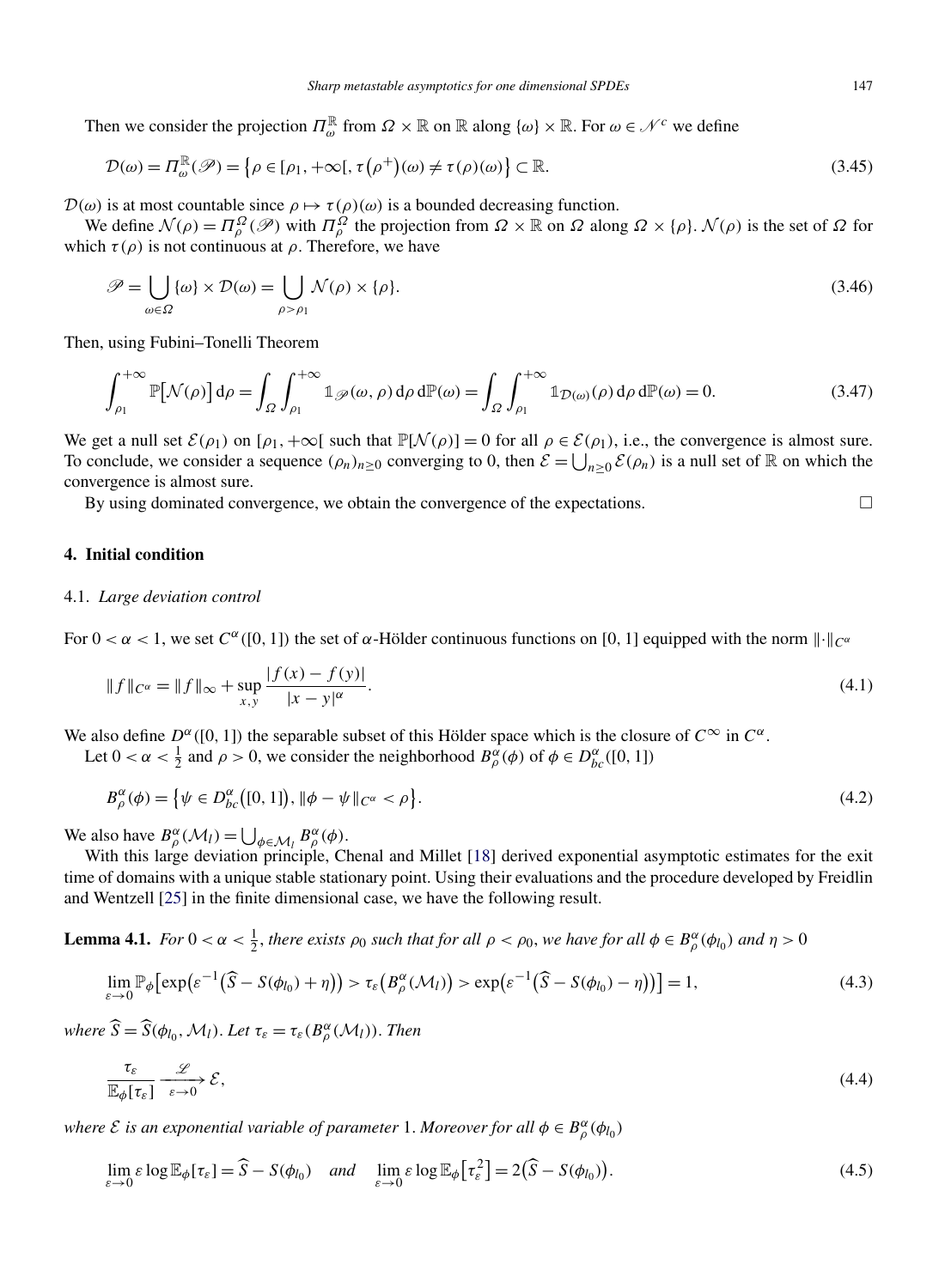Then we consider the projection $\Pi_\omega^{\mathbb{R}}$ from $\Omega \times \mathbb{R}$ on $\mathbb{R}$ along $\{\omega\} \times \mathbb{R}$. For $\omega \in \mathcal{N}^c$ we define

$$\mathcal{D}(\omega) = \Pi_\omega^{\mathbb{R}}(\mathscr{P}) = \big\{\rho \in [\rho_1, +\infty[, \tau\big(\rho^+\big)(\omega) \neq \tau(\rho)(\omega)\big\} \subset \mathbb{R}. \tag{3.45}$$

$\mathcal{D}(\omega)$ is at most countable since $\rho \mapsto \tau(\rho)(\omega)$ is a bounded decreasing function.

We define $\mathcal{N}(\rho) = \Pi_\rho^{\Omega}(\mathscr{P})$ with $\Pi_\rho^{\Omega}$ the projection from $\Omega \times \mathbb{R}$ on $\Omega$ along $\Omega \times \{\rho\}$. $\mathcal{N}(\rho)$ is the set of $\Omega$ for which $\tau(\rho)$ is not continuous at $\rho$. Therefore, we have

$$\mathscr{P} = \bigcup_{\omega \in \Omega} \{\omega\} \times \mathcal{D}(\omega) = \bigcup_{\rho > \rho_1} \mathcal{N}(\rho) \times \{\rho\}. \tag{3.46}$$

Then, using Fubini–Tonelli Theorem

$$\int_{\rho_1}^{+\infty} \mathbb{P}\big[\mathcal{N}(\rho)\big]\,\mathrm{d}\rho = \int_\Omega \int_{\rho_1}^{+\infty} \mathbb{1}_{\mathscr{P}}(\omega, \rho)\,\mathrm{d}\rho\,\mathrm{d}\mathbb{P}(\omega) = \int_\Omega \int_{\rho_1}^{+\infty} \mathbb{1}_{\mathcal{D}(\omega)}(\rho)\,\mathrm{d}\rho\,\mathrm{d}\mathbb{P}(\omega) = 0. \tag{3.47}$$

We get a null set $\mathcal{E}(\rho_1)$ on $[\rho_1, +\infty[$ such that $\mathbb{P}[\mathcal{N}(\rho)] = 0$ for all $\rho \in \mathcal{E}(\rho_1)$, i.e., the convergence is almost sure. To conclude, we consider a sequence $(\rho_n)_{n \geq 0}$ converging to 0, then $\mathcal{E} = \bigcup_{n \geq 0} \mathcal{E}(\rho_n)$ is a null set of $\mathbb{R}$ on which the convergence is almost sure.

By using dominated convergence, we obtain the convergence of the expectations. $\square$

## 4. Initial condition

### 4.1. *Large deviation control*

For $0 < \alpha < 1$, we set $C^\alpha([0,1])$ the set of $\alpha$-Hölder continuous functions on $[0,1]$ equipped with the norm $\|\cdot\|_{C^\alpha}$

$$\|f\|_{C^\alpha} = \|f\|_\infty + \sup_{x,y} \frac{|f(x) - f(y)|}{|x-y|^\alpha}. \tag{4.1}$$

We also define $D^\alpha([0,1])$ the separable subset of this Hölder space which is the closure of $C^\infty$ in $C^\alpha$.

Let $0 < \alpha < \frac{1}{2}$ and $\rho > 0$, we consider the neighborhood $B_\rho^\alpha(\phi)$ of $\phi \in D_{bc}^\alpha([0,1])$

$$B_\rho^\alpha(\phi) = \big\{\psi \in D_{bc}^\alpha\big([0,1]\big), \|\phi - \psi\|_{C^\alpha} < \rho\big\}. \tag{4.2}$$

We also have $B_\rho^\alpha(\mathcal{M}_l) = \bigcup_{\phi \in \mathcal{M}_l} B_\rho^\alpha(\phi)$.

With this large deviation principle, Chenal and Millet [18] derived exponential asymptotic estimates for the exit time of domains with a unique stable stationary point. Using their evaluations and the procedure developed by Freidlin and Wentzell [25] in the finite dimensional case, we have the following result.

**Lemma 4.1.** *For $0 < \alpha < \frac{1}{2}$, there exists $\rho_0$ such that for all $\rho < \rho_0$, we have for all $\phi \in B_\rho^\alpha(\phi_{l_0})$ and $\eta > 0$*

$$\lim_{\varepsilon \to 0} \mathbb{P}_\phi\big[\exp\big(\varepsilon^{-1}\big(\widehat{S} - S(\phi_{l_0}) + \eta\big)\big) > \tau_\varepsilon\big(B_\rho^\alpha(\mathcal{M}_l)\big) > \exp\big(\varepsilon^{-1}\big(\widehat{S} - S(\phi_{l_0}) - \eta\big)\big)\big] = 1, \tag{4.3}$$

*where $\widehat{S} = \widehat{S}(\phi_{l_0}, \mathcal{M}_l)$. Let $\tau_\varepsilon = \tau_\varepsilon(B_\rho^\alpha(\mathcal{M}_l))$. Then*

$$\frac{\tau_\varepsilon}{\mathbb{E}_\phi[\tau_\varepsilon]} \xrightarrow[\varepsilon \to 0]{\mathscr{L}} \mathcal{E}, \tag{4.4}$$

*where $\mathcal{E}$ is an exponential variable of parameter 1. Moreover for all $\phi \in B_\rho^\alpha(\phi_{l_0})$*

$$\lim_{\varepsilon \to 0} \varepsilon \log \mathbb{E}_\phi[\tau_\varepsilon] = \widehat{S} - S(\phi_{l_0}) \quad \text{and} \quad \lim_{\varepsilon \to 0} \varepsilon \log \mathbb{E}_\phi\big[\tau_\varepsilon^2\big] = 2\big(\widehat{S} - S(\phi_{l_0})\big). \tag{4.5}$$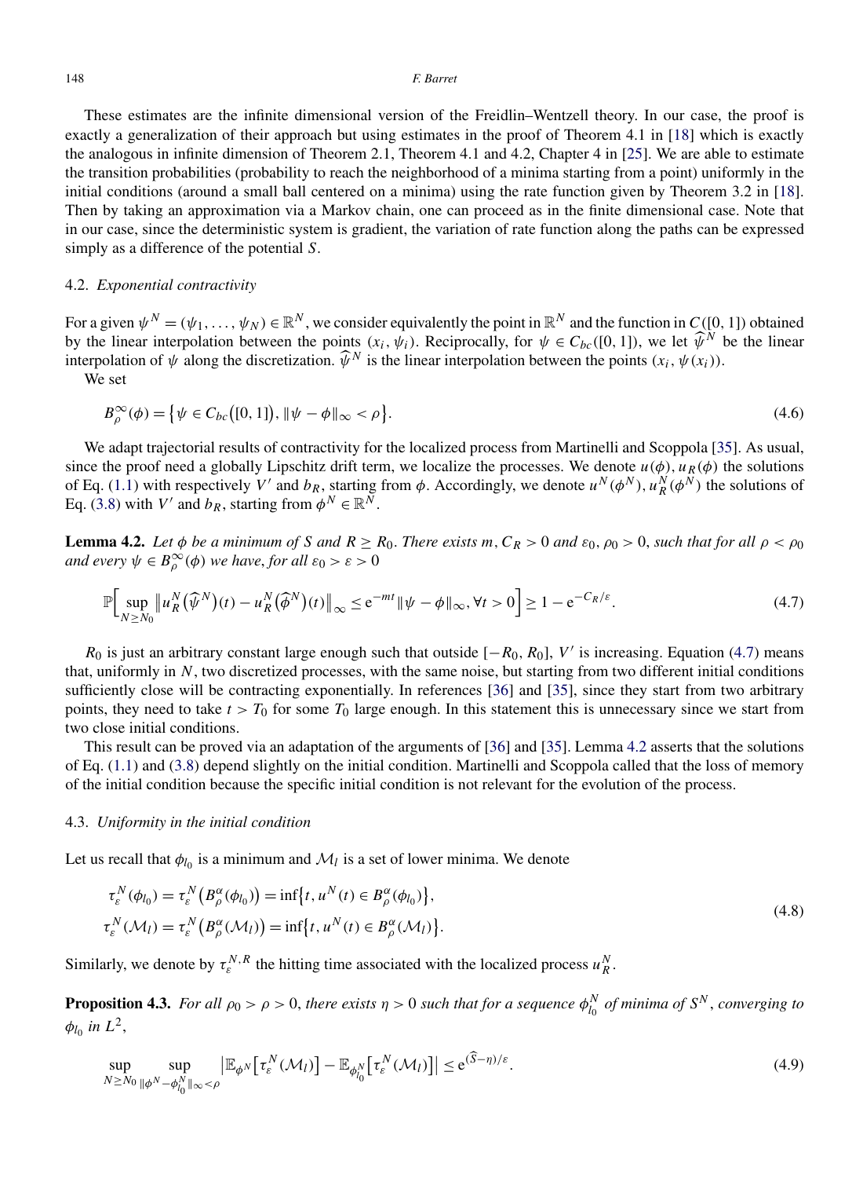These estimates are the infinite dimensional version of the Freidlin–Wentzell theory. In our case, the proof is exactly a generalization of their approach but using estimates in the proof of Theorem 4.1 in [18] which is exactly the analogous in infinite dimension of Theorem 2.1, Theorem 4.1 and 4.2, Chapter 4 in [25]. We are able to estimate the transition probabilities (probability to reach the neighborhood of a minima starting from a point) uniformly in the initial conditions (around a small ball centered on a minima) using the rate function given by Theorem 3.2 in [18]. Then by taking an approximation via a Markov chain, one can proceed as in the finite dimensional case. Note that in our case, since the deterministic system is gradient, the variation of rate function along the paths can be expressed simply as a difference of the potential $S$.

### 4.2. *Exponential contractivity*

For a given $\psi^N = (\psi_1, \ldots, \psi_N) \in \mathbb{R}^N$, we consider equivalently the point in $\mathbb{R}^N$ and the function in $C([0,1])$ obtained by the linear interpolation between the points $(x_i, \psi_i)$. Reciprocally, for $\psi \in C_{bc}([0,1])$, we let $\widehat{\psi}^N$ be the linear interpolation of $\psi$ along the discretization. $\widehat{\psi}^N$ is the linear interpolation between the points $(x_i, \psi(x_i))$.

We set

$$B_\rho^\infty(\phi) = \{\psi \in C_{bc}([0,1]), \|\psi - \phi\|_\infty < \rho\}. \tag{4.6}$$

We adapt trajectorial results of contractivity for the localized process from Martinelli and Scoppola [35]. As usual, since the proof need a globally Lipschitz drift term, we localize the processes. We denote $u(\phi), u_R(\phi)$ the solutions of Eq. (1.1) with respectively $V'$ and $b_R$, starting from $\phi$. Accordingly, we denote $u^N(\phi^N), u_R^N(\phi^N)$ the solutions of Eq. (3.8) with $V'$ and $b_R$, starting from $\phi^N \in \mathbb{R}^N$.

**Lemma 4.2.** *Let $\phi$ be a minimum of $S$ and $R \geq R_0$. There exists $m, C_R > 0$ and $\varepsilon_0, \rho_0 > 0$, such that for all $\rho < \rho_0$ and every $\psi \in B_\rho^\infty(\phi)$ we have, for all $\varepsilon_0 > \varepsilon > 0$*

$$\mathbb{P}\Big[\sup_{N \geq N_0} \big\|u_R^N(\widehat{\psi}^N)(t) - u_R^N(\widehat{\phi}^N)(t)\big\|_\infty \leq \mathrm{e}^{-mt}\|\psi - \phi\|_\infty, \forall t > 0\Big] \geq 1 - \mathrm{e}^{-C_R/\varepsilon}. \tag{4.7}$$

$R_0$ is just an arbitrary constant large enough such that outside $[-R_0, R_0]$, $V'$ is increasing. Equation (4.7) means that, uniformly in $N$, two discretized processes, with the same noise, but starting from two different initial conditions sufficiently close will be contracting exponentially. In references [36] and [35], since they start from two arbitrary points, they need to take $t > T_0$ for some $T_0$ large enough. In this statement this is unnecessary since we start from two close initial conditions.

This result can be proved via an adaptation of the arguments of [36] and [35]. Lemma 4.2 asserts that the solutions of Eq. (1.1) and (3.8) depend slightly on the initial condition. Martinelli and Scoppola called that the loss of memory of the initial condition because the specific initial condition is not relevant for the evolution of the process.

### 4.3. *Uniformity in the initial condition*

Let us recall that $\phi_{l_0}$ is a minimum and $\mathcal{M}_l$ is a set of lower minima. We denote

$$\begin{aligned}
&\tau_\varepsilon^N(\phi_{l_0}) = \tau_\varepsilon^N\big(B_\rho^\alpha(\phi_{l_0})\big) = \inf\{t, u^N(t) \in B_\rho^\alpha(\phi_{l_0})\}, \\
&\tau_\varepsilon^N(\mathcal{M}_l) = \tau_\varepsilon^N\big(B_\rho^\alpha(\mathcal{M}_l)\big) = \inf\{t, u^N(t) \in B_\rho^\alpha(\mathcal{M}_l)\}.
\end{aligned} \tag{4.8}$$

Similarly, we denote by $\tau_\varepsilon^{N,R}$ the hitting time associated with the localized process $u_R^N$.

**Proposition 4.3.** *For all $\rho_0 > \rho > 0$, there exists $\eta > 0$ such that for a sequence $\phi_{l_0}^N$ of minima of $S^N$, converging to $\phi_{l_0}$ in $L^2$,*

$$\sup_{N \geq N_0} \sup_{\|\phi^N - \phi_{l_0}^N\|_\infty < \rho} \big|\mathbb{E}_{\phi^N}\big[\tau_\varepsilon^N(\mathcal{M}_l)\big] - \mathbb{E}_{\phi_{l_0}^N}\big[\tau_\varepsilon^N(\mathcal{M}_l)\big]\big| \leq \mathrm{e}^{(\widehat{S} - \eta)/\varepsilon}. \tag{4.9}$$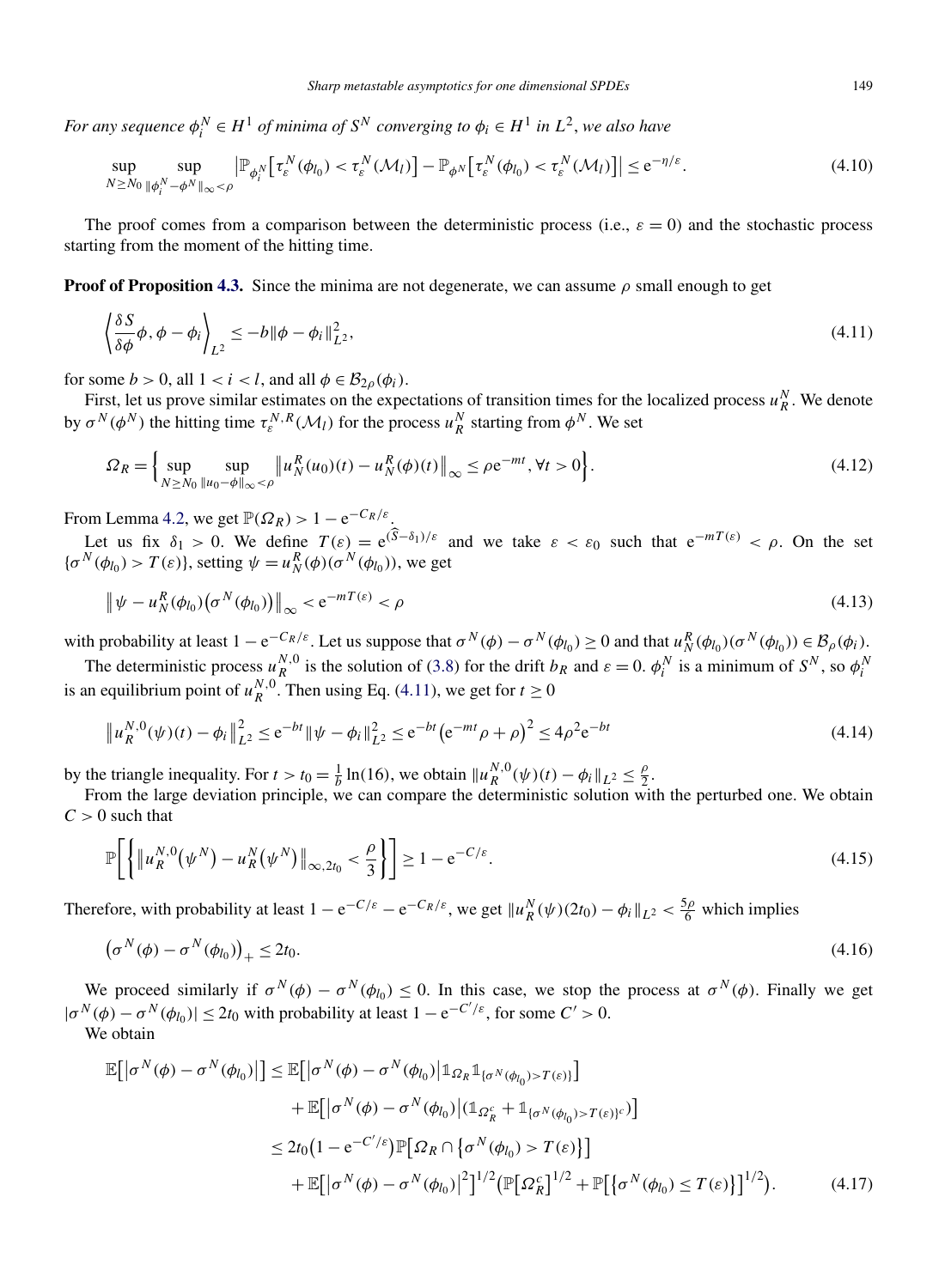*For any sequence $\phi_i^N \in H^1$ of minima of $S^N$ converging to $\phi_i \in H^1$ in $L^2$, we also have*

$$\sup_{N \geq N_0} \sup_{\|\phi_i^N - \phi^N\|_\infty < \rho} \left| \mathbb{P}_{\phi_i^N}\left[\tau_\varepsilon^N(\phi_{l_0}) < \tau_\varepsilon^N(\mathcal{M}_l)\right] - \mathbb{P}_{\phi^N}\left[\tau_\varepsilon^N(\phi_{l_0}) < \tau_\varepsilon^N(\mathcal{M}_l)\right]\right| \leq \mathrm{e}^{-\eta/\varepsilon}. \tag{4.10}$$

The proof comes from a comparison between the deterministic process (i.e., $\varepsilon = 0$) and the stochastic process starting from the moment of the hitting time.

**Proof of Proposition 4.3.** Since the minima are not degenerate, we can assume $\rho$ small enough to get

$$\left\langle \frac{\delta S}{\delta \phi}\phi, \phi - \phi_i \right\rangle_{L^2} \leq -b\|\phi - \phi_i\|_{L^2}^2, \tag{4.11}$$

for some $b > 0$, all $1 < i < l$, and all $\phi \in \mathcal{B}_{2\rho}(\phi_i)$.

First, let us prove similar estimates on the expectations of transition times for the localized process $u_R^N$. We denote by $\sigma^N(\phi^N)$ the hitting time $\tau_\varepsilon^{N,R}(\mathcal{M}_l)$ for the process $u_R^N$ starting from $\phi^N$. We set

$$\Omega_R = \left\{ \sup_{N \geq N_0} \sup_{\|u_0 - \phi\|_\infty < \rho} \left\| u_N^R(u_0)(t) - u_N^R(\phi)(t)\right\|_\infty \leq \rho \mathrm{e}^{-mt}, \forall t > 0\right\}. \tag{4.12}$$

From Lemma 4.2, we get $\mathbb{P}(\Omega_R) > 1 - \mathrm{e}^{-C_R/\varepsilon}$.

Let us fix $\delta_1 > 0$. We define $T(\varepsilon) = \mathrm{e}^{(\widehat{S} - \delta_1)/\varepsilon}$ and we take $\varepsilon < \varepsilon_0$ such that $\mathrm{e}^{-mT(\varepsilon)} < \rho$. On the set $\{\sigma^N(\phi_{l_0}) > T(\varepsilon)\}$, setting $\psi = u_N^R(\phi)(\sigma^N(\phi_{l_0}))$, we get

$$\left\| \psi - u_N^R(\phi_{l_0})\left(\sigma^N(\phi_{l_0})\right)\right\|_\infty < \mathrm{e}^{-mT(\varepsilon)} < \rho \tag{4.13}$$

with probability at least $1 - \mathrm{e}^{-C_R/\varepsilon}$. Let us suppose that $\sigma^N(\phi) - \sigma^N(\phi_{l_0}) \geq 0$ and that $u_N^R(\phi_{l_0})(\sigma^N(\phi_{l_0})) \in \mathcal{B}_\rho(\phi_i)$.

The deterministic process $u_R^{N,0}$ is the solution of (3.8) for the drift $b_R$ and $\varepsilon = 0$. $\phi_i^N$ is a minimum of $S^N$, so $\phi_i^N$ is an equilibrium point of $u_R^{N,0}$. Then using Eq. (4.11), we get for $t \geq 0$

$$\left\| u_R^{N,0}(\psi)(t) - \phi_i\right\|_{L^2}^2 \leq \mathrm{e}^{-bt}\|\psi - \phi_i\|_{L^2}^2 \leq \mathrm{e}^{-bt}\left(\mathrm{e}^{-mt}\rho + \rho\right)^2 \leq 4\rho^2 \mathrm{e}^{-bt} \tag{4.14}$$

by the triangle inequality. For $t > t_0 = \frac{1}{b}\ln(16)$, we obtain $\|u_R^{N,0}(\psi)(t) - \phi_i\|_{L^2} \leq \frac{\rho}{2}$.

From the large deviation principle, we can compare the deterministic solution with the perturbed one. We obtain $C > 0$ such that

$$\mathbb{P}\left[\left\{ \left\| u_R^{N,0}\left(\psi^N\right) - u_R^N\left(\psi^N\right)\right\|_{\infty, 2t_0} < \frac{\rho}{3}\right\}\right] \geq 1 - \mathrm{e}^{-C/\varepsilon}. \tag{4.15}$$

Therefore, with probability at least $1 - \mathrm{e}^{-C/\varepsilon} - \mathrm{e}^{-C_R/\varepsilon}$, we get $\|u_R^N(\psi)(2t_0) - \phi_i\|_{L^2} < \frac{5\rho}{6}$ which implies

$$\left(\sigma^N(\phi) - \sigma^N(\phi_{l_0})\right)_+ \leq 2t_0. \tag{4.16}$$

We proceed similarly if $\sigma^N(\phi) - \sigma^N(\phi_{l_0}) \leq 0$. In this case, we stop the process at $\sigma^N(\phi)$. Finally we get $|\sigma^N(\phi) - \sigma^N(\phi_{l_0})| \leq 2t_0$ with probability at least $1 - \mathrm{e}^{-C'/\varepsilon}$, for some $C' > 0$.

We obtain

$$\begin{aligned}
\mathbb{E}\left[\left|\sigma^N(\phi) - \sigma^N(\phi_{l_0})\right|\right] &\leq \mathbb{E}\left[\left|\sigma^N(\phi) - \sigma^N(\phi_{l_0})\right| \mathbb{1}_{\Omega_R} \mathbb{1}_{\{\sigma^N(\phi_{l_0}) > T(\varepsilon)\}}\right] \\
&\quad + \mathbb{E}\left[\left|\sigma^N(\phi) - \sigma^N(\phi_{l_0})\right| \left(\mathbb{1}_{\Omega_R^c} + \mathbb{1}_{\{\sigma^N(\phi_{l_0}) > T(\varepsilon)\}^c}\right)\right] \\
&\leq 2t_0\left(1 - \mathrm{e}^{-C'/\varepsilon}\right)\mathbb{P}\left[\Omega_R \cap \left\{\sigma^N(\phi_{l_0}) > T(\varepsilon)\right\}\right] \\
&\quad + \mathbb{E}\left[\left|\sigma^N(\phi) - \sigma^N(\phi_{l_0})\right|^2\right]^{1/2}\left(\mathbb{P}\left[\Omega_R^c\right]^{1/2} + \mathbb{P}\left[\left\{\sigma^N(\phi_{l_0}) \leq T(\varepsilon)\right\}\right]^{1/2}\right).
\end{aligned} \tag{4.17}$$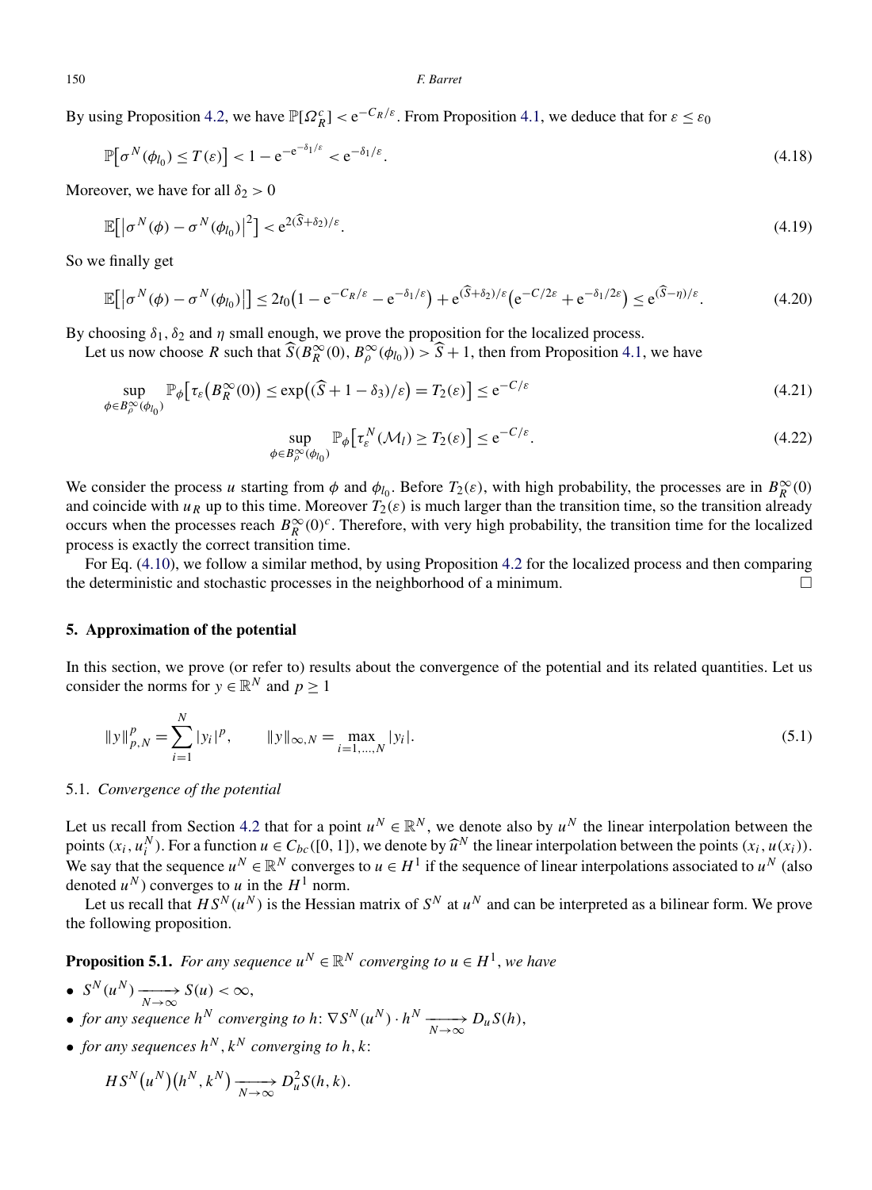By using Proposition 4.2, we have $\mathbb{P}[\Omega_R^c] < \mathrm{e}^{-C_R/\varepsilon}$. From Proposition 4.1, we deduce that for $\varepsilon \le \varepsilon_0$

$$\mathbb{P}\big[\sigma^N(\phi_{l_0}) \le T(\varepsilon)\big] < 1 - \mathrm{e}^{-\mathrm{e}^{-\delta_1/\varepsilon}} < \mathrm{e}^{-\delta_1/\varepsilon}. \tag{4.18}$$

Moreover, we have for all $\delta_2 > 0$

$$\mathbb{E}\big[\big|\sigma^N(\phi) - \sigma^N(\phi_{l_0})\big|^2\big] < \mathrm{e}^{2(\widehat{S}+\delta_2)/\varepsilon}. \tag{4.19}$$

So we finally get

$$\mathbb{E}\big[\big|\sigma^N(\phi) - \sigma^N(\phi_{l_0})\big|\big] \le 2t_0\big(1 - \mathrm{e}^{-C_R/\varepsilon} - \mathrm{e}^{-\delta_1/\varepsilon}\big) + \mathrm{e}^{(\widehat{S}+\delta_2)/\varepsilon}\big(\mathrm{e}^{-C/2\varepsilon} + \mathrm{e}^{-\delta_1/2\varepsilon}\big) \le \mathrm{e}^{(\widehat{S}-\eta)/\varepsilon}. \tag{4.20}$$

By choosing $\delta_1$, $\delta_2$ and $\eta$ small enough, we prove the proposition for the localized process.

Let us now choose $R$ such that $\widehat{S}(B_R^\infty(0), B_\rho^\infty(\phi_{l_0})) > \widehat{S} + 1$, then from Proposition 4.1, we have

$$\sup_{\phi \in B_\rho^\infty(\phi_{l_0})} \mathbb{P}_\phi\big[\tau_\varepsilon\big(B_R^\infty(0)\big) \le \exp\big((\widehat{S} + 1 - \delta_3)/\varepsilon\big) = T_2(\varepsilon)\big] \le \mathrm{e}^{-C/\varepsilon} \tag{4.21}$$

$$\sup_{\phi \in B_\rho^\infty(\phi_{l_0})} \mathbb{P}_\phi\big[\tau_\varepsilon^N(\mathcal{M}_l) \ge T_2(\varepsilon)\big] \le \mathrm{e}^{-C/\varepsilon}. \tag{4.22}$$

We consider the process $u$ starting from $\phi$ and $\phi_{l_0}$. Before $T_2(\varepsilon)$, with high probability, the processes are in $B_R^\infty(0)$ and coincide with $u_R$ up to this time. Moreover $T_2(\varepsilon)$ is much larger than the transition time, so the transition already occurs when the processes reach $B_R^\infty(0)^c$. Therefore, with very high probability, the transition time for the localized process is exactly the correct transition time.

For Eq. (4.10), we follow a similar method, by using Proposition 4.2 for the localized process and then comparing the deterministic and stochastic processes in the neighborhood of a minimum. □

## 5. Approximation of the potential

In this section, we prove (or refer to) results about the convergence of the potential and its related quantities. Let us consider the norms for $y \in \mathbb{R}^N$ and $p \ge 1$

$$\|y\|_{p,N}^p = \sum_{i=1}^N |y_i|^p, \qquad \|y\|_{\infty,N} = \max_{i=1,\dots,N} |y_i|. \tag{5.1}$$

### 5.1. *Convergence of the potential*

Let us recall from Section 4.2 that for a point $u^N \in \mathbb{R}^N$, we denote also by $u^N$ the linear interpolation between the points $(x_i, u_i^N)$. For a function $u \in C_{bc}([0,1])$, we denote by $\widehat{u}^N$ the linear interpolation between the points $(x_i, u(x_i))$. We say that the sequence $u^N \in \mathbb{R}^N$ converges to $u \in H^1$ if the sequence of linear interpolations associated to $u^N$ (also denoted $u^N$) converges to $u$ in the $H^1$ norm.

Let us recall that $HS^N(u^N)$ is the Hessian matrix of $S^N$ at $u^N$ and can be interpreted as a bilinear form. We prove the following proposition.

**Proposition 5.1.** *For any sequence $u^N \in \mathbb{R}^N$ converging to $u \in H^1$, we have*

- $S^N(u^N) \xrightarrow[N\to\infty]{} S(u) < \infty$,
- *for any sequence $h^N$ converging to $h$:* $\nabla S^N(u^N) \cdot h^N \xrightarrow[N\to\infty]{} D_u S(h)$,
- *for any sequences $h^N, k^N$ converging to $h, k$:*

$$HS^N\big(u^N\big)\big(h^N, k^N\big) \xrightarrow[N\to\infty]{} D_u^2 S(h, k).$$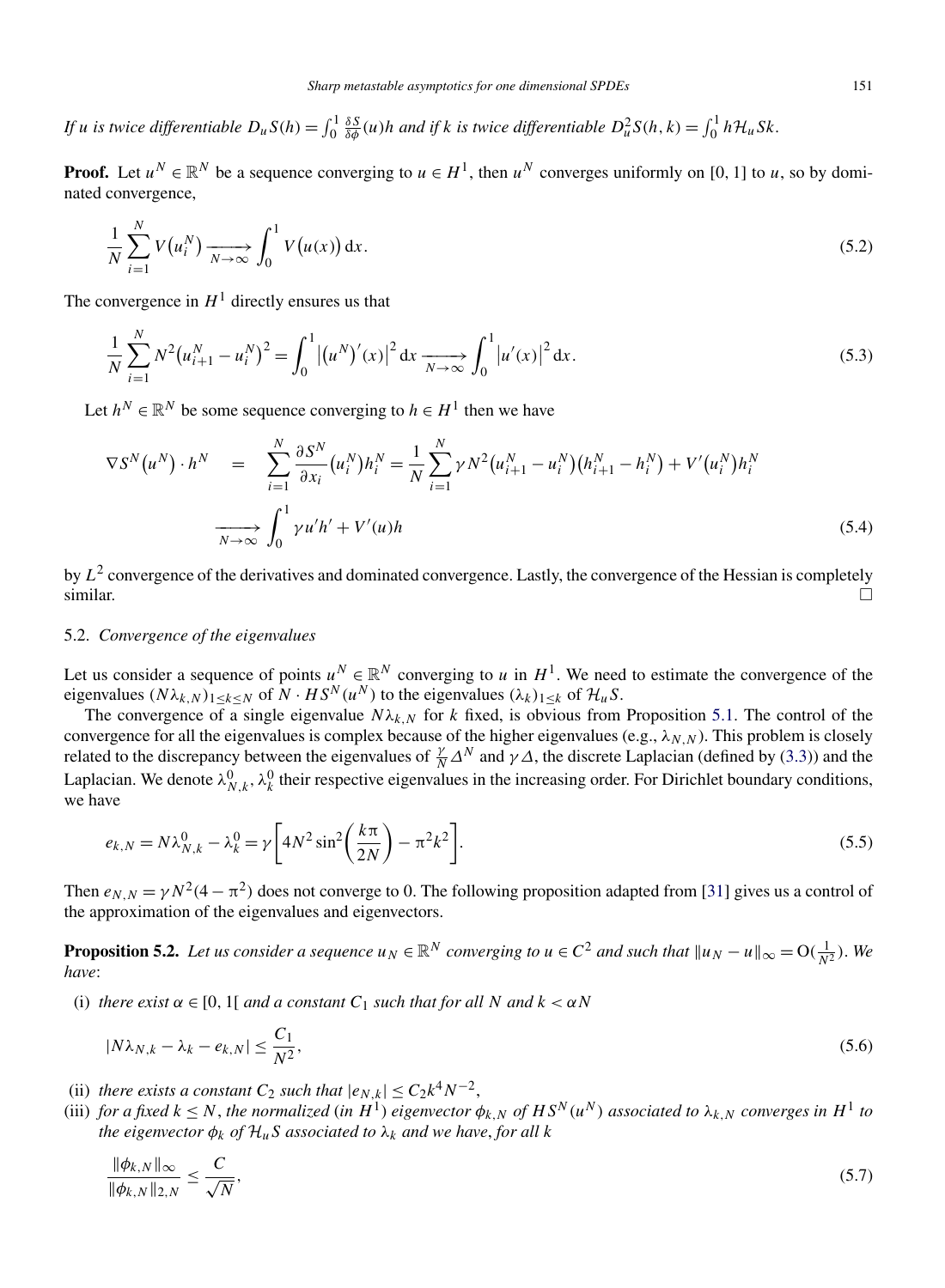*If $u$ is twice differentiable $D_u S(h) = \int_0^1 \frac{\delta S}{\delta \phi}(u) h$ and if $k$ is twice differentiable $D_u^2 S(h,k) = \int_0^1 h \mathcal{H}_u S k$.*

**Proof.** Let $u^N \in \mathbb{R}^N$ be a sequence converging to $u \in H^1$, then $u^N$ converges uniformly on $[0,1]$ to $u$, so by dominated convergence,

$$\frac{1}{N}\sum_{i=1}^{N} V\big(u_i^N\big) \xrightarrow[N\to\infty]{} \int_0^1 V\big(u(x)\big)\,\mathrm{d}x. \tag{5.2}$$

The convergence in $H^1$ directly ensures us that

$$\frac{1}{N}\sum_{i=1}^{N} N^2\big(u_{i+1}^N - u_i^N\big)^2 = \int_0^1 \big|\big(u^N\big)'(x)\big|^2\,\mathrm{d}x \xrightarrow[N\to\infty]{} \int_0^1 \big|u'(x)\big|^2\,\mathrm{d}x. \tag{5.3}$$

Let $h^N \in \mathbb{R}^N$ be some sequence converging to $h \in H^1$ then we have

$$\begin{aligned}
\nabla S^N\big(u^N\big)\cdot h^N &= \sum_{i=1}^{N} \frac{\partial S^N}{\partial x_i}\big(u_i^N\big) h_i^N = \frac{1}{N}\sum_{i=1}^{N} \gamma N^2\big(u_{i+1}^N - u_i^N\big)\big(h_{i+1}^N - h_i^N\big) + V'\big(u_i^N\big) h_i^N \\
&\xrightarrow[N\to\infty]{} \int_0^1 \gamma u' h' + V'(u) h
\end{aligned} \tag{5.4}$$

by $L^2$ convergence of the derivatives and dominated convergence. Lastly, the convergence of the Hessian is completely similar. □

## 5.2. *Convergence of the eigenvalues*

Let us consider a sequence of points $u^N \in \mathbb{R}^N$ converging to $u$ in $H^1$. We need to estimate the convergence of the eigenvalues $(N\lambda_{k,N})_{1\le k\le N}$ of $N \cdot HS^N(u^N)$ to the eigenvalues $(\lambda_k)_{1\le k}$ of $\mathcal{H}_u S$.

The convergence of a single eigenvalue $N\lambda_{k,N}$ for $k$ fixed, is obvious from Proposition 5.1. The control of the convergence for all the eigenvalues is complex because of the higher eigenvalues (e.g., $\lambda_{N,N}$). This problem is closely related to the discrepancy between the eigenvalues of $\frac{\gamma}{N}\Delta^N$ and $\gamma\Delta$, the discrete Laplacian (defined by (3.3)) and the Laplacian. We denote $\lambda_{N,k}^0, \lambda_k^0$ their respective eigenvalues in the increasing order. For Dirichlet boundary conditions, we have

$$e_{k,N} = N\lambda_{N,k}^0 - \lambda_k^0 = \gamma\left[4N^2\sin^2\left(\frac{k\pi}{2N}\right) - \pi^2 k^2\right]. \tag{5.5}$$

Then $e_{N,N} = \gamma N^2(4-\pi^2)$ does not converge to 0. The following proposition adapted from [31] gives us a control of the approximation of the eigenvalues and eigenvectors.

**Proposition 5.2.** *Let us consider a sequence $u_N \in \mathbb{R}^N$ converging to $u \in C^2$ and such that $\|u_N - u\|_\infty = \mathrm{O}(\frac{1}{N^2})$. We have*:

(i) *there exist $\alpha \in [0,1[$ and a constant $C_1$ such that for all $N$ and $k < \alpha N$*

$$|N\lambda_{N,k} - \lambda_k - e_{k,N}| \le \frac{C_1}{N^2}, \tag{5.6}$$

(ii) *there exists a constant $C_2$ such that $|e_{N,k}| \le C_2 k^4 N^{-2}$,*

(iii) *for a fixed $k \le N$, the normalized (in $H^1$) eigenvector $\phi_{k,N}$ of $HS^N(u^N)$ associated to $\lambda_{k,N}$ converges in $H^1$ to the eigenvector $\phi_k$ of $\mathcal{H}_u S$ associated to $\lambda_k$ and we have, for all $k$*

$$\frac{\|\phi_{k,N}\|_\infty}{\|\phi_{k,N}\|_{2,N}} \le \frac{C}{\sqrt{N}}, \tag{5.7}$$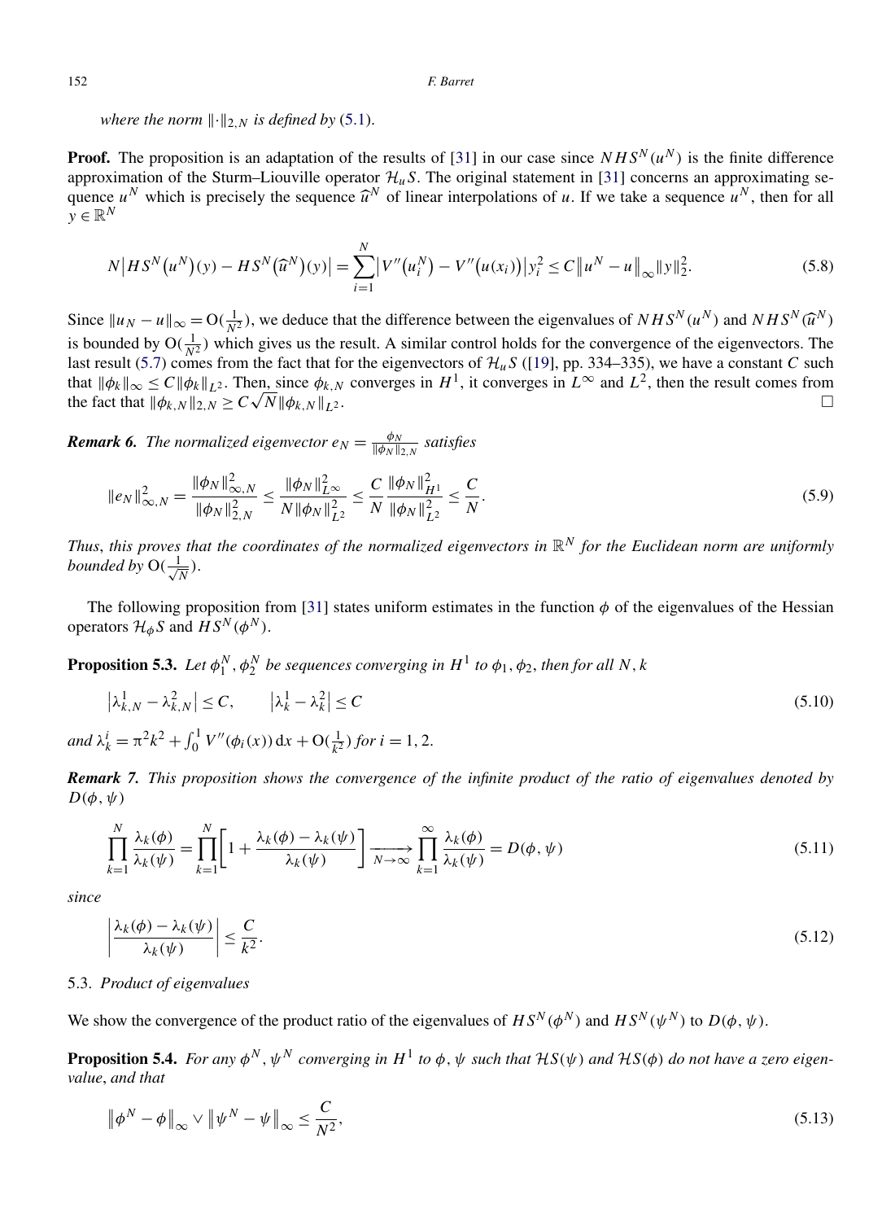*where the norm $\|\cdot\|_{2,N}$ is defined by* (5.1).

**Proof.** The proposition is an adaptation of the results of [31] in our case since $NHS^N(u^N)$ is the finite difference approximation of the Sturm–Liouville operator $\mathcal{H}_u S$. The original statement in [31] concerns an approximating sequence $u^N$ which is precisely the sequence $\widehat{u}^N$ of linear interpolations of $u$. If we take a sequence $u^N$, then for all $y \in \mathbb{R}^N$

$$N\left|HS^N\left(u^N\right)(y) - HS^N\left(\widehat{u}^N\right)(y)\right| = \sum_{i=1}^{N}\left|V''\left(u_i^N\right) - V''\left(u(x_i)\right)\right| y_i^2 \le C\left\|u^N - u\right\|_\infty \|y\|_2^2. \tag{5.8}$$

Since $\|u_N - u\|_\infty = \mathrm{O}(\frac{1}{N^2})$, we deduce that the difference between the eigenvalues of $NHS^N(u^N)$ and $NHS^N(\widehat{u}^N)$ is bounded by $\mathrm{O}(\frac{1}{N^2})$ which gives us the result. A similar control holds for the convergence of the eigenvectors. The last result (5.7) comes from the fact that for the eigenvectors of $\mathcal{H}_u S$ ([19], pp. 334–335), we have a constant $C$ such that $\|\phi_k\|_\infty \le C\|\phi_k\|_{L^2}$. Then, since $\phi_{k,N}$ converges in $H^1$, it converges in $L^\infty$ and $L^2$, then the result comes from the fact that $\|\phi_{k,N}\|_{2,N} \ge C\sqrt{N}\|\phi_{k,N}\|_{L^2}$. □

***Remark 6.*** *The normalized eigenvector $e_N = \frac{\phi_N}{\|\phi_N\|_{2,N}}$ satisfies*

$$\|e_N\|_{\infty,N}^2 = \frac{\|\phi_N\|_{\infty,N}^2}{\|\phi_N\|_{2,N}^2} \le \frac{\|\phi_N\|_{L^\infty}^2}{N\|\phi_N\|_{L^2}^2} \le \frac{C}{N}\frac{\|\phi_N\|_{H^1}^2}{\|\phi_N\|_{L^2}^2} \le \frac{C}{N}. \tag{5.9}$$

*Thus, this proves that the coordinates of the normalized eigenvectors in $\mathbb{R}^N$ for the Euclidean norm are uniformly bounded by $\mathrm{O}(\frac{1}{\sqrt{N}})$.*

The following proposition from [31] states uniform estimates in the function $\phi$ of the eigenvalues of the Hessian operators $\mathcal{H}_\phi S$ and $HS^N(\phi^N)$.

**Proposition 5.3.** *Let $\phi_1^N, \phi_2^N$ be sequences converging in $H^1$ to $\phi_1, \phi_2$, then for all $N, k$*

$$\left|\lambda_{k,N}^1 - \lambda_{k,N}^2\right| \le C, \qquad \left|\lambda_k^1 - \lambda_k^2\right| \le C \tag{5.10}$$

*and $\lambda_k^i = \pi^2 k^2 + \int_0^1 V''(\phi_i(x))\,\mathrm{d}x + \mathrm{O}(\frac{1}{k^2})$ for $i = 1, 2$.*

***Remark 7.*** *This proposition shows the convergence of the infinite product of the ratio of eigenvalues denoted by $D(\phi, \psi)$*

$$\prod_{k=1}^{N}\frac{\lambda_k(\phi)}{\lambda_k(\psi)} = \prod_{k=1}^{N}\left[1 + \frac{\lambda_k(\phi) - \lambda_k(\psi)}{\lambda_k(\psi)}\right] \xrightarrow[N\to\infty]{} \prod_{k=1}^{\infty}\frac{\lambda_k(\phi)}{\lambda_k(\psi)} = D(\phi, \psi) \tag{5.11}$$

*since*

$$\left|\frac{\lambda_k(\phi) - \lambda_k(\psi)}{\lambda_k(\psi)}\right| \le \frac{C}{k^2}. \tag{5.12}$$

5.3. *Product of eigenvalues*

We show the convergence of the product ratio of the eigenvalues of $HS^N(\phi^N)$ and $HS^N(\psi^N)$ to $D(\phi, \psi)$.

**Proposition 5.4.** *For any $\phi^N, \psi^N$ converging in $H^1$ to $\phi, \psi$ such that $\mathcal{H}S(\psi)$ and $\mathcal{H}S(\phi)$ do not have a zero eigenvalue, and that*

$$\left\|\phi^N - \phi\right\|_\infty \vee \left\|\psi^N - \psi\right\|_\infty \le \frac{C}{N^2}, \tag{5.13}$$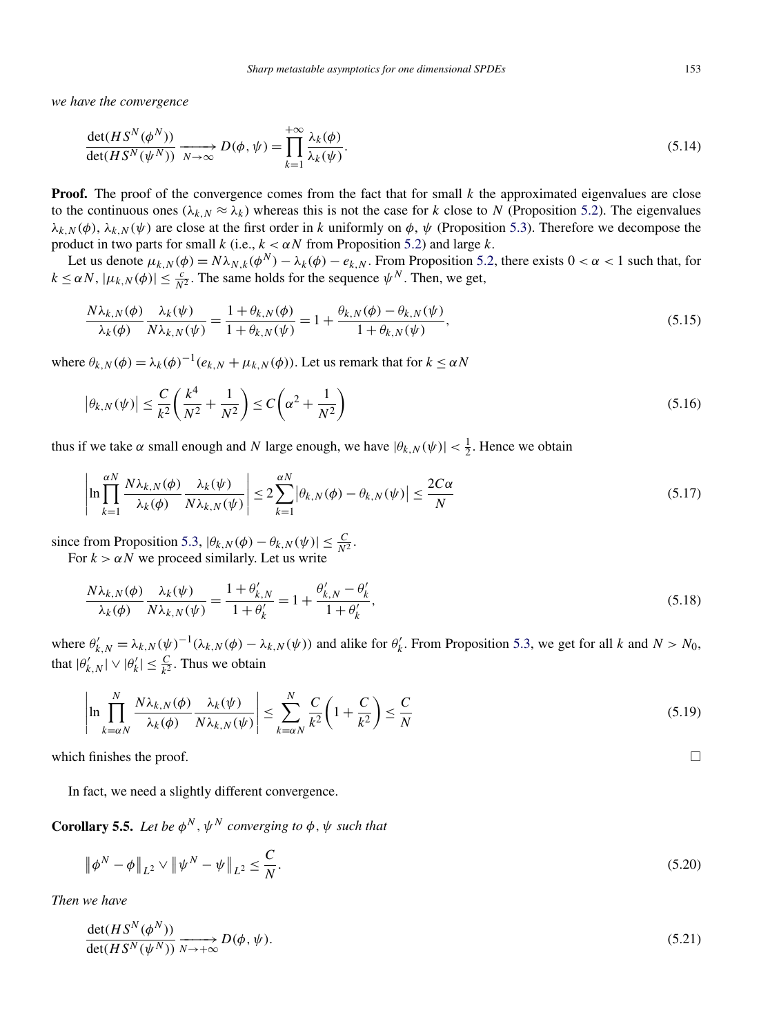*we have the convergence*

$$\frac{\det(HS^N(\phi^N))}{\det(HS^N(\psi^N))} \xrightarrow[N\to\infty]{} D(\phi,\psi) = \prod_{k=1}^{+\infty} \frac{\lambda_k(\phi)}{\lambda_k(\psi)}. \tag{5.14}$$

**Proof.** The proof of the convergence comes from the fact that for small $k$ the approximated eigenvalues are close to the continuous ones ($\lambda_{k,N} \approx \lambda_k$) whereas this is not the case for $k$ close to $N$ (Proposition 5.2). The eigenvalues $\lambda_{k,N}(\phi)$, $\lambda_{k,N}(\psi)$ are close at the first order in $k$ uniformly on $\phi$, $\psi$ (Proposition 5.3). Therefore we decompose the product in two parts for small $k$ (i.e., $k < \alpha N$ from Proposition 5.2) and large $k$.

Let us denote $\mu_{k,N}(\phi) = N\lambda_{N,k}(\phi^N) - \lambda_k(\phi) - e_{k,N}$. From Proposition 5.2, there exists $0 < \alpha < 1$ such that, for $k \le \alpha N$, $|\mu_{k,N}(\phi)| \le \frac{c}{N^2}$. The same holds for the sequence $\psi^N$. Then, we get,

$$\frac{N\lambda_{k,N}(\phi)}{\lambda_k(\phi)} \frac{\lambda_k(\psi)}{N\lambda_{k,N}(\psi)} = \frac{1+\theta_{k,N}(\phi)}{1+\theta_{k,N}(\psi)} = 1 + \frac{\theta_{k,N}(\phi) - \theta_{k,N}(\psi)}{1+\theta_{k,N}(\psi)}, \tag{5.15}$$

where $\theta_{k,N}(\phi) = \lambda_k(\phi)^{-1}(e_{k,N} + \mu_{k,N}(\phi))$. Let us remark that for $k \le \alpha N$

$$\left|\theta_{k,N}(\psi)\right| \le \frac{C}{k^2}\left(\frac{k^4}{N^2} + \frac{1}{N^2}\right) \le C\left(\alpha^2 + \frac{1}{N^2}\right) \tag{5.16}$$

thus if we take $\alpha$ small enough and $N$ large enough, we have $|\theta_{k,N}(\psi)| < \frac{1}{2}$. Hence we obtain

$$\left|\ln \prod_{k=1}^{\alpha N} \frac{N\lambda_{k,N}(\phi)}{\lambda_k(\phi)} \frac{\lambda_k(\psi)}{N\lambda_{k,N}(\psi)}\right| \le 2\sum_{k=1}^{\alpha N} \left|\theta_{k,N}(\phi) - \theta_{k,N}(\psi)\right| \le \frac{2C\alpha}{N} \tag{5.17}$$

since from Proposition 5.3, $|\theta_{k,N}(\phi) - \theta_{k,N}(\psi)| \le \frac{C}{N^2}$.

For $k > \alpha N$ we proceed similarly. Let us write

$$\frac{N\lambda_{k,N}(\phi)}{\lambda_k(\phi)} \frac{\lambda_k(\psi)}{N\lambda_{k,N}(\psi)} = \frac{1+\theta'_{k,N}}{1+\theta'_k} = 1 + \frac{\theta'_{k,N} - \theta'_k}{1+\theta'_k}, \tag{5.18}$$

where $\theta'_{k,N} = \lambda_{k,N}(\psi)^{-1}(\lambda_{k,N}(\phi) - \lambda_{k,N}(\psi))$ and alike for $\theta'_k$. From Proposition 5.3, we get for all $k$ and $N > N_0$, that $|\theta'_{k,N}| \vee |\theta'_k| \le \frac{C}{k^2}$. Thus we obtain

$$\left|\ln \prod_{k=\alpha N}^{N} \frac{N\lambda_{k,N}(\phi)}{\lambda_k(\phi)} \frac{\lambda_k(\psi)}{N\lambda_{k,N}(\psi)}\right| \le \sum_{k=\alpha N}^{N} \frac{C}{k^2}\left(1 + \frac{C}{k^2}\right) \le \frac{C}{N} \tag{5.19}$$

which finishes the proof. $\square$

In fact, we need a slightly different convergence.

**Corollary 5.5.** *Let be $\phi^N$, $\psi^N$ converging to $\phi$, $\psi$ such that*

$$\left\|\phi^N - \phi\right\|_{L^2} \vee \left\|\psi^N - \psi\right\|_{L^2} \le \frac{C}{N}. \tag{5.20}$$

*Then we have*

$$\frac{\det(HS^N(\phi^N))}{\det(HS^N(\psi^N))} \xrightarrow[N\to+\infty]{} D(\phi,\psi). \tag{5.21}$$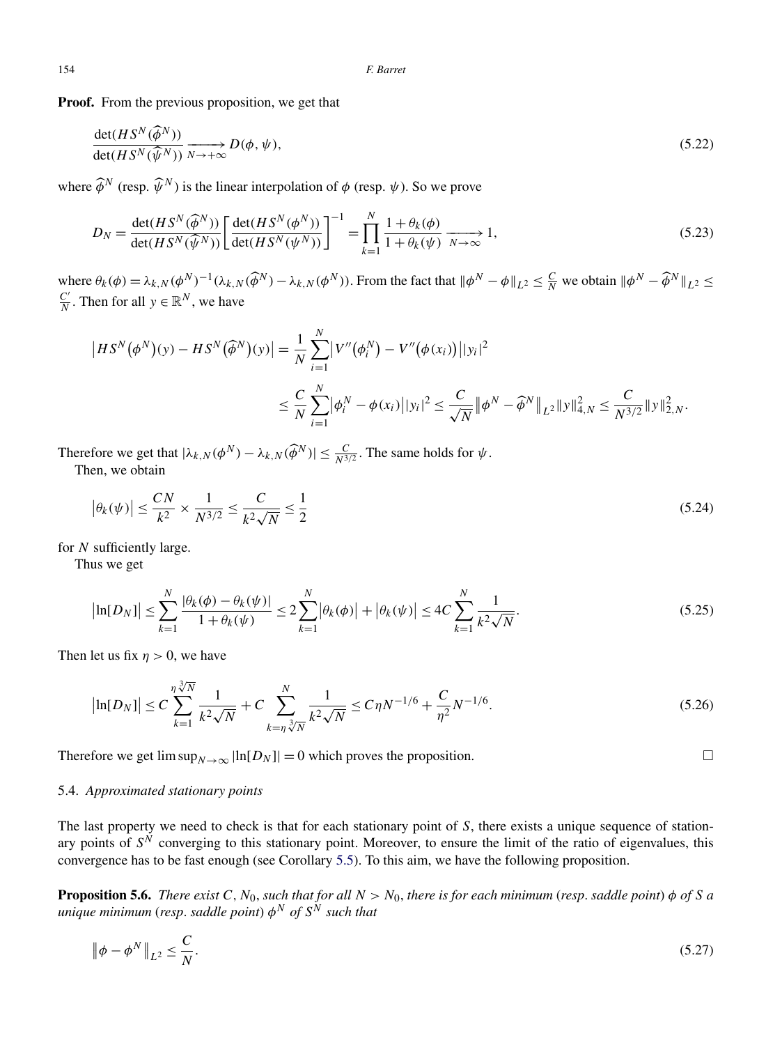**Proof.** From the previous proposition, we get that

$$\frac{\det(HS^N(\widehat{\phi}^N))}{\det(HS^N(\widehat{\psi}^N))} \xrightarrow[N\to+\infty]{} D(\phi,\psi), \tag{5.22}$$

where $\widehat{\phi}^N$ (resp. $\widehat{\psi}^N$) is the linear interpolation of $\phi$ (resp. $\psi$). So we prove

$$D_N = \frac{\det(HS^N(\widehat{\phi}^N))}{\det(HS^N(\widehat{\psi}^N))}\left[\frac{\det(HS^N(\phi^N))}{\det(HS^N(\psi^N))}\right]^{-1} = \prod_{k=1}^{N} \frac{1+\theta_k(\phi)}{1+\theta_k(\psi)} \xrightarrow[N\to\infty]{} 1, \tag{5.23}$$

where $\theta_k(\phi) = \lambda_{k,N}(\phi^N)^{-1}(\lambda_{k,N}(\widehat{\phi}^N) - \lambda_{k,N}(\phi^N))$. From the fact that $\|\phi^N - \phi\|_{L^2} \le \frac{C}{N}$ we obtain $\|\phi^N - \widehat{\phi}^N\|_{L^2} \le \frac{C'}{N}$. Then for all $y \in \mathbb{R}^N$, we have

$$\begin{aligned}
\left|HS^N(\phi^N)(y) - HS^N(\widehat{\phi}^N)(y)\right| &= \frac{1}{N}\sum_{i=1}^{N}\left|V''(\phi_i^N) - V''(\phi(x_i))\right||y_i|^2 \\
&\le \frac{C}{N}\sum_{i=1}^{N}\left|\phi_i^N - \phi(x_i)\right||y_i|^2 \le \frac{C}{\sqrt{N}}\left\|\phi^N - \widehat{\phi}^N\right\|_{L^2}\|y\|_{4,N}^2 \le \frac{C}{N^{3/2}}\|y\|_{2,N}^2.
\end{aligned}$$

Therefore we get that $|\lambda_{k,N}(\phi^N) - \lambda_{k,N}(\widehat{\phi}^N)| \le \frac{C}{N^{3/2}}$. The same holds for $\psi$.

Then, we obtain

$$\left|\theta_k(\psi)\right| \le \frac{CN}{k^2} \times \frac{1}{N^{3/2}} \le \frac{C}{k^2\sqrt{N}} \le \frac{1}{2} \tag{5.24}$$

for $N$ sufficiently large.

Thus we get

$$\left|\ln[D_N]\right| \le \sum_{k=1}^{N} \frac{|\theta_k(\phi) - \theta_k(\psi)|}{1+\theta_k(\psi)} \le 2\sum_{k=1}^{N}\left|\theta_k(\phi)\right| + \left|\theta_k(\psi)\right| \le 4C\sum_{k=1}^{N}\frac{1}{k^2\sqrt{N}}. \tag{5.25}$$

Then let us fix $\eta > 0$, we have

$$\left|\ln[D_N]\right| \le C\sum_{k=1}^{\eta\sqrt[3]{N}} \frac{1}{k^2\sqrt{N}} + C\sum_{k=\eta\sqrt[3]{N}}^{N}\frac{1}{k^2\sqrt{N}} \le C\eta N^{-1/6} + \frac{C}{\eta^2}N^{-1/6}. \tag{5.26}$$

Therefore we get $\limsup_{N\to\infty}|\ln[D_N]| = 0$ which proves the proposition. □

### 5.4. *Approximated stationary points*

The last property we need to check is that for each stationary point of $S$, there exists a unique sequence of stationary points of $S^N$ converging to this stationary point. Moreover, to ensure the limit of the ratio of eigenvalues, this convergence has to be fast enough (see Corollary 5.5). To this aim, we have the following proposition.

**Proposition 5.6.** *There exist $C$, $N_0$, such that for all $N > N_0$, there is for each minimum (resp. saddle point) $\phi$ of $S$ a unique minimum (resp. saddle point) $\phi^N$ of $S^N$ such that*

$$\left\|\phi - \phi^N\right\|_{L^2} \le \frac{C}{N}. \tag{5.27}$$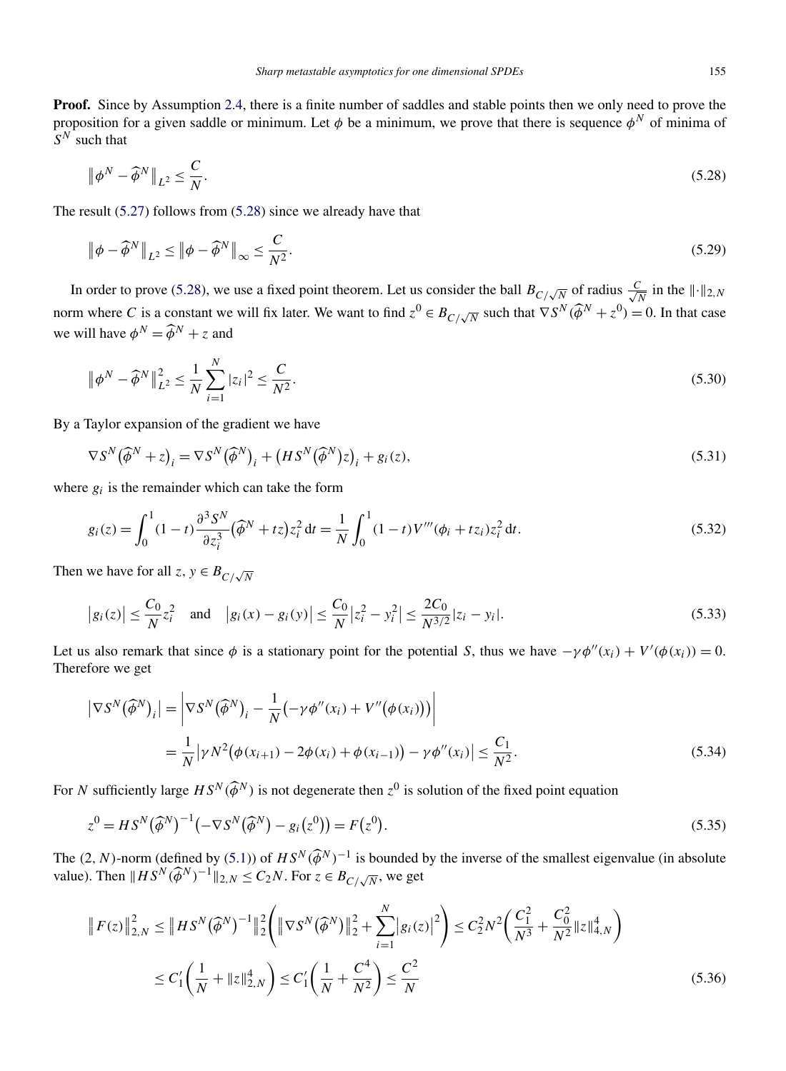**Proof.** Since by Assumption 2.4, there is a finite number of saddles and stable points then we only need to prove the proposition for a given saddle or minimum. Let $\phi$ be a minimum, we prove that there is sequence $\phi^N$ of minima of $S^N$ such that

$$\left\|\phi^N - \widehat{\phi}^N\right\|_{L^2} \leq \frac{C}{N}. \tag{5.28}$$

The result (5.27) follows from (5.28) since we already have that

$$\left\|\phi - \widehat{\phi}^N\right\|_{L^2} \leq \left\|\phi - \widehat{\phi}^N\right\|_{\infty} \leq \frac{C}{N^2}. \tag{5.29}$$

In order to prove (5.28), we use a fixed point theorem. Let us consider the ball $B_{C/\sqrt{N}}$ of radius $\frac{C}{\sqrt{N}}$ in the $\|\cdot\|_{2,N}$ norm where $C$ is a constant we will fix later. We want to find $z^0 \in B_{C/\sqrt{N}}$ such that $\nabla S^N(\widehat{\phi}^N + z^0) = 0$. In that case we will have $\phi^N = \widehat{\phi}^N + z$ and

$$\left\|\phi^N - \widehat{\phi}^N\right\|_{L^2}^2 \leq \frac{1}{N}\sum_{i=1}^{N} |z_i|^2 \leq \frac{C}{N^2}. \tag{5.30}$$

By a Taylor expansion of the gradient we have

$$\nabla S^N\left(\widehat{\phi}^N + z\right)_i = \nabla S^N\left(\widehat{\phi}^N\right)_i + \left(HS^N\left(\widehat{\phi}^N\right)z\right)_i + g_i(z), \tag{5.31}$$

where $g_i$ is the remainder which can take the form

$$g_i(z) = \int_0^1 (1-t)\frac{\partial^3 S^N}{\partial z_i^3}\left(\widehat{\phi}^N + tz\right)z_i^2\,\mathrm{d}t = \frac{1}{N}\int_0^1 (1-t)V'''(\phi_i + tz_i)z_i^2\,\mathrm{d}t. \tag{5.32}$$

Then we have for all $z, y \in B_{C/\sqrt{N}}$

$$\left|g_i(z)\right| \leq \frac{C_0}{N}z_i^2 \quad \text{and} \quad \left|g_i(x) - g_i(y)\right| \leq \frac{C_0}{N}\left|z_i^2 - y_i^2\right| \leq \frac{2C_0}{N^{3/2}}|z_i - y_i|. \tag{5.33}$$

Let us also remark that since $\phi$ is a stationary point for the potential $S$, thus we have $-\gamma\phi''(x_i) + V'(\phi(x_i)) = 0$. Therefore we get

$$\begin{aligned}
\left|\nabla S^N\left(\widehat{\phi}^N\right)_i\right| &= \left|\nabla S^N\left(\widehat{\phi}^N\right)_i - \frac{1}{N}\left(-\gamma\phi''(x_i) + V''\left(\phi(x_i)\right)\right)\right| \\
&= \frac{1}{N}\left|\gamma N^2\left(\phi(x_{i+1}) - 2\phi(x_i) + \phi(x_{i-1})\right) - \gamma\phi''(x_i)\right| \leq \frac{C_1}{N^2}.
\end{aligned} \tag{5.34}$$

For $N$ sufficiently large $HS^N(\widehat{\phi}^N)$ is not degenerate then $z^0$ is solution of the fixed point equation

$$z^0 = HS^N\left(\widehat{\phi}^N\right)^{-1}\left(-\nabla S^N\left(\widehat{\phi}^N\right) - g_i\left(z^0\right)\right) = F\left(z^0\right). \tag{5.35}$$

The $(2, N)$-norm (defined by (5.1)) of $HS^N(\widehat{\phi}^N)^{-1}$ is bounded by the inverse of the smallest eigenvalue (in absolute value). Then $\|HS^N(\widehat{\phi}^N)^{-1}\|_{2,N} \leq C_2 N$. For $z \in B_{C/\sqrt{N}}$, we get

$$\begin{aligned}
\left\|F(z)\right\|_{2,N}^2 &\leq \left\|HS^N\left(\widehat{\phi}^N\right)^{-1}\right\|_2^2\left(\left\|\nabla S^N\left(\widehat{\phi}^N\right)\right\|_2^2 + \sum_{i=1}^{N}\left|g_i(z)\right|^2\right) \leq C_2^2 N^2\left(\frac{C_1^2}{N^3} + \frac{C_0^2}{N^2}\|z\|_{4,N}^4\right) \\
&\leq C_1'\left(\frac{1}{N} + \|z\|_{2,N}^4\right) \leq C_1'\left(\frac{1}{N} + \frac{C^4}{N^2}\right) \leq \frac{C^2}{N}
\end{aligned} \tag{5.36}$$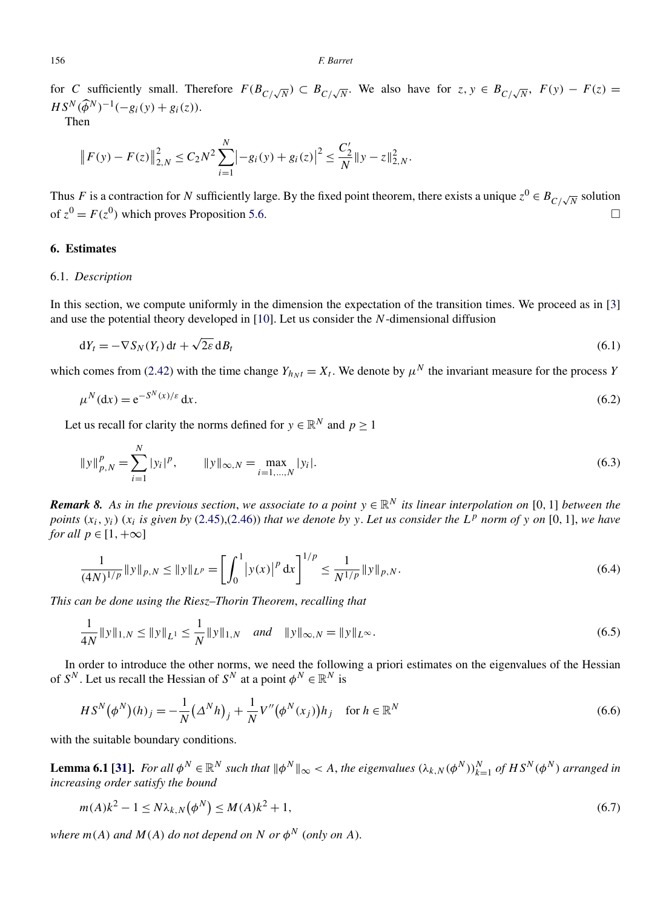for $C$ sufficiently small. Therefore $F(B_{C/\sqrt{N}}) \subset B_{C/\sqrt{N}}$. We also have for $z, y \in B_{C/\sqrt{N}}$, $F(y) - F(z) = HS^N(\widehat{\phi}^N)^{-1}(-g_i(y) + g_i(z))$.

Then

$$\big\| F(y) - F(z) \big\|_{2,N}^2 \le C_2 N^2 \sum_{i=1}^{N} \big| -g_i(y) + g_i(z) \big|^2 \le \frac{C_2'}{N} \|y - z\|_{2,N}^2.$$

Thus $F$ is a contraction for $N$ sufficiently large. By the fixed point theorem, there exists a unique $z^0 \in B_{C/\sqrt{N}}$ solution of $z^0 = F(z^0)$ which proves Proposition 5.6. □

## 6. Estimates

### 6.1. *Description*

In this section, we compute uniformly in the dimension the expectation of the transition times. We proceed as in [3] and use the potential theory developed in [10]. Let us consider the $N$-dimensional diffusion

$$\mathrm{d}Y_t = -\nabla S_N(Y_t)\,\mathrm{d}t + \sqrt{2\varepsilon}\,\mathrm{d}B_t \tag{6.1}$$

which comes from (2.42) with the time change $Y_{h_N t} = X_t$. We denote by $\mu^N$ the invariant measure for the process $Y$

$$\mu^N(\mathrm{d}x) = \mathrm{e}^{-S^N(x)/\varepsilon}\,\mathrm{d}x. \tag{6.2}$$

Let us recall for clarity the norms defined for $y \in \mathbb{R}^N$ and $p \ge 1$

$$\|y\|_{p,N}^p = \sum_{i=1}^{N} |y_i|^p, \qquad \|y\|_{\infty,N} = \max_{i=1,\dots,N} |y_i|. \tag{6.3}$$

***Remark 8.*** *As in the previous section, we associate to a point $y \in \mathbb{R}^N$ its linear interpolation on $[0,1]$ between the points $(x_i, y_i)$ ($x_i$ is given by (2.45),(2.46)) that we denote by $y$. Let us consider the $L^p$ norm of $y$ on $[0,1]$, we have for all $p \in [1, +\infty]$*

$$\frac{1}{(4N)^{1/p}} \|y\|_{p,N} \le \|y\|_{L^p} = \left[ \int_0^1 \big| y(x) \big|^p \,\mathrm{d}x \right]^{1/p} \le \frac{1}{N^{1/p}} \|y\|_{p,N}. \tag{6.4}$$

*This can be done using the Riesz–Thorin Theorem, recalling that*

$$\frac{1}{4N} \|y\|_{1,N} \le \|y\|_{L^1} \le \frac{1}{N} \|y\|_{1,N} \quad \text{and} \quad \|y\|_{\infty,N} = \|y\|_{L^\infty}. \tag{6.5}$$

In order to introduce the other norms, we need the following a priori estimates on the eigenvalues of the Hessian of $S^N$. Let us recall the Hessian of $S^N$ at a point $\phi^N \in \mathbb{R}^N$ is

$$HS^N\big(\phi^N\big)(h)_j = -\frac{1}{N}\big(\Delta^N h\big)_j + \frac{1}{N} V''\big(\phi^N(x_j)\big) h_j \quad \text{for } h \in \mathbb{R}^N \tag{6.6}$$

with the suitable boundary conditions.

**Lemma 6.1 [31].** *For all $\phi^N \in \mathbb{R}^N$ such that $\|\phi^N\|_\infty < A$, the eigenvalues $(\lambda_{k,N}(\phi^N))_{k=1}^N$ of $HS^N(\phi^N)$ arranged in increasing order satisfy the bound*

$$m(A)k^2 - 1 \le N\lambda_{k,N}\big(\phi^N\big) \le M(A)k^2 + 1, \tag{6.7}$$

*where $m(A)$ and $M(A)$ do not depend on $N$ or $\phi^N$ (only on $A$).*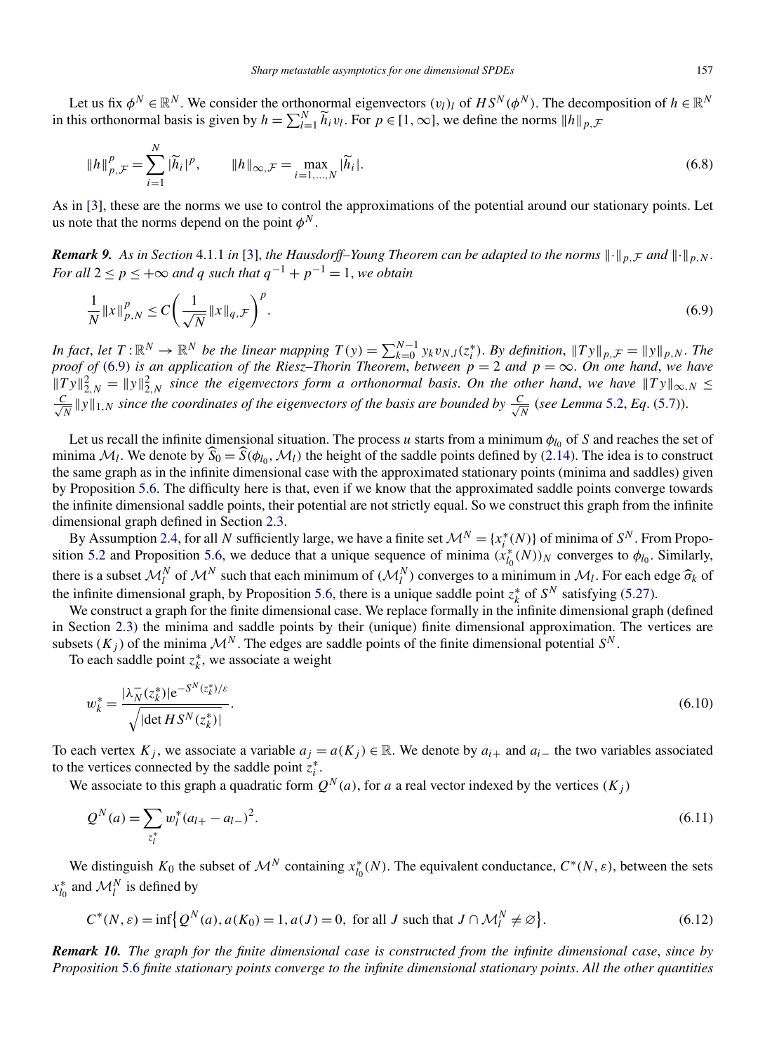Let us fix $\phi^N \in \mathbb{R}^N$. We consider the orthonormal eigenvectors $(v_l)_l$ of $HS^N(\phi^N)$. The decomposition of $h \in \mathbb{R}^N$ in this orthonormal basis is given by $h = \sum_{l=1}^N \widetilde{h}_i v_l$. For $p \in [1, \infty]$, we define the norms $\|h\|_{p,\mathcal{F}}$

$$
\|h\|_{p,\mathcal{F}}^p = \sum_{i=1}^N |\widetilde{h}_i|^p, \qquad \|h\|_{\infty,\mathcal{F}} = \max_{i=1,\dots,N} |\widetilde{h}_i|. \tag{6.8}
$$

As in [3], these are the norms we use to control the approximations of the potential around our stationary points. Let us note that the norms depend on the point $\phi^N$.

***Remark 9.*** *As in Section* 4.1.1 *in* [3], *the Hausdorff–Young Theorem can be adapted to the norms $\|\cdot\|_{p,\mathcal{F}}$ and $\|\cdot\|_{p,N}$. For all $2 \le p \le +\infty$ and $q$ such that $q^{-1} + p^{-1} = 1$, we obtain*

$$
\frac{1}{N}\|x\|_{p,N}^p \le C\left(\frac{1}{\sqrt{N}}\|x\|_{q,\mathcal{F}}\right)^p. \tag{6.9}
$$

*In fact, let $T : \mathbb{R}^N \to \mathbb{R}^N$ be the linear mapping $T(y) = \sum_{k=0}^{N-1} y_k v_{N,l}(z_i^*)$. By definition, $\|Ty\|_{p,\mathcal{F}} = \|y\|_{p,N}$. The proof of* (6.9) *is an application of the Riesz–Thorin Theorem, between $p = 2$ and $p = \infty$. On one hand, we have $\|Ty\|_{2,N}^2 = \|y\|_{2,N}^2$ since the eigenvectors form a orthonormal basis. On the other hand, we have $\|Ty\|_{\infty,N} \le \frac{C}{\sqrt{N}}\|y\|_{1,N}$ since the coordinates of the eigenvectors of the basis are bounded by $\frac{C}{\sqrt{N}}$ (see Lemma* 5.2, *Eq.* (5.7)).

Let us recall the infinite dimensional situation. The process $u$ starts from a minimum $\phi_{l_0}$ of $S$ and reaches the set of minima $\mathcal{M}_l$. We denote by $\widehat{S}_0 = \widehat{S}(\phi_{l_0}, \mathcal{M}_l)$ the height of the saddle points defined by (2.14). The idea is to construct the same graph as in the infinite dimensional case with the approximated stationary points (minima and saddles) given by Proposition 5.6. The difficulty here is that, even if we know that the approximated saddle points converge towards the infinite dimensional saddle points, their potential are not strictly equal. So we construct this graph from the infinite dimensional graph defined in Section 2.3.

By Assumption 2.4, for all $N$ sufficiently large, we have a finite set $\mathcal{M}^N = \{x_i^*(N)\}$ of minima of $S^N$. From Proposition 5.2 and Proposition 5.6, we deduce that a unique sequence of minima $(x_{l_0}^*(N))_N$ converges to $\phi_{l_0}$. Similarly, there is a subset $\mathcal{M}_l^N$ of $\mathcal{M}^N$ such that each minimum of $(\mathcal{M}_l^N)$ converges to a minimum in $\mathcal{M}_l$. For each edge $\widehat{\sigma}_k$ of the infinite dimensional graph, by Proposition 5.6, there is a unique saddle point $z_k^*$ of $S^N$ satisfying (5.27).

We construct a graph for the finite dimensional case. We replace formally in the infinite dimensional graph (defined in Section 2.3) the minima and saddle points by their (unique) finite dimensional approximation. The vertices are subsets $(K_j)$ of the minima $\mathcal{M}^N$. The edges are saddle points of the finite dimensional potential $S^N$.

To each saddle point $z_k^*$, we associate a weight

$$
w_k^* = \frac{|\lambda_N^-(z_k^*)| \mathrm{e}^{-S^N(z_k^*)/\varepsilon}}{\sqrt{|\det HS^N(z_k^*)|}}. \tag{6.10}
$$

To each vertex $K_j$, we associate a variable $a_j = a(K_j) \in \mathbb{R}$. We denote by $a_{i+}$ and $a_{i-}$ the two variables associated to the vertices connected by the saddle point $z_i^*$.

We associate to this graph a quadratic form $Q^N(a)$, for $a$ a real vector indexed by the vertices $(K_j)$

$$
Q^N(a) = \sum_{z_l^*} w_l^* (a_{l+} - a_{l-})^2. \tag{6.11}
$$

We distinguish $K_0$ the subset of $\mathcal{M}^N$ containing $x_{l_0}^*(N)$. The equivalent conductance, $C^*(N, \varepsilon)$, between the sets $x_{l_0}^*$ and $\mathcal{M}_l^N$ is defined by

$$
C^*(N, \varepsilon) = \inf\{Q^N(a), a(K_0) = 1, a(J) = 0, \text{ for all } J \text{ such that } J \cap \mathcal{M}_l^N \ne \varnothing\}. \tag{6.12}
$$

***Remark 10.*** *The graph for the finite dimensional case is constructed from the infinite dimensional case, since by Proposition* 5.6 *finite stationary points converge to the infinite dimensional stationary points. All the other quantities*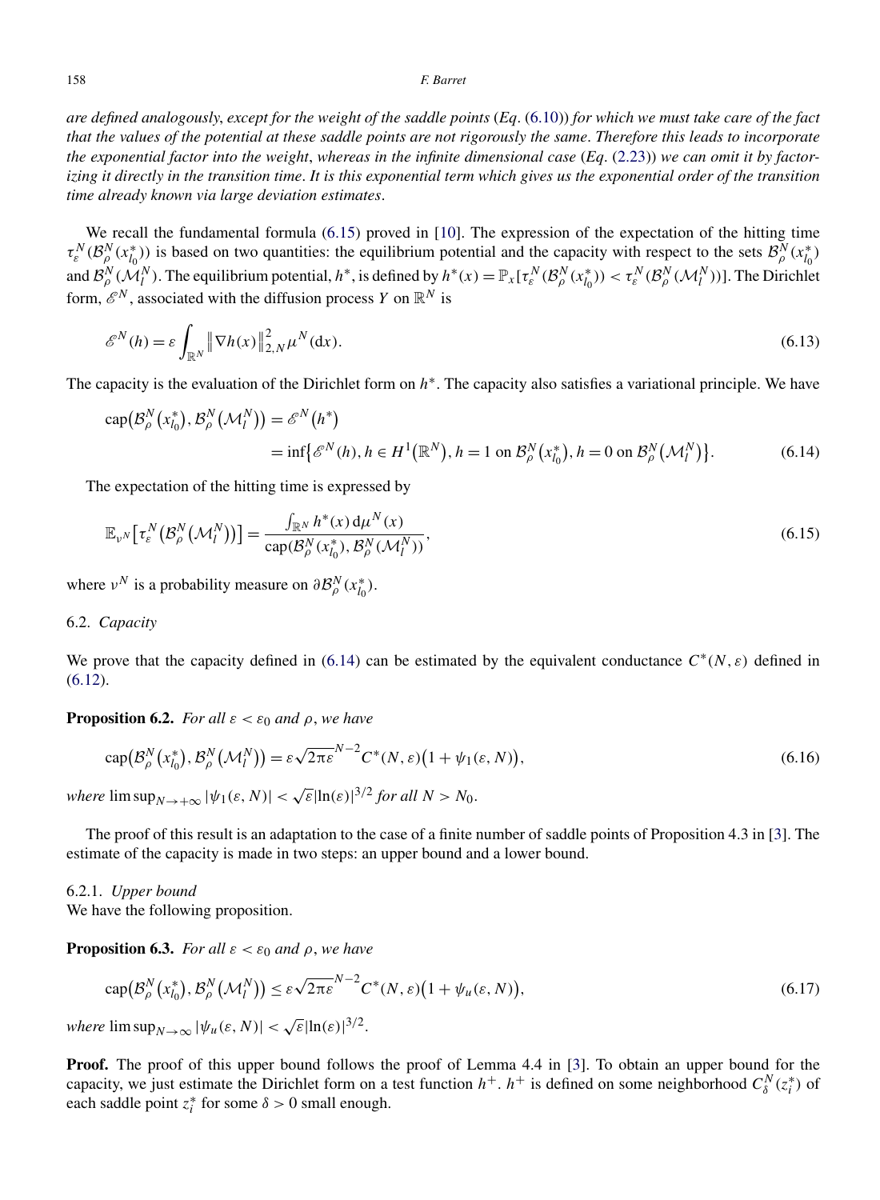*are defined analogously, except for the weight of the saddle points (Eq. (6.10)) for which we must take care of the fact that the values of the potential at these saddle points are not rigorously the same. Therefore this leads to incorporate the exponential factor into the weight, whereas in the infinite dimensional case (Eq. (2.23)) we can omit it by factorizing it directly in the transition time. It is this exponential term which gives us the exponential order of the transition time already known via large deviation estimates.*

We recall the fundamental formula (6.15) proved in [10]. The expression of the expectation of the hitting time $\tau_\varepsilon^N(\mathcal{B}_\rho^N(x_{l_0}^*))$ is based on two quantities: the equilibrium potential and the capacity with respect to the sets $\mathcal{B}_\rho^N(x_{l_0}^*)$ and $\mathcal{B}_\rho^N(\mathcal{M}_l^N)$. The equilibrium potential, $h^*$, is defined by $h^*(x) = \mathbb{P}_x[\tau_\varepsilon^N(\mathcal{B}_\rho^N(x_{l_0}^*)) < \tau_\varepsilon^N(\mathcal{B}_\rho^N(\mathcal{M}_l^N))]$. The Dirichlet form, $\mathscr{E}^N$, associated with the diffusion process $Y$ on $\mathbb{R}^N$ is

$$\mathscr{E}^N(h) = \varepsilon \int_{\mathbb{R}^N} \left\| \nabla h(x) \right\|_{2,N}^2 \mu^N(\mathrm{d}x). \tag{6.13}$$

The capacity is the evaluation of the Dirichlet form on $h^*$. The capacity also satisfies a variational principle. We have

$$\begin{aligned}\operatorname{cap}\left(\mathcal{B}_\rho^N\left(x_{l_0}^*\right), \mathcal{B}_\rho^N\left(\mathcal{M}_l^N\right)\right) &= \mathscr{E}^N\left(h^*\right) \\ &= \inf\left\{\mathscr{E}^N(h), h \in H^1\left(\mathbb{R}^N\right), h = 1 \text{ on } \mathcal{B}_\rho^N\left(x_{l_0}^*\right), h = 0 \text{ on } \mathcal{B}_\rho^N\left(\mathcal{M}_l^N\right)\right\}.\end{aligned} \tag{6.14}$$

The expectation of the hitting time is expressed by

$$\mathbb{E}_{\nu^N}\left[\tau_\varepsilon^N\left(\mathcal{B}_\rho^N\left(\mathcal{M}_l^N\right)\right)\right] = \frac{\int_{\mathbb{R}^N} h^*(x)\, \mathrm{d}\mu^N(x)}{\operatorname{cap}(\mathcal{B}_\rho^N(x_{l_0}^*), \mathcal{B}_\rho^N(\mathcal{M}_l^N))}, \tag{6.15}$$

where $\nu^N$ is a probability measure on $\partial \mathcal{B}_\rho^N(x_{l_0}^*)$.

## 6.2. *Capacity*

We prove that the capacity defined in (6.14) can be estimated by the equivalent conductance $C^*(N, \varepsilon)$ defined in (6.12).

**Proposition 6.2.** *For all $\varepsilon < \varepsilon_0$ and $\rho$, we have*

$$\operatorname{cap}\left(\mathcal{B}_\rho^N\left(x_{l_0}^*\right), \mathcal{B}_\rho^N\left(\mathcal{M}_l^N\right)\right) = \varepsilon \sqrt{2\pi\varepsilon}^{N-2} C^*(N, \varepsilon)\left(1 + \psi_1(\varepsilon, N)\right), \tag{6.16}$$

*where* $\limsup_{N \to +\infty} |\psi_1(\varepsilon, N)| < \sqrt{\varepsilon} |\ln(\varepsilon)|^{3/2}$ *for all* $N > N_0$.

The proof of this result is an adaptation to the case of a finite number of saddle points of Proposition 4.3 in [3]. The estimate of the capacity is made in two steps: an upper bound and a lower bound.

### 6.2.1. *Upper bound*

We have the following proposition.

**Proposition 6.3.** *For all $\varepsilon < \varepsilon_0$ and $\rho$, we have*

$$\operatorname{cap}\left(\mathcal{B}_\rho^N\left(x_{l_0}^*\right), \mathcal{B}_\rho^N\left(\mathcal{M}_l^N\right)\right) \le \varepsilon \sqrt{2\pi\varepsilon}^{N-2} C^*(N, \varepsilon)\left(1 + \psi_u(\varepsilon, N)\right), \tag{6.17}$$

*where* $\limsup_{N \to \infty} |\psi_u(\varepsilon, N)| < \sqrt{\varepsilon} |\ln(\varepsilon)|^{3/2}$.

**Proof.** The proof of this upper bound follows the proof of Lemma 4.4 in [3]. To obtain an upper bound for the capacity, we just estimate the Dirichlet form on a test function $h^+$. $h^+$ is defined on some neighborhood $C_\delta^N(z_i^*)$ of each saddle point $z_i^*$ for some $\delta > 0$ small enough.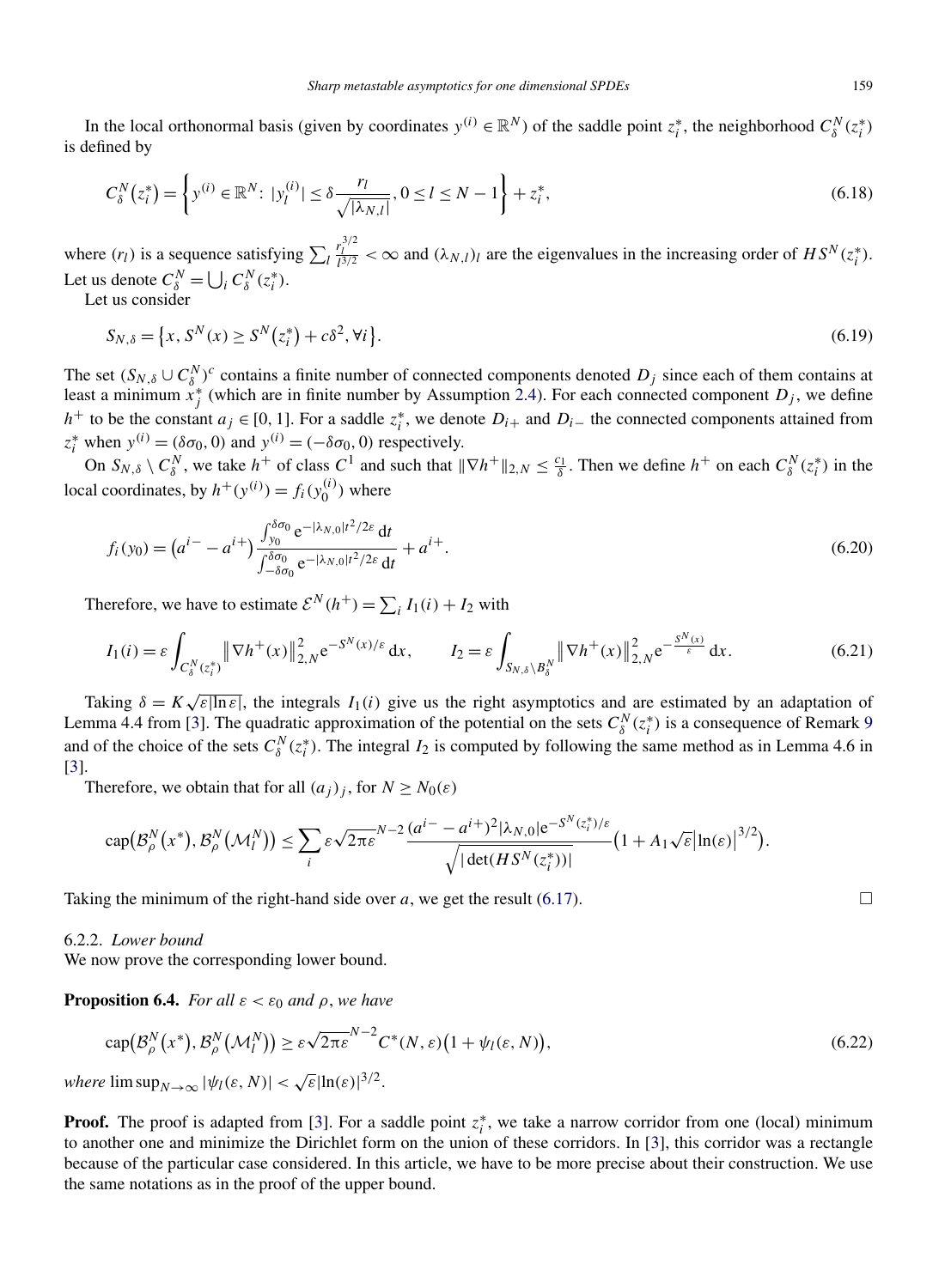In the local orthonormal basis (given by coordinates $y^{(i)} \in \mathbb{R}^N$) of the saddle point $z_i^*$, the neighborhood $C_\delta^N(z_i^*)$ is defined by

$$C_\delta^N\big(z_i^*\big) = \left\{ y^{(i)} \in \mathbb{R}^N : |y_l^{(i)}| \le \delta \frac{r_l}{\sqrt{|\lambda_{N,l}|}}, 0 \le l \le N-1 \right\} + z_i^*, \tag{6.18}$$

where $(r_l)$ is a sequence satisfying $\sum_l \frac{r_l^{3/2}}{l^{3/2}} < \infty$ and $(\lambda_{N,l})_l$ are the eigenvalues in the increasing order of $HS^N(z_i^*)$. Let us denote $C_\delta^N = \bigcup_i C_\delta^N(z_i^*)$.

Let us consider

$$S_{N,\delta} = \big\{x, S^N(x) \ge S^N\big(z_i^*\big) + c\delta^2, \forall i\big\}. \tag{6.19}$$

The set $(S_{N,\delta} \cup C_\delta^N)^c$ contains a finite number of connected components denoted $D_j$ since each of them contains at least a minimum $x_j^*$ (which are in finite number by Assumption 2.4). For each connected component $D_j$, we define $h^+$ to be the constant $a_j \in [0,1]$. For a saddle $z_i^*$, we denote $D_{i+}$ and $D_{i-}$ the connected components attained from $z_i^*$ when $y^{(i)} = (\delta\sigma_0, 0)$ and $y^{(i)} = (-\delta\sigma_0, 0)$ respectively.

On $S_{N,\delta} \setminus C_\delta^N$, we take $h^+$ of class $C^1$ and such that $\|\nabla h^+\|_{2,N} \le \frac{c_1}{\delta}$. Then we define $h^+$ on each $C_\delta^N(z_i^*)$ in the local coordinates, by $h^+(y^{(i)}) = f_i(y_0^{(i)})$ where

$$f_i(y_0) = \big(a^{i-} - a^{i+}\big) \frac{\int_{y_0}^{\delta\sigma_0} \mathrm{e}^{-|\lambda_{N,0}|t^2/2\varepsilon}\,\mathrm{d}t}{\int_{-\delta\sigma_0}^{\delta\sigma_0} \mathrm{e}^{-|\lambda_{N,0}|t^2/2\varepsilon}\,\mathrm{d}t} + a^{i+}. \tag{6.20}$$

Therefore, we have to estimate $\mathcal{E}^N(h^+) = \sum_i I_1(i) + I_2$ with

$$I_1(i) = \varepsilon \int_{C_\delta^N(z_i^*)} \big\|\nabla h^+(x)\big\|_{2,N}^2 \mathrm{e}^{-S^N(x)/\varepsilon}\,\mathrm{d}x, \qquad I_2 = \varepsilon \int_{S_{N,\delta}\setminus B_\delta^N} \big\|\nabla h^+(x)\big\|_{2,N}^2 \mathrm{e}^{-\frac{S^N(x)}{\varepsilon}}\,\mathrm{d}x. \tag{6.21}$$

Taking $\delta = K\sqrt{\varepsilon|\ln\varepsilon|}$, the integrals $I_1(i)$ give us the right asymptotics and are estimated by an adaptation of Lemma 4.4 from [3]. The quadratic approximation of the potential on the sets $C_\delta^N(z_i^*)$ is a consequence of Remark 9 and of the choice of the sets $C_\delta^N(z_i^*)$. The integral $I_2$ is computed by following the same method as in Lemma 4.6 in [3].

Therefore, we obtain that for all $(a_j)_j$, for $N \ge N_0(\varepsilon)$

$$\operatorname{cap}\big(\mathcal{B}_\rho^N\big(x^*\big), \mathcal{B}_\rho^N\big(\mathcal{M}_l^N\big)\big) \le \sum_i \varepsilon \sqrt{2\pi\varepsilon}^{N-2} \frac{(a^{i-} - a^{i+})^2 |\lambda_{N,0}| \mathrm{e}^{-S^N(z_i^*)/\varepsilon}}{\sqrt{|\det(HS^N(z_i^*))|}} \big(1 + A_1\sqrt{\varepsilon}\big|\ln(\varepsilon)\big|^{3/2}\big).$$

Taking the minimum of the right-hand side over $a$, we get the result (6.17). $\square$

#### 6.2.2. *Lower bound*

We now prove the corresponding lower bound.

**Proposition 6.4.** *For all $\varepsilon < \varepsilon_0$ and $\rho$, we have*

$$\operatorname{cap}\big(\mathcal{B}_\rho^N\big(x^*\big), \mathcal{B}_\rho^N\big(\mathcal{M}_l^N\big)\big) \ge \varepsilon\sqrt{2\pi\varepsilon}^{N-2} C^*(N,\varepsilon)\big(1 + \psi_l(\varepsilon, N)\big), \tag{6.22}$$

*where* $\limsup_{N\to\infty} |\psi_l(\varepsilon, N)| < \sqrt{\varepsilon}|\ln(\varepsilon)|^{3/2}$.

**Proof.** The proof is adapted from [3]. For a saddle point $z_i^*$, we take a narrow corridor from one (local) minimum to another one and minimize the Dirichlet form on the union of these corridors. In [3], this corridor was a rectangle because of the particular case considered. In this article, we have to be more precise about their construction. We use the same notations as in the proof of the upper bound.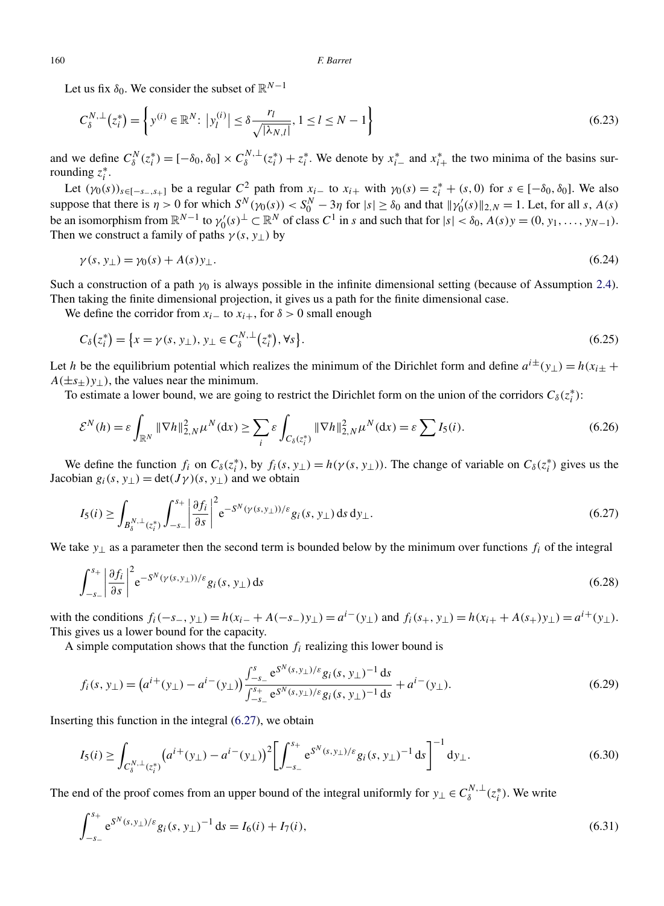Let us fix $\delta_0$. We consider the subset of $\mathbb{R}^{N-1}$

$$C_\delta^{N,\perp}(z_i^*) = \left\{ y^{(i)} \in \mathbb{R}^N \colon \left|y_l^{(i)}\right| \le \delta \frac{r_l}{\sqrt{|\lambda_{N,l}|}}, 1 \le l \le N-1 \right\} \tag{6.23}$$

and we define $C_\delta^N(z_i^*) = [-\delta_0, \delta_0] \times C_\delta^{N,\perp}(z_i^*) + z_i^*$. We denote by $x_{i-}^*$ and $x_{i+}^*$ the two minima of the basins surrounding $z_i^*$.

Let $(\gamma_0(s))_{s\in[-s_-,s_+]}$ be a regular $C^2$ path from $x_{i-}$ to $x_{i+}$ with $\gamma_0(s) = z_i^* + (s, 0)$ for $s \in [-\delta_0, \delta_0]$. We also suppose that there is $\eta > 0$ for which $S^N(\gamma_0(s)) < S_0^N - 3\eta$ for $|s| \ge \delta_0$ and that $\|\gamma_0'(s)\|_{2,N} = 1$. Let, for all $s$, $A(s)$ be an isomorphism from $\mathbb{R}^{N-1}$ to $\gamma_0'(s)^\perp \subset \mathbb{R}^N$ of class $C^1$ in $s$ and such that for $|s| < \delta_0$, $A(s)y = (0, y_1, \ldots, y_{N-1})$. Then we construct a family of paths $\gamma(s, y_\perp)$ by

$$\gamma(s, y_\perp) = \gamma_0(s) + A(s) y_\perp. \tag{6.24}$$

Such a construction of a path $\gamma_0$ is always possible in the infinite dimensional setting (because of Assumption 2.4). Then taking the finite dimensional projection, it gives us a path for the finite dimensional case.

We define the corridor from $x_{i-}$ to $x_{i+}$, for $\delta > 0$ small enough

$$C_\delta(z_i^*) = \left\{ x = \gamma(s, y_\perp), y_\perp \in C_\delta^{N,\perp}(z_i^*), \forall s \right\}. \tag{6.25}$$

Let $h$ be the equilibrium potential which realizes the minimum of the Dirichlet form and define $a^{i\pm}(y_\perp) = h(x_{i\pm} + A(\pm s_\pm) y_\perp)$, the values near the minimum.

To estimate a lower bound, we are going to restrict the Dirichlet form on the union of the corridors $C_\delta(z_i^*)$:

$$\mathcal{E}^N(h) = \varepsilon \int_{\mathbb{R}^N} \|\nabla h\|_{2,N}^2 \mu^N(\mathrm{d}x) \ge \sum_i \varepsilon \int_{C_\delta(z_i^*)} \|\nabla h\|_{2,N}^2 \mu^N(\mathrm{d}x) = \varepsilon \sum I_5(i). \tag{6.26}$$

We define the function $f_i$ on $C_\delta(z_i^*)$, by $f_i(s, y_\perp) = h(\gamma(s, y_\perp))$. The change of variable on $C_\delta(z_i^*)$ gives us the Jacobian $g_i(s, y_\perp) = \det(J\gamma)(s, y_\perp)$ and we obtain

$$I_5(i) \ge \int_{B_\delta^{N,\perp}(z_i^*)} \int_{-s_-}^{s_+} \left| \frac{\partial f_i}{\partial s} \right|^2 \mathrm{e}^{-S^N(\gamma(s,y_\perp))/\varepsilon} g_i(s, y_\perp) \, \mathrm{d}s \, \mathrm{d}y_\perp. \tag{6.27}$$

We take $y_\perp$ as a parameter then the second term is bounded below by the minimum over functions $f_i$ of the integral

$$\int_{-s_-}^{s_+} \left| \frac{\partial f_i}{\partial s} \right|^2 \mathrm{e}^{-S^N(\gamma(s,y_\perp))/\varepsilon} g_i(s, y_\perp) \, \mathrm{d}s \tag{6.28}$$

with the conditions $f_i(-s_-, y_\perp) = h(x_{i-} + A(-s_-)y_\perp) = a^{i-}(y_\perp)$ and $f_i(s_+, y_\perp) = h(x_{i+} + A(s_+)y_\perp) = a^{i+}(y_\perp)$. This gives us a lower bound for the capacity.

A simple computation shows that the function $f_i$ realizing this lower bound is

$$f_i(s, y_\perp) = \left(a^{i+}(y_\perp) - a^{i-}(y_\perp)\right) \frac{\int_{-s_-}^{s} \mathrm{e}^{S^N(s,y_\perp)/\varepsilon} g_i(s, y_\perp)^{-1} \, \mathrm{d}s}{\int_{-s_-}^{s_+} \mathrm{e}^{S^N(s,y_\perp)/\varepsilon} g_i(s, y_\perp)^{-1} \, \mathrm{d}s} + a^{i-}(y_\perp). \tag{6.29}$$

Inserting this function in the integral (6.27), we obtain

$$I_5(i) \ge \int_{C_\delta^{N,\perp}(z_i^*)} \left(a^{i+}(y_\perp) - a^{i-}(y_\perp)\right)^2 \left[ \int_{-s_-}^{s_+} \mathrm{e}^{S^N(s,y_\perp)/\varepsilon} g_i(s, y_\perp)^{-1} \, \mathrm{d}s \right]^{-1} \mathrm{d}y_\perp. \tag{6.30}$$

The end of the proof comes from an upper bound of the integral uniformly for $y_\perp \in C_\delta^{N,\perp}(z_i^*)$. We write

$$\int_{-s_-}^{s_+} \mathrm{e}^{S^N(s,y_\perp)/\varepsilon} g_i(s, y_\perp)^{-1} \, \mathrm{d}s = I_6(i) + I_7(i), \tag{6.31}$$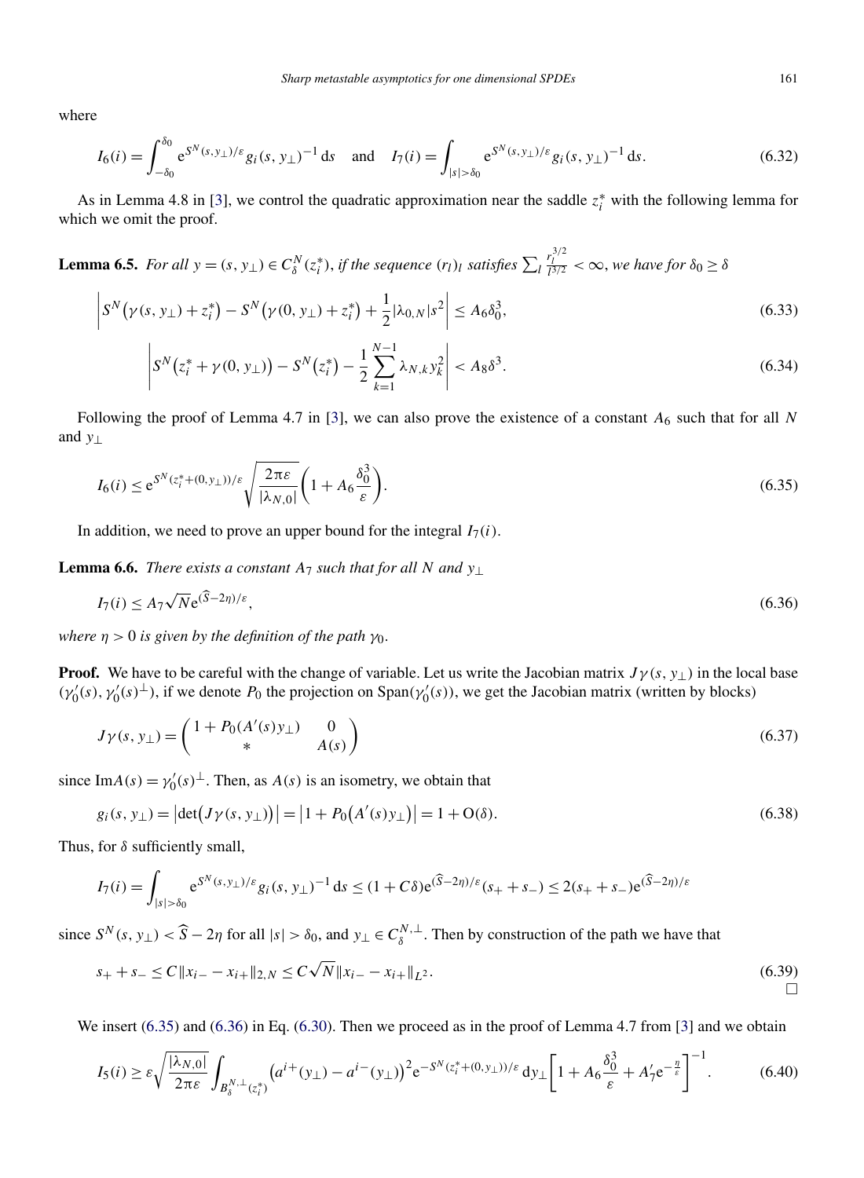where

$$I_6(i) = \int_{-\delta_0}^{\delta_0} \mathrm{e}^{S^N(s,y_\perp)/\varepsilon} g_i(s,y_\perp)^{-1}\,\mathrm{d}s \quad \text{and} \quad I_7(i) = \int_{|s|>\delta_0} \mathrm{e}^{S^N(s,y_\perp)/\varepsilon} g_i(s,y_\perp)^{-1}\,\mathrm{d}s. \tag{6.32}$$

As in Lemma 4.8 in [3], we control the quadratic approximation near the saddle $z_i^*$ with the following lemma for which we omit the proof.

**Lemma 6.5.** *For all $y = (s, y_\perp) \in C_\delta^N(z_i^*)$, if the sequence $(r_l)_l$ satisfies $\sum_l \frac{r_l^{3/2}}{l^{3/2}} < \infty$, we have for $\delta_0 \geq \delta$*

$$\left| S^N\big(\gamma(s,y_\perp) + z_i^*\big) - S^N\big(\gamma(0,y_\perp) + z_i^*\big) + \frac{1}{2}|\lambda_{0,N}|s^2 \right| \leq A_6\delta_0^3, \tag{6.33}$$

$$\left| S^N\big(z_i^* + \gamma(0,y_\perp)\big) - S^N\big(z_i^*\big) - \frac{1}{2}\sum_{k=1}^{N-1} \lambda_{N,k} y_k^2 \right| < A_8\delta^3. \tag{6.34}$$

Following the proof of Lemma 4.7 in [3], we can also prove the existence of a constant $A_6$ such that for all $N$ and $y_\perp$

$$I_6(i) \leq \mathrm{e}^{S^N(z_i^*+(0,y_\perp))/\varepsilon} \sqrt{\frac{2\pi\varepsilon}{|\lambda_{N,0}|}} \left(1 + A_6\frac{\delta_0^3}{\varepsilon}\right). \tag{6.35}$$

In addition, we need to prove an upper bound for the integral $I_7(i)$.

**Lemma 6.6.** *There exists a constant $A_7$ such that for all $N$ and $y_\perp$*

$$I_7(i) \leq A_7\sqrt{N}\mathrm{e}^{(\widehat{S}-2\eta)/\varepsilon}, \tag{6.36}$$

*where $\eta > 0$ is given by the definition of the path $\gamma_0$.*

**Proof.** We have to be careful with the change of variable. Let us write the Jacobian matrix $J\gamma(s, y_\perp)$ in the local base $(\gamma_0'(s), \gamma_0'(s)^\perp)$, if we denote $P_0$ the projection on $\mathrm{Span}(\gamma_0'(s))$, we get the Jacobian matrix (written by blocks)

$$J\gamma(s,y_\perp) = \begin{pmatrix} 1 + P_0(A'(s)y_\perp) & 0 \\ * & A(s) \end{pmatrix} \tag{6.37}$$

since $\mathrm{Im}A(s) = \gamma_0'(s)^\perp$. Then, as $A(s)$ is an isometry, we obtain that

$$g_i(s,y_\perp) = \big|\det\big(J\gamma(s,y_\perp)\big)\big| = \big|1 + P_0\big(A'(s)y_\perp\big)\big| = 1 + \mathrm{O}(\delta). \tag{6.38}$$

Thus, for $\delta$ sufficiently small,

$$I_7(i) = \int_{|s|>\delta_0} \mathrm{e}^{S^N(s,y_\perp)/\varepsilon} g_i(s,y_\perp)^{-1}\,\mathrm{d}s \leq (1 + C\delta)\mathrm{e}^{(\widehat{S}-2\eta)/\varepsilon}(s_+ + s_-) \leq 2(s_+ + s_-)\mathrm{e}^{(\widehat{S}-2\eta)/\varepsilon}$$

since $S^N(s, y_\perp) < \widehat{S} - 2\eta$ for all $|s| > \delta_0$, and $y_\perp \in C_\delta^{N,\perp}$. Then by construction of the path we have that

$$s_+ + s_- \leq C\|x_{i-} - x_{i+}\|_{2,N} \leq C\sqrt{N}\|x_{i-} - x_{i+}\|_{L^2}. \tag{6.39}$$

$\square$

We insert (6.35) and (6.36) in Eq. (6.30). Then we proceed as in the proof of Lemma 4.7 from [3] and we obtain

$$I_5(i) \geq \varepsilon\sqrt{\frac{|\lambda_{N,0}|}{2\pi\varepsilon}} \int_{B_\delta^{N,\perp}(z_i^*)} \big(a^{i+}(y_\perp) - a^{i-}(y_\perp)\big)^2 \mathrm{e}^{-S^N(z_i^*+(0,y_\perp))/\varepsilon}\,\mathrm{d}y_\perp \left[1 + A_6\frac{\delta_0^3}{\varepsilon} + A_7'\mathrm{e}^{-\frac{\eta}{\varepsilon}}\right]^{-1}. \tag{6.40}$$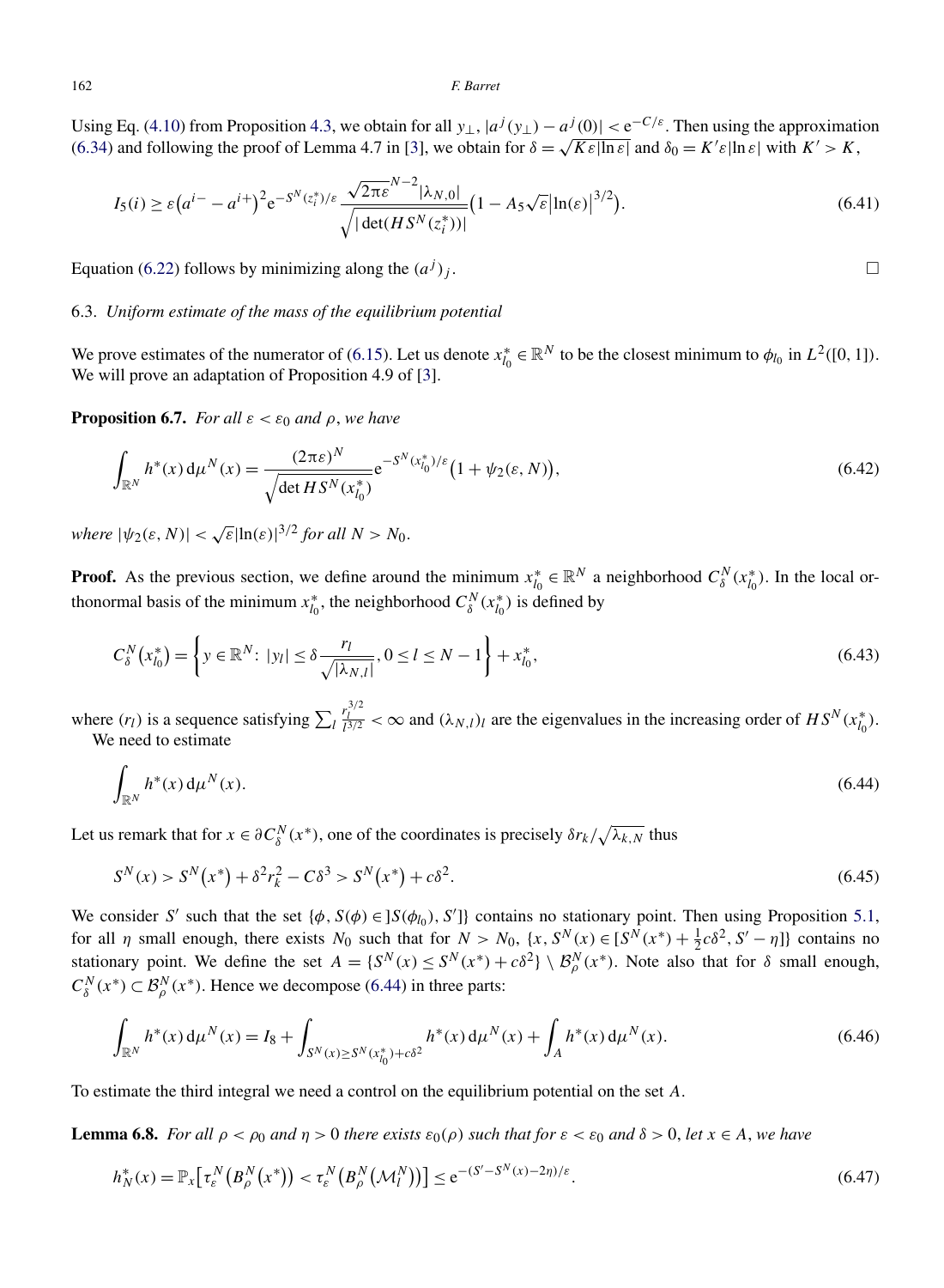Using Eq. (4.10) from Proposition 4.3, we obtain for all $y_\perp$, $|a^j(y_\perp) - a^j(0)| < \mathrm{e}^{-C/\varepsilon}$. Then using the approximation (6.34) and following the proof of Lemma 4.7 in [3], we obtain for $\delta = \sqrt{K\varepsilon|\ln\varepsilon|}$ and $\delta_0 = K'\varepsilon|\ln\varepsilon|$ with $K' > K$,

$$I_5(i) \geq \varepsilon\left(a^{i-} - a^{i+}\right)^2 \mathrm{e}^{-S^N(z_i^*)/\varepsilon} \frac{\sqrt{2\pi\varepsilon}^{N-2}|\lambda_{N,0}|}{\sqrt{|\det(HS^N(z_i^*))|}}\left(1 - A_5\sqrt{\varepsilon}\left|\ln(\varepsilon)\right|^{3/2}\right). \tag{6.41}$$

Equation (6.22) follows by minimizing along the $(a^j)_j$. $\square$

### 6.3. *Uniform estimate of the mass of the equilibrium potential*

We prove estimates of the numerator of (6.15). Let us denote $x_{l_0}^* \in \mathbb{R}^N$ to be the closest minimum to $\phi_{l_0}$ in $L^2([0,1])$. We will prove an adaptation of Proposition 4.9 of [3].

**Proposition 6.7.** *For all $\varepsilon < \varepsilon_0$ and $\rho$, we have*

$$\int_{\mathbb{R}^N} h^*(x)\,\mathrm{d}\mu^N(x) = \frac{(2\pi\varepsilon)^N}{\sqrt{\det HS^N(x_{l_0}^*)}}\mathrm{e}^{-S^N(x_{l_0}^*)/\varepsilon}\left(1 + \psi_2(\varepsilon, N)\right), \tag{6.42}$$

*where $|\psi_2(\varepsilon, N)| < \sqrt{\varepsilon}|\ln(\varepsilon)|^{3/2}$ for all $N > N_0$.*

**Proof.** As the previous section, we define around the minimum $x_{l_0}^* \in \mathbb{R}^N$ a neighborhood $C_\delta^N(x_{l_0}^*)$. In the local orthonormal basis of the minimum $x_{l_0}^*$, the neighborhood $C_\delta^N(x_{l_0}^*)$ is defined by

$$C_\delta^N\left(x_{l_0}^*\right) = \left\{y \in \mathbb{R}^N \colon |y_l| \leq \delta\frac{r_l}{\sqrt{|\lambda_{N,l}|}}, 0 \leq l \leq N-1\right\} + x_{l_0}^*, \tag{6.43}$$

where $(r_l)$ is a sequence satisfying $\sum_l \frac{r_l^{3/2}}{l^{3/2}} < \infty$ and $(\lambda_{N,l})_l$ are the eigenvalues in the increasing order of $HS^N(x_{l_0}^*)$.

We need to estimate

$$\int_{\mathbb{R}^N} h^*(x)\,\mathrm{d}\mu^N(x). \tag{6.44}$$

Let us remark that for $x \in \partial C_\delta^N(x^*)$, one of the coordinates is precisely $\delta r_k/\sqrt{\lambda_{k,N}}$ thus

$$S^N(x) > S^N\left(x^*\right) + \delta^2 r_k^2 - C\delta^3 > S^N\left(x^*\right) + c\delta^2. \tag{6.45}$$

We consider $S'$ such that the set $\{\phi, S(\phi) \in ]S(\phi_{l_0}), S']\}$ contains no stationary point. Then using Proposition 5.1, for all $\eta$ small enough, there exists $N_0$ such that for $N > N_0$, $\{x, S^N(x) \in [S^N(x^*) + \frac{1}{2}c\delta^2, S' - \eta]\}$ contains no stationary point. We define the set $A = \{S^N(x) \leq S^N(x^*) + c\delta^2\} \setminus \mathcal{B}_\rho^N(x^*)$. Note also that for $\delta$ small enough, $C_\delta^N(x^*) \subset \mathcal{B}_\rho^N(x^*)$. Hence we decompose (6.44) in three parts:

$$\int_{\mathbb{R}^N} h^*(x)\,\mathrm{d}\mu^N(x) = I_8 + \int_{S^N(x) \geq S^N(x_{l_0}^*) + c\delta^2} h^*(x)\,\mathrm{d}\mu^N(x) + \int_A h^*(x)\,\mathrm{d}\mu^N(x). \tag{6.46}$$

To estimate the third integral we need a control on the equilibrium potential on the set $A$.

**Lemma 6.8.** *For all $\rho < \rho_0$ and $\eta > 0$ there exists $\varepsilon_0(\rho)$ such that for $\varepsilon < \varepsilon_0$ and $\delta > 0$, let $x \in A$, we have*

$$h_N^*(x) = \mathbb{P}_x\left[\tau_\varepsilon^N\left(B_\rho^N\left(x^*\right)\right) < \tau_\varepsilon^N\left(B_\rho^N\left(\mathcal{M}_l^N\right)\right)\right] \leq \mathrm{e}^{-(S' - S^N(x) - 2\eta)/\varepsilon}. \tag{6.47}$$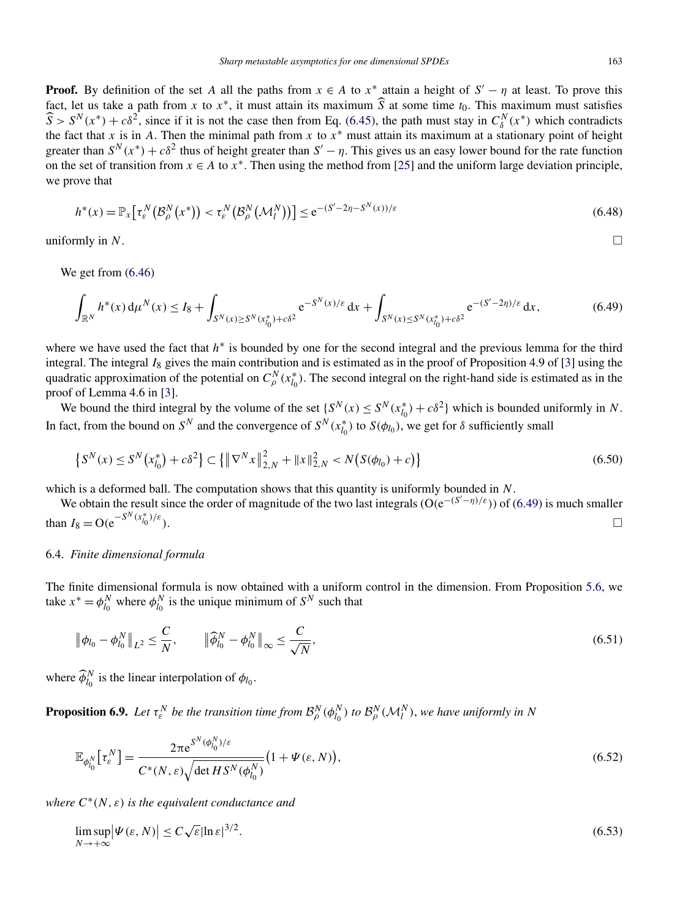**Proof.** By definition of the set $A$ all the paths from $x \in A$ to $x^*$ attain a height of $S' - \eta$ at least. To prove this fact, let us take a path from $x$ to $x^*$, it must attain its maximum $\widehat{S}$ at some time $t_0$. This maximum must satisfies $\widehat{S} > S^N(x^*) + c\delta^2$, since if it is not the case then from Eq. (6.45), the path must stay in $C_\delta^N(x^*)$ which contradicts the fact that $x$ is in $A$. Then the minimal path from $x$ to $x^*$ must attain its maximum at a stationary point of height greater than $S^N(x^*) + c\delta^2$ thus of height greater than $S' - \eta$. This gives us an easy lower bound for the rate function on the set of transition from $x \in A$ to $x^*$. Then using the method from [25] and the uniform large deviation principle, we prove that

$$h^*(x) = \mathbb{P}_x\left[\tau_\varepsilon^N\left(\mathcal{B}_\rho^N\left(x^*\right)\right) < \tau_\varepsilon^N\left(\mathcal{B}_\rho^N\left(\mathcal{M}_l^N\right)\right)\right] \le \mathrm{e}^{-(S' - 2\eta - S^N(x))/\varepsilon} \tag{6.48}$$

uniformly in $N$. $\square$

We get from (6.46)

$$\int_{\mathbb{R}^N} h^*(x)\,\mathrm{d}\mu^N(x) \le I_8 + \int_{S^N(x) \ge S^N(x_{l_0}^*) + c\delta^2} \mathrm{e}^{-S^N(x)/\varepsilon}\,\mathrm{d}x + \int_{S^N(x) \le S^N(x_{l_0}^*) + c\delta^2} \mathrm{e}^{-(S' - 2\eta)/\varepsilon}\,\mathrm{d}x, \tag{6.49}$$

where we have used the fact that $h^*$ is bounded by one for the second integral and the previous lemma for the third integral. The integral $I_8$ gives the main contribution and is estimated as in the proof of Proposition 4.9 of [3] using the quadratic approximation of the potential on $C_\rho^N(x_{l_0}^*)$. The second integral on the right-hand side is estimated as in the proof of Lemma 4.6 in [3].

We bound the third integral by the volume of the set $\{S^N(x) \le S^N(x_{l_0}^*) + c\delta^2\}$ which is bounded uniformly in $N$. In fact, from the bound on $S^N$ and the convergence of $S^N(x_{l_0}^*)$ to $S(\phi_{l_0})$, we get for $\delta$ sufficiently small

$$\left\{S^N(x) \le S^N\left(x_{l_0}^*\right) + c\delta^2\right\} \subset \left\{\left\|\nabla^N x\right\|_{2,N}^2 + \|x\|_{2,N}^2 < N\left(S(\phi_{l_0}) + c\right)\right\} \tag{6.50}$$

which is a deformed ball. The computation shows that this quantity is uniformly bounded in $N$.

We obtain the result since the order of magnitude of the two last integrals ($\mathrm{O}(\mathrm{e}^{-(S'-\eta)/\varepsilon})$) of (6.49) is much smaller than $I_8 = \mathrm{O}(\mathrm{e}^{-S^N(x_{l_0}^*)/\varepsilon})$. $\square$

### 6.4. *Finite dimensional formula*

The finite dimensional formula is now obtained with a uniform control in the dimension. From Proposition 5.6, we take $x^* = \phi_{l_0}^N$ where $\phi_{l_0}^N$ is the unique minimum of $S^N$ such that

$$\left\|\phi_{l_0} - \phi_{l_0}^N\right\|_{L^2} \le \frac{C}{N}, \qquad \left\|\widehat{\phi}_{l_0}^N - \phi_{l_0}^N\right\|_\infty \le \frac{C}{\sqrt{N}}, \tag{6.51}$$

where $\widehat{\phi}_{l_0}^N$ is the linear interpolation of $\phi_{l_0}$.

**Proposition 6.9.** *Let $\tau_\varepsilon^N$ be the transition time from $\mathcal{B}_\rho^N(\phi_{l_0}^N)$ to $\mathcal{B}_\rho^N(\mathcal{M}_l^N)$, we have uniformly in $N$*

$$\mathbb{E}_{\phi_{l_0}^N}\left[\tau_\varepsilon^N\right] = \frac{2\pi \mathrm{e}^{S^N(\phi_{l_0}^N)/\varepsilon}}{C^*(N,\varepsilon)\sqrt{\det HS^N(\phi_{l_0}^N)}}\left(1 + \Psi(\varepsilon, N)\right), \tag{6.52}$$

*where $C^*(N,\varepsilon)$ is the equivalent conductance and*

$$\limsup_{N \to +\infty}\left|\Psi(\varepsilon, N)\right| \le C\sqrt{\varepsilon}|\ln\varepsilon|^{3/2}. \tag{6.53}$$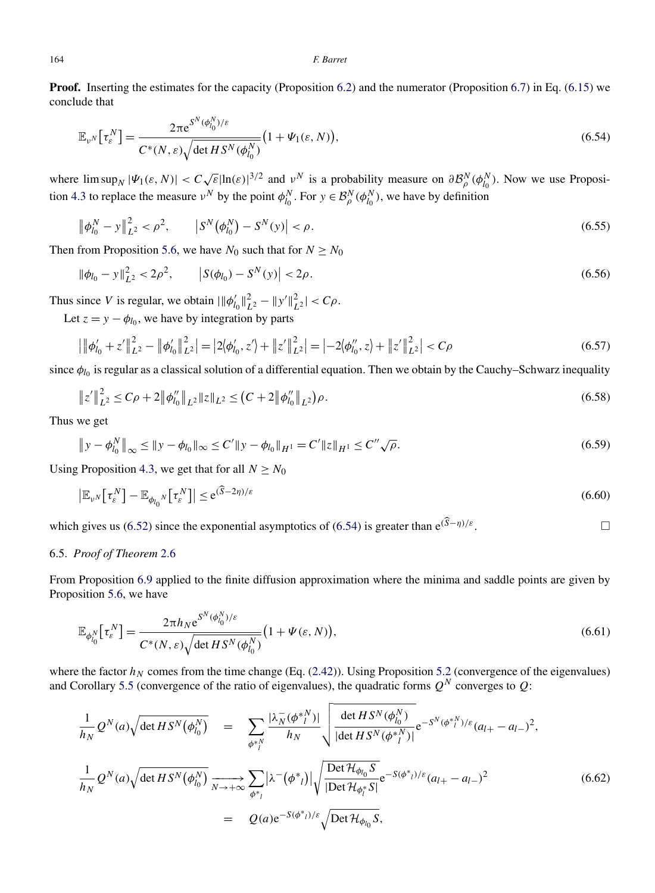**Proof.** Inserting the estimates for the capacity (Proposition 6.2) and the numerator (Proposition 6.7) in Eq. (6.15) we conclude that

$$\mathbb{E}_{\nu^N}\big[\tau_\varepsilon^N\big] = \frac{2\pi \mathrm{e}^{S^N(\phi_{l_0}^N)/\varepsilon}}{C^*(N,\varepsilon)\sqrt{\det HS^N(\phi_{l_0}^N)}}\big(1+\Psi_1(\varepsilon,N)\big), \tag{6.54}$$

where $\limsup_N |\Psi_1(\varepsilon,N)| < C\sqrt{\varepsilon}|\ln(\varepsilon)|^{3/2}$ and $\nu^N$ is a probability measure on $\partial\mathcal{B}_\rho^N(\phi_{l_0}^N)$. Now we use Proposition 4.3 to replace the measure $\nu^N$ by the point $\phi_{l_0}^N$. For $y \in \mathcal{B}_\rho^N(\phi_{l_0}^N)$, we have by definition

$$\big\|\phi_{l_0}^N - y\big\|_{L^2}^2 < \rho^2, \qquad \big|S^N\big(\phi_{l_0}^N\big) - S^N(y)\big| < \rho. \tag{6.55}$$

Then from Proposition 5.6, we have $N_0$ such that for $N \geq N_0$

$$\|\phi_{l_0} - y\|_{L^2}^2 < 2\rho^2, \qquad \big|S(\phi_{l_0}) - S^N(y)\big| < 2\rho. \tag{6.56}$$

Thus since $V$ is regular, we obtain $|\|\phi_{l_0}'\|_{L^2}^2 - \|y'\|_{L^2}^2| < C\rho$.

Let $z = y - \phi_{l_0}$, we have by integration by parts

$$\big|\big\|\phi_{l_0}' + z'\big\|_{L^2}^2 - \big\|\phi_{l_0}'\big\|_{L^2}^2\big| = \big|2\big\langle\phi_{l_0}', z'\big\rangle + \big\|z'\big\|_{L^2}^2\big| = \big|-2\big\langle\phi_{l_0}'', z\big\rangle + \big\|z'\big\|_{L^2}^2\big| < C\rho \tag{6.57}$$

since $\phi_{l_0}$ is regular as a classical solution of a differential equation. Then we obtain by the Cauchy–Schwarz inequality

$$\big\|z'\big\|_{L^2}^2 \leq C\rho + 2\big\|\phi_{l_0}''\big\|_{L^2}\|z\|_{L^2} \leq \big(C + 2\big\|\phi_{l_0}''\big\|_{L^2}\big)\rho. \tag{6.58}$$

Thus we get

$$\big\|y - \phi_{l_0}^N\big\|_\infty \leq \|y - \phi_{l_0}\|_\infty \leq C'\|y - \phi_{l_0}\|_{H^1} = C'\|z\|_{H^1} \leq C''\sqrt{\rho}. \tag{6.59}$$

Using Proposition 4.3, we get that for all $N \geq N_0$

$$\big|\mathbb{E}_{\nu^N}\big[\tau_\varepsilon^N\big] - \mathbb{E}_{\phi_{l_0}{}^N}\big[\tau_\varepsilon^N\big]\big| \leq \mathrm{e}^{(\widehat{S}-2\eta)/\varepsilon} \tag{6.60}$$

which gives us (6.52) since the exponential asymptotics of (6.54) is greater than $\mathrm{e}^{(\widehat{S}-\eta)/\varepsilon}$. $\square$

### 6.5. *Proof of Theorem 2.6*

From Proposition 6.9 applied to the finite diffusion approximation where the minima and saddle points are given by Proposition 5.6, we have

$$\mathbb{E}_{\phi_{l_0}^N}\big[\tau_\varepsilon^N\big] = \frac{2\pi h_N \mathrm{e}^{S^N(\phi_{l_0}^N)/\varepsilon}}{C^*(N,\varepsilon)\sqrt{\det HS^N(\phi_{l_0}^N)}}\big(1+\Psi(\varepsilon,N)\big), \tag{6.61}$$

where the factor $h_N$ comes from the time change (Eq. (2.42)). Using Proposition 5.2 (convergence of the eigenvalues) and Corollary 5.5 (convergence of the ratio of eigenvalues), the quadratic forms $Q^N$ converges to $Q$:

$$\begin{aligned}
\frac{1}{h_N}Q^N(a)\sqrt{\det HS^N\big(\phi_{l_0}^N\big)} \quad &= \quad \sum_{\phi^*{}_l^N} \frac{|\lambda_N^-(\phi^*{}_l^N)|}{h_N}\sqrt{\frac{\det HS^N(\phi_{l_0}^N)}{|\det HS^N(\phi^*{}_l^N)|}}\mathrm{e}^{-S^N(\phi^*{}_l^N)/\varepsilon}(a_{l+} - a_{l-})^2, \\
\frac{1}{h_N}Q^N(a)\sqrt{\det HS^N\big(\phi_{l_0}^N\big)} \underset{N\to+\infty}{\longrightarrow} &\sum_{\phi^*{}_l}\big|\lambda^-\big(\phi^*{}_l\big)\big|\sqrt{\frac{\operatorname{Det}\mathcal{H}_{\phi_{l_0}}S}{|\operatorname{Det}\mathcal{H}_{\phi_l^*}S|}}\mathrm{e}^{-S(\phi^*{}_l)/\varepsilon}(a_{l+} - a_{l-})^2 \\
&= \quad Q(a)\mathrm{e}^{-S(\phi^*{}_l)/\varepsilon}\sqrt{\operatorname{Det}\mathcal{H}_{\phi_{l_0}}S},
\end{aligned} \tag{6.62}$$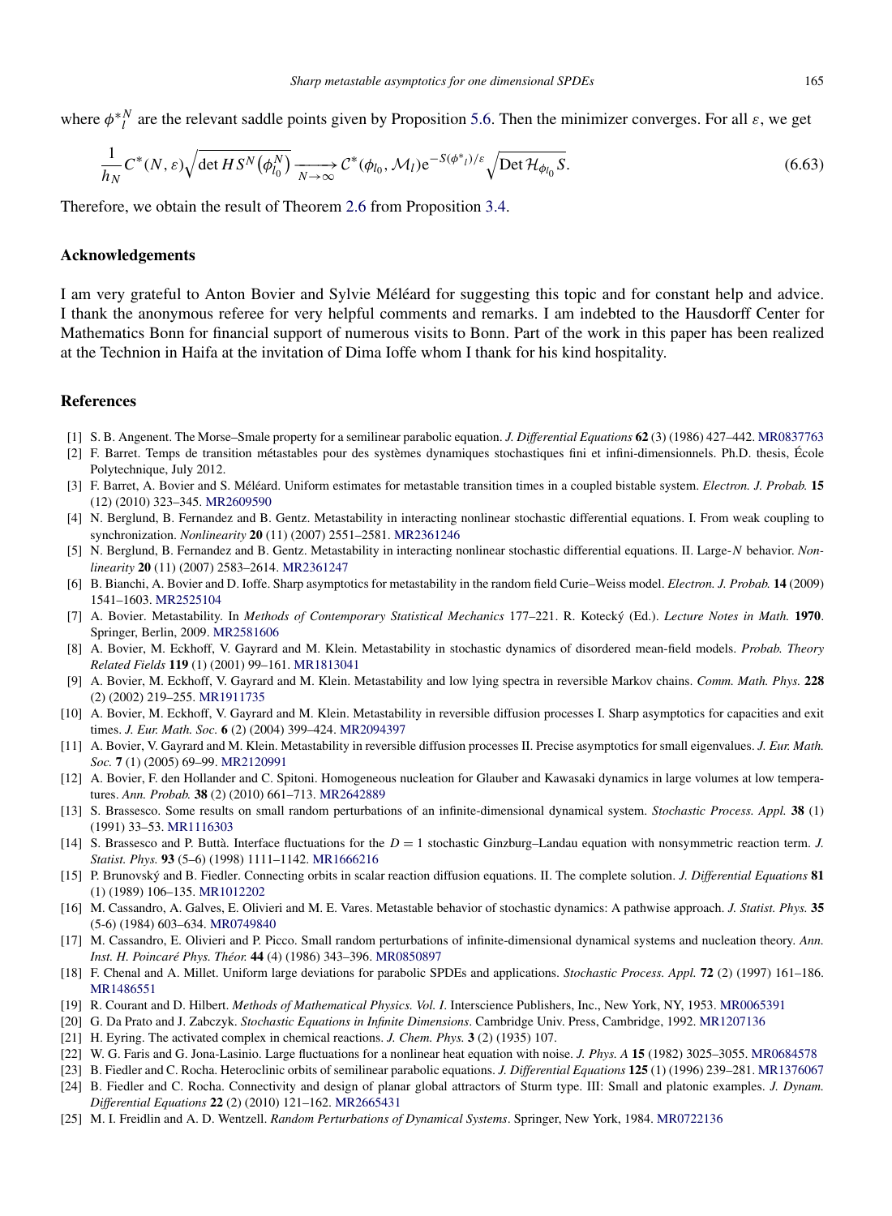where $\phi^{*N}_l$ are the relevant saddle points given by Proposition 5.6. Then the minimizer converges. For all $\varepsilon$, we get

$$\frac{1}{h_N} C^*(N, \varepsilon) \sqrt{\det HS^N\left(\phi^N_{l_0}\right)} \xrightarrow[N\to\infty]{} \mathcal{C}^*(\phi_{l_0}, \mathcal{M}_l) \mathrm{e}^{-S(\phi^*{}_l)/\varepsilon} \sqrt{\operatorname{Det} \mathcal{H}_{\phi_{l_0}} S}. \tag{6.63}$$

Therefore, we obtain the result of Theorem 2.6 from Proposition 3.4.

## Acknowledgements

I am very grateful to Anton Bovier and Sylvie Méléard for suggesting this topic and for constant help and advice. I thank the anonymous referee for very helpful comments and remarks. I am indebted to the Hausdorff Center for Mathematics Bonn for financial support of numerous visits to Bonn. Part of the work in this paper has been realized at the Technion in Haifa at the invitation of Dima Ioffe whom I thank for his kind hospitality.

## References

[1] S. B. Angenent. The Morse–Smale property for a semilinear parabolic equation. *J. Differential Equations* **62** (3) (1986) 427–442. MR0837763

[2] F. Barret. Temps de transition métastables pour des systèmes dynamiques stochastiques fini et infini-dimensionnels. Ph.D. thesis, École Polytechnique, July 2012.

[3] F. Barret, A. Bovier and S. Méléard. Uniform estimates for metastable transition times in a coupled bistable system. *Electron. J. Probab.* **15** (12) (2010) 323–345. MR2609590

[4] N. Berglund, B. Fernandez and B. Gentz. Metastability in interacting nonlinear stochastic differential equations. I. From weak coupling to synchronization. *Nonlinearity* **20** (11) (2007) 2551–2581. MR2361246

[5] N. Berglund, B. Fernandez and B. Gentz. Metastability in interacting nonlinear stochastic differential equations. II. Large-$N$ behavior. *Nonlinearity* **20** (11) (2007) 2583–2614. MR2361247

[6] B. Bianchi, A. Bovier and D. Ioffe. Sharp asymptotics for metastability in the random field Curie–Weiss model. *Electron. J. Probab.* **14** (2009) 1541–1603. MR2525104

[7] A. Bovier. Metastability. In *Methods of Contemporary Statistical Mechanics* 177–221. R. Kotecký (Ed.). *Lecture Notes in Math.* **1970**. Springer, Berlin, 2009. MR2581606

[8] A. Bovier, M. Eckhoff, V. Gayrard and M. Klein. Metastability in stochastic dynamics of disordered mean-field models. *Probab. Theory Related Fields* **119** (1) (2001) 99–161. MR1813041

[9] A. Bovier, M. Eckhoff, V. Gayrard and M. Klein. Metastability and low lying spectra in reversible Markov chains. *Comm. Math. Phys.* **228** (2) (2002) 219–255. MR1911735

[10] A. Bovier, M. Eckhoff, V. Gayrard and M. Klein. Metastability in reversible diffusion processes I. Sharp asymptotics for capacities and exit times. *J. Eur. Math. Soc.* **6** (2) (2004) 399–424. MR2094397

[11] A. Bovier, V. Gayrard and M. Klein. Metastability in reversible diffusion processes II. Precise asymptotics for small eigenvalues. *J. Eur. Math. Soc.* **7** (1) (2005) 69–99. MR2120991

[12] A. Bovier, F. den Hollander and C. Spitoni. Homogeneous nucleation for Glauber and Kawasaki dynamics in large volumes at low temperatures. *Ann. Probab.* **38** (2) (2010) 661–713. MR2642889

[13] S. Brassesco. Some results on small random perturbations of an infinite-dimensional dynamical system. *Stochastic Process. Appl.* **38** (1) (1991) 33–53. MR1116303

[14] S. Brassesco and P. Buttà. Interface fluctuations for the $D = 1$ stochastic Ginzburg–Landau equation with nonsymmetric reaction term. *J. Statist. Phys.* **93** (5–6) (1998) 1111–1142. MR1666216

[15] P. Brunovský and B. Fiedler. Connecting orbits in scalar reaction diffusion equations. II. The complete solution. *J. Differential Equations* **81** (1) (1989) 106–135. MR1012202

[16] M. Cassandro, A. Galves, E. Olivieri and M. E. Vares. Metastable behavior of stochastic dynamics: A pathwise approach. *J. Statist. Phys.* **35** (5-6) (1984) 603–634. MR0749840

[17] M. Cassandro, E. Olivieri and P. Picco. Small random perturbations of infinite-dimensional dynamical systems and nucleation theory. *Ann. Inst. H. Poincaré Phys. Théor.* **44** (4) (1986) 343–396. MR0850897

[18] F. Chenal and A. Millet. Uniform large deviations for parabolic SPDEs and applications. *Stochastic Process. Appl.* **72** (2) (1997) 161–186. MR1486551

[19] R. Courant and D. Hilbert. *Methods of Mathematical Physics. Vol. I*. Interscience Publishers, Inc., New York, NY, 1953. MR0065391

[20] G. Da Prato and J. Zabczyk. *Stochastic Equations in Infinite Dimensions*. Cambridge Univ. Press, Cambridge, 1992. MR1207136

[21] H. Eyring. The activated complex in chemical reactions. *J. Chem. Phys.* **3** (2) (1935) 107.

[22] W. G. Faris and G. Jona-Lasinio. Large fluctuations for a nonlinear heat equation with noise. *J. Phys. A* **15** (1982) 3025–3055. MR0684578

[23] B. Fiedler and C. Rocha. Heteroclinic orbits of semilinear parabolic equations. *J. Differential Equations* **125** (1) (1996) 239–281. MR1376067

[24] B. Fiedler and C. Rocha. Connectivity and design of planar global attractors of Sturm type. III: Small and platonic examples. *J. Dynam. Differential Equations* **22** (2) (2010) 121–162. MR2665431

[25] M. I. Freidlin and A. D. Wentzell. *Random Perturbations of Dynamical Systems*. Springer, New York, 1984. MR0722136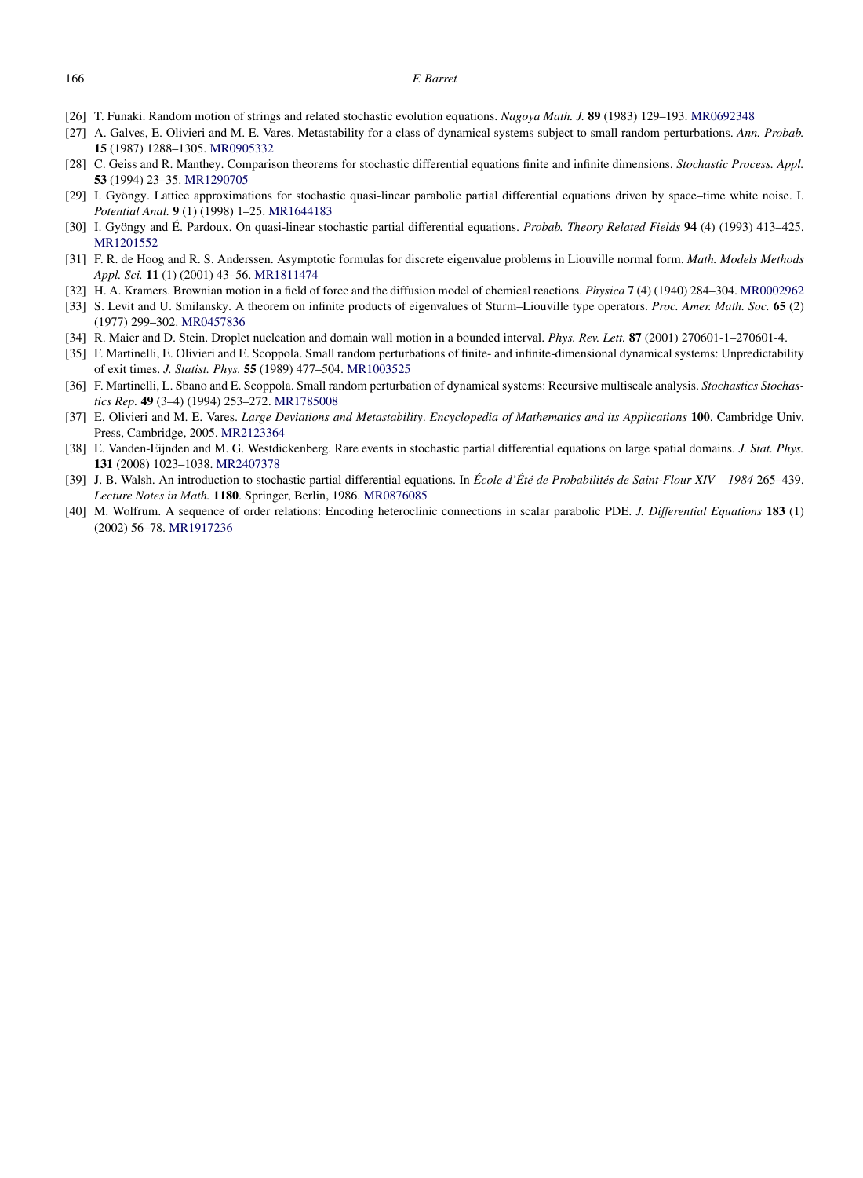[26] T. Funaki. Random motion of strings and related stochastic evolution equations. *Nagoya Math. J.* **89** (1983) 129–193. MR0692348

[27] A. Galves, E. Olivieri and M. E. Vares. Metastability for a class of dynamical systems subject to small random perturbations. *Ann. Probab.* **15** (1987) 1288–1305. MR0905332

[28] C. Geiss and R. Manthey. Comparison theorems for stochastic differential equations finite and infinite dimensions. *Stochastic Process. Appl.* **53** (1994) 23–35. MR1290705

[29] I. Gyöngy. Lattice approximations for stochastic quasi-linear parabolic partial differential equations driven by space–time white noise. I. *Potential Anal.* **9** (1) (1998) 1–25. MR1644183

[30] I. Gyöngy and É. Pardoux. On quasi-linear stochastic partial differential equations. *Probab. Theory Related Fields* **94** (4) (1993) 413–425. MR1201552

[31] F. R. de Hoog and R. S. Anderssen. Asymptotic formulas for discrete eigenvalue problems in Liouville normal form. *Math. Models Methods Appl. Sci.* **11** (1) (2001) 43–56. MR1811474

[32] H. A. Kramers. Brownian motion in a field of force and the diffusion model of chemical reactions. *Physica* **7** (4) (1940) 284–304. MR0002962

[33] S. Levit and U. Smilansky. A theorem on infinite products of eigenvalues of Sturm–Liouville type operators. *Proc. Amer. Math. Soc.* **65** (2) (1977) 299–302. MR0457836

[34] R. Maier and D. Stein. Droplet nucleation and domain wall motion in a bounded interval. *Phys. Rev. Lett.* **87** (2001) 270601-1–270601-4.

[35] F. Martinelli, E. Olivieri and E. Scoppola. Small random perturbations of finite- and infinite-dimensional dynamical systems: Unpredictability of exit times. *J. Statist. Phys.* **55** (1989) 477–504. MR1003525

[36] F. Martinelli, L. Sbano and E. Scoppola. Small random perturbation of dynamical systems: Recursive multiscale analysis. *Stochastics Stochastics Rep.* **49** (3–4) (1994) 253–272. MR1785008

[37] E. Olivieri and M. E. Vares. *Large Deviations and Metastability*. *Encyclopedia of Mathematics and its Applications* **100**. Cambridge Univ. Press, Cambridge, 2005. MR2123364

[38] E. Vanden-Eijnden and M. G. Westdickenberg. Rare events in stochastic partial differential equations on large spatial domains. *J. Stat. Phys.* **131** (2008) 1023–1038. MR2407378

[39] J. B. Walsh. An introduction to stochastic partial differential equations. In *École d'Été de Probabilités de Saint-Flour XIV – 1984* 265–439. *Lecture Notes in Math.* **1180**. Springer, Berlin, 1986. MR0876085

[40] M. Wolfrum. A sequence of order relations: Encoding heteroclinic connections in scalar parabolic PDE. *J. Differential Equations* **183** (1) (2002) 56–78. MR1917236